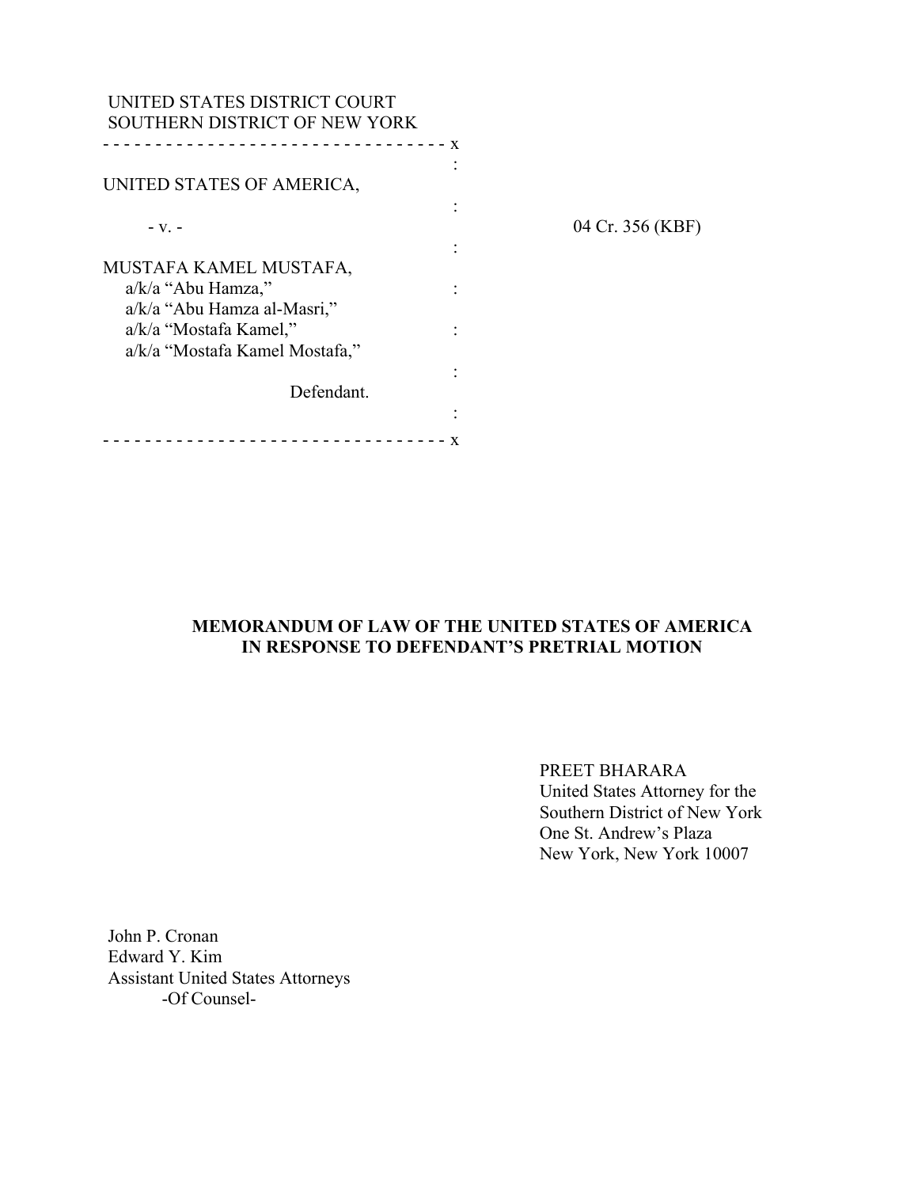UNITED STATES DISTRICT COURT
SOUTHERN DISTRICT OF NEW YORK

- - - - - - - - - - - - - - - - - - - - - - - - - - - - - - - - - x

UNITED STATES OF AMERICA,

- v. - 04 Cr. 356 (KBF)

MUSTAFA KAMEL MUSTAFA,
a/k/a "Abu Hamza,"
a/k/a "Abu Hamza al-Masri,"
a/k/a "Mostafa Kamel,"
a/k/a "Mostafa Kamel Mostafa,"

Defendant.

- - - - - - - - - - - - - - - - - - - - - - - - - - - - - - - - - x

**MEMORANDUM OF LAW OF THE UNITED STATES OF AMERICA IN RESPONSE TO DEFENDANT'S PRETRIAL MOTION**

PREET BHARARA
United States Attorney for the
Southern District of New York
One St. Andrew's Plaza
New York, New York 10007

John P. Cronan
Edward Y. Kim
Assistant United States Attorneys
-Of Counsel-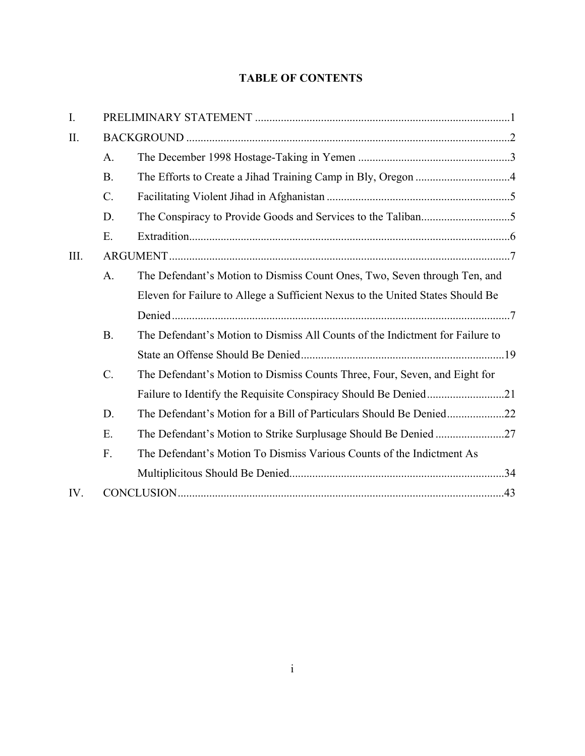# TABLE OF CONTENTS

I. PRELIMINARY STATEMENT ........................................................................................1

II. BACKGROUND ................................................................................................................2

- A. The December 1998 Hostage-Taking in Yemen .....................................................3
- B. The Efforts to Create a Jihad Training Camp in Bly, Oregon .................................4
- C. Facilitating Violent Jihad in Afghanistan ................................................................5
- D. The Conspiracy to Provide Goods and Services to the Taliban...............................5
- E. Extradition................................................................................................................6

III. ARGUMENT.......................................................................................................................7

- A. The Defendant's Motion to Dismiss Count Ones, Two, Seven through Ten, and Eleven for Failure to Allege a Sufficient Nexus to the United States Should Be Denied ......................................................................................................................7
- B. The Defendant's Motion to Dismiss All Counts of the Indictment for Failure to State an Offense Should Be Denied.......................................................................19
- C. The Defendant's Motion to Dismiss Counts Three, Four, Seven, and Eight for Failure to Identify the Requisite Conspiracy Should Be Denied...........................21
- D. The Defendant's Motion for a Bill of Particulars Should Be Denied....................22
- E. The Defendant's Motion to Strike Surplusage Should Be Denied ........................27
- F. The Defendant's Motion To Dismiss Various Counts of the Indictment As Multiplicitous Should Be Denied...........................................................................34

IV. CONCLUSION.................................................................................................................43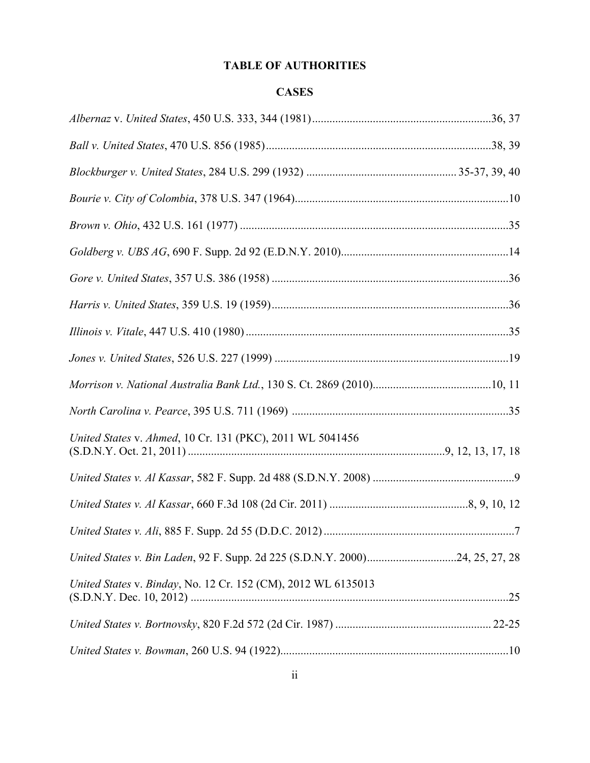## TABLE OF AUTHORITIES

### CASES

*Albernaz* v. *United States*, 450 U.S. 333, 344 (1981)..............................................................36, 37

*Ball v. United States*, 470 U.S. 856 (1985)..............................................................................38, 39

*Blockburger v. United States*, 284 U.S. 299 (1932) .................................................... 35-37, 39, 40

*Bourie v. City of Colombia*, 378 U.S. 347 (1964)..........................................................................10

*Brown v. Ohio*, 432 U.S. 161 (1977) .............................................................................................35

*Goldberg v. UBS AG*, 690 F. Supp. 2d 92 (E.D.N.Y. 2010)..........................................................14

*Gore v. United States*, 357 U.S. 386 (1958) ..................................................................................36

*Harris v. United States*, 359 U.S. 19 (1959)..................................................................................36

*Illinois v. Vitale*, 447 U.S. 410 (1980) ...........................................................................................35

*Jones v. United States*, 526 U.S. 227 (1999) .................................................................................19

*Morrison v. National Australia Bank Ltd.*, 130 S. Ct. 2869 (2010).........................................10, 11

*North Carolina v. Pearce*, 395 U.S. 711 (1969) ...........................................................................35

*United States* v. *Ahmed*, 10 Cr. 131 (PKC), 2011 WL 5041456 (S.D.N.Y. Oct. 21, 2011) ........................................................................................9, 12, 13, 17, 18

*United States v. Al Kassar*, 582 F. Supp. 2d 488 (S.D.N.Y. 2008) .................................................9

*United States v. Al Kassar*, 660 F.3d 108 (2d Cir. 2011) ................................................8, 9, 10, 12

*United States v. Ali*, 885 F. Supp. 2d 55 (D.D.C. 2012) ..................................................................7

*United States v. Bin Laden*, 92 F. Supp. 2d 225 (S.D.N.Y. 2000)...............................24, 25, 27, 28

*United States* v. *Binday*, No. 12 Cr. 152 (CM), 2012 WL 6135013 (S.D.N.Y. Dec. 10, 2012) .............................................................................................................25

*United States v. Bortnovsky*, 820 F.2d 572 (2d Cir. 1987) ...................................................... 22-25

*United States v. Bowman*, 260 U.S. 94 (1922)...............................................................................10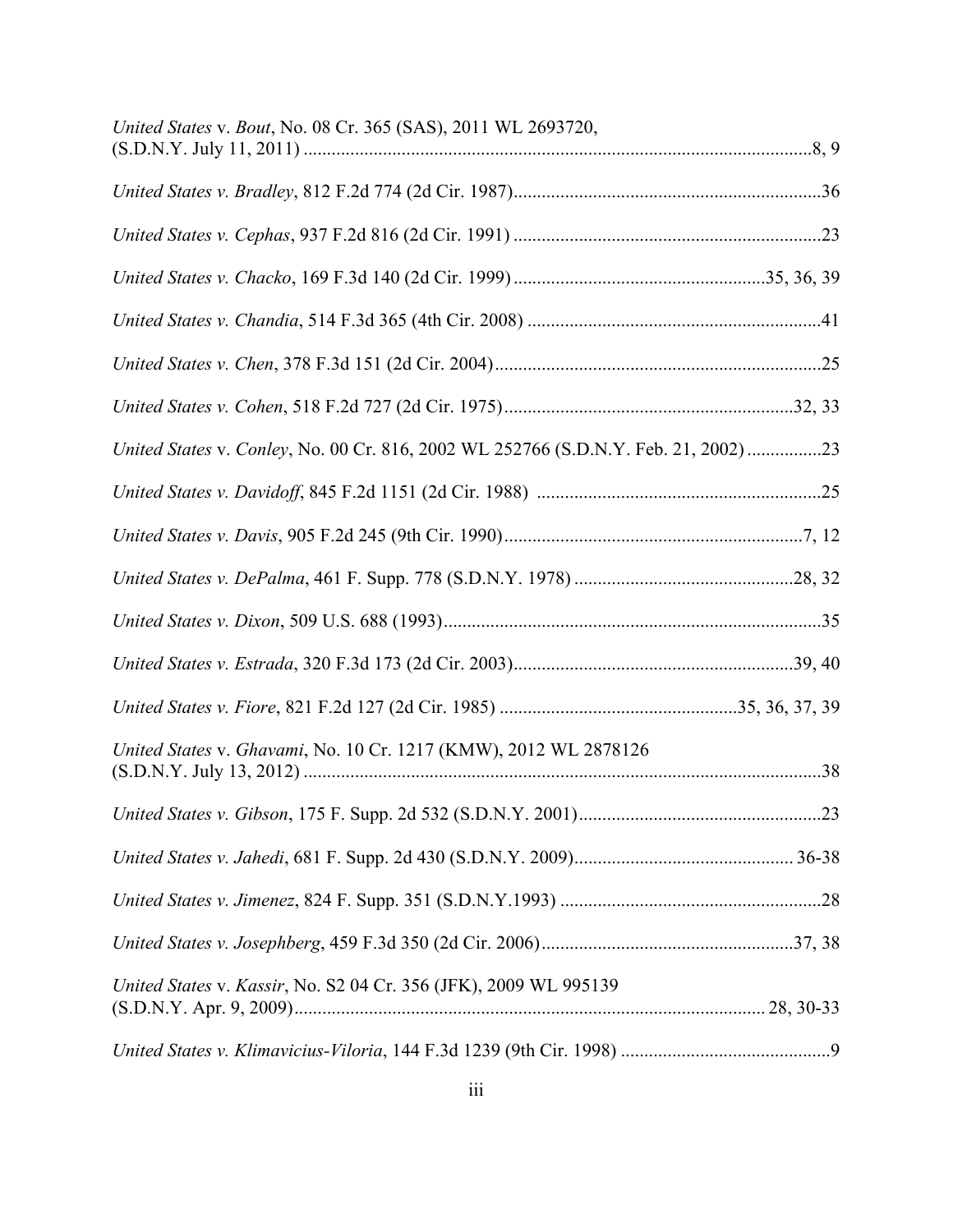*United States* v. *Bout*, No. 08 Cr. 365 (SAS), 2011 WL 2693720, (S.D.N.Y. July 11, 2011) ............................................................................................................8, 9

*United States v. Bradley*, 812 F.2d 774 (2d Cir. 1987)..................................................................36

*United States v. Cephas*, 937 F.2d 816 (2d Cir. 1991) ..................................................................23

*United States v. Chacko*, 169 F.3d 140 (2d Cir. 1999) ....................................................35, 36, 39

*United States v. Chandia*, 514 F.3d 365 (4th Cir. 2008) ...............................................................41

*United States v. Chen*, 378 F.3d 151 (2d Cir. 2004).......................................................................25

*United States v. Cohen*, 518 F.2d 727 (2d Cir. 1975).............................................................32, 33

*United States* v. *Conley*, No. 00 Cr. 816, 2002 WL 252766 (S.D.N.Y. Feb. 21, 2002) ................23

*United States v. Davidoff*, 845 F.2d 1151 (2d Cir. 1988) ............................................................25

*United States v. Davis*, 905 F.2d 245 (9th Cir. 1990)................................................................7, 12

*United States v. DePalma*, 461 F. Supp. 778 (S.D.N.Y. 1978) ...............................................28, 32

*United States v. Dixon*, 509 U.S. 688 (1993).................................................................................35

*United States v. Estrada*, 320 F.3d 173 (2d Cir. 2003)............................................................39, 40

*United States v. Fiore*, 821 F.2d 127 (2d Cir. 1985) ...................................................35, 36, 37, 39

*United States* v. *Ghavami*, No. 10 Cr. 1217 (KMW), 2012 WL 2878126 (S.D.N.Y. July 13, 2012) ..............................................................................................................38

*United States v. Gibson*, 175 F. Supp. 2d 532 (S.D.N.Y. 2001)....................................................23

*United States v. Jahedi*, 681 F. Supp. 2d 430 (S.D.N.Y. 2009)............................................... 36-38

*United States v. Jimenez*, 824 F. Supp. 351 (S.D.N.Y.1993) ........................................................28

*United States v. Josephberg*, 459 F.3d 350 (2d Cir. 2006)......................................................37, 38

*United States* v. *Kassir*, No. S2 04 Cr. 356 (JFK), 2009 WL 995139 (S.D.N.Y. Apr. 9, 2009)..................................................................................................... 28, 30-33

*United States v. Klimavicius-Viloria*, 144 F.3d 1239 (9th Cir. 1998) .............................................9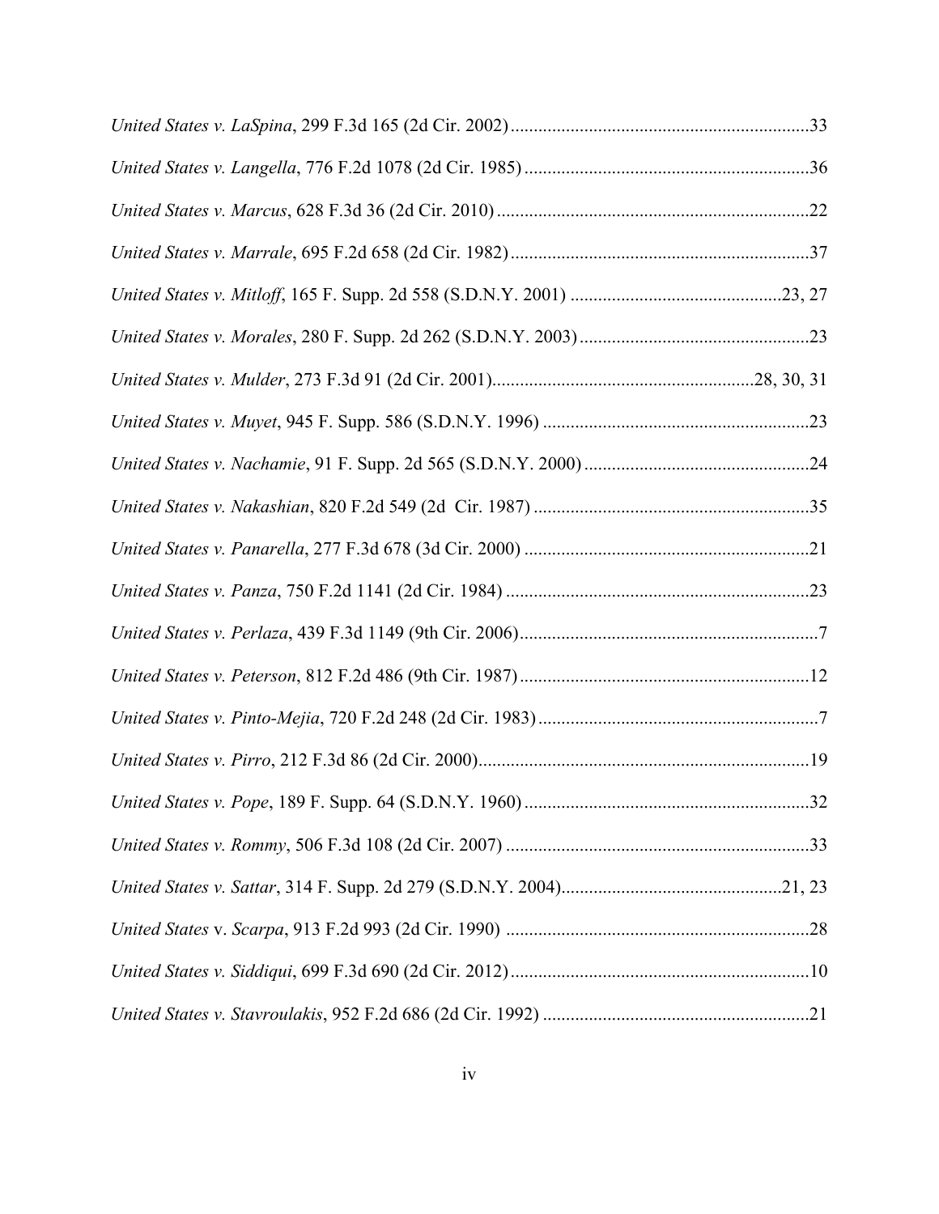*United States v. LaSpina*, 299 F.3d 165 (2d Cir. 2002) ................................................................33

*United States v. Langella*, 776 F.2d 1078 (2d Cir. 1985) .............................................................36

*United States v. Marcus*, 628 F.3d 36 (2d Cir. 2010) ....................................................................22

*United States v. Marrale*, 695 F.2d 658 (2d Cir. 1982) ................................................................37

*United States v. Mitloff*, 165 F. Supp. 2d 558 (S.D.N.Y. 2001) .............................................23, 27

*United States v. Morales*, 280 F. Supp. 2d 262 (S.D.N.Y. 2003) .................................................23

*United States v. Mulder*, 273 F.3d 91 (2d Cir. 2001)........................................................28, 30, 31

*United States v. Muyet*, 945 F. Supp. 586 (S.D.N.Y. 1996) .........................................................23

*United States v. Nachamie*, 91 F. Supp. 2d 565 (S.D.N.Y. 2000) .................................................24

*United States v. Nakashian*, 820 F.2d 549 (2d Cir. 1987) ............................................................35

*United States v. Panarella*, 277 F.3d 678 (3d Cir. 2000) ..............................................................21

*United States v. Panza*, 750 F.2d 1141 (2d Cir. 1984) ..................................................................23

*United States v. Perlaza*, 439 F.3d 1149 (9th Cir. 2006).................................................................7

*United States v. Peterson*, 812 F.2d 486 (9th Cir. 1987) ...............................................................12

*United States v. Pinto-Mejia*, 720 F.2d 248 (2d Cir. 1983) .............................................................7

*United States v. Pirro*, 212 F.3d 86 (2d Cir. 2000).......................................................................19

*United States v. Pope*, 189 F. Supp. 64 (S.D.N.Y. 1960) .............................................................32

*United States v. Rommy*, 506 F.3d 108 (2d Cir. 2007) ..................................................................33

*United States v. Sattar*, 314 F. Supp. 2d 279 (S.D.N.Y. 2004)...............................................21, 23

*United States* v. *Scarpa*, 913 F.2d 993 (2d Cir. 1990) .................................................................28

*United States v. Siddiqui*, 699 F.3d 690 (2d Cir. 2012)................................................................10

*United States v. Stavroulakis*, 952 F.2d 686 (2d Cir. 1992) .........................................................21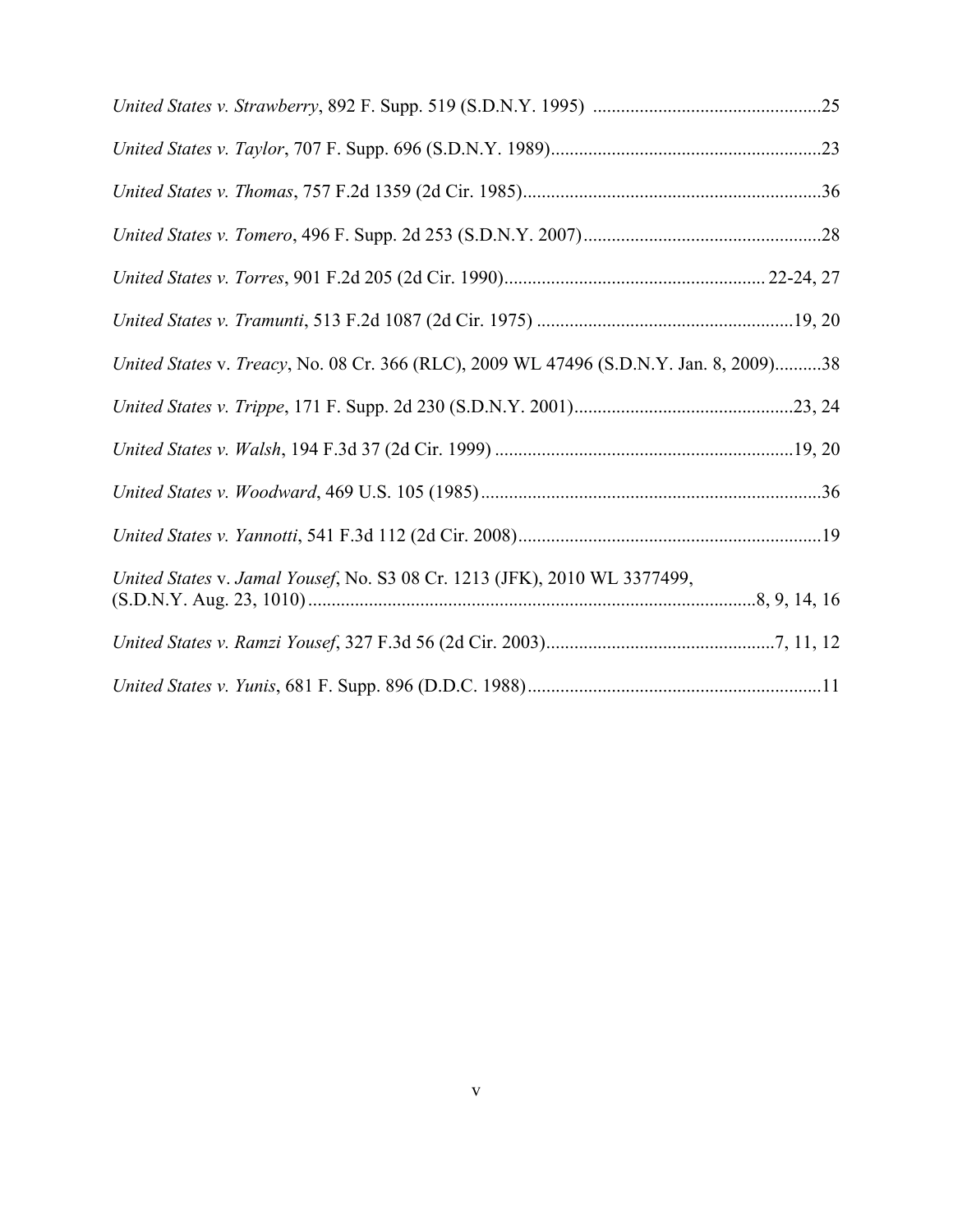*United States v. Strawberry*, 892 F. Supp. 519 (S.D.N.Y. 1995) ....................................................25

*United States v. Taylor*, 707 F. Supp. 696 (S.D.N.Y. 1989)..........................................................23

*United States v. Thomas*, 757 F.2d 1359 (2d Cir. 1985)................................................................36

*United States v. Tomero*, 496 F. Supp. 2d 253 (S.D.N.Y. 2007)...................................................28

*United States v. Torres*, 901 F.2d 205 (2d Cir. 1990)....................................................... 22-24, 27

*United States v. Tramunti*, 513 F.2d 1087 (2d Cir. 1975) .......................................................19, 20

*United States* v. *Treacy*, No. 08 Cr. 366 (RLC), 2009 WL 47496 (S.D.N.Y. Jan. 8, 2009)..........38

*United States v. Trippe*, 171 F. Supp. 2d 230 (S.D.N.Y. 2001)...............................................23, 24

*United States v. Walsh*, 194 F.3d 37 (2d Cir. 1999) ................................................................19, 20

*United States v. Woodward*, 469 U.S. 105 (1985).........................................................................36

*United States v. Yannotti*, 541 F.3d 112 (2d Cir. 2008).................................................................19

*United States* v. *Jamal Yousef*, No. S3 08 Cr. 1213 (JFK), 2010 WL 3377499, (S.D.N.Y. Aug. 23, 1010)...............................................................................................8, 9, 14, 16

*United States v. Ramzi Yousef*, 327 F.3d 56 (2d Cir. 2003).................................................7, 11, 12

*United States v. Yunis*, 681 F. Supp. 896 (D.D.C. 1988)...............................................................11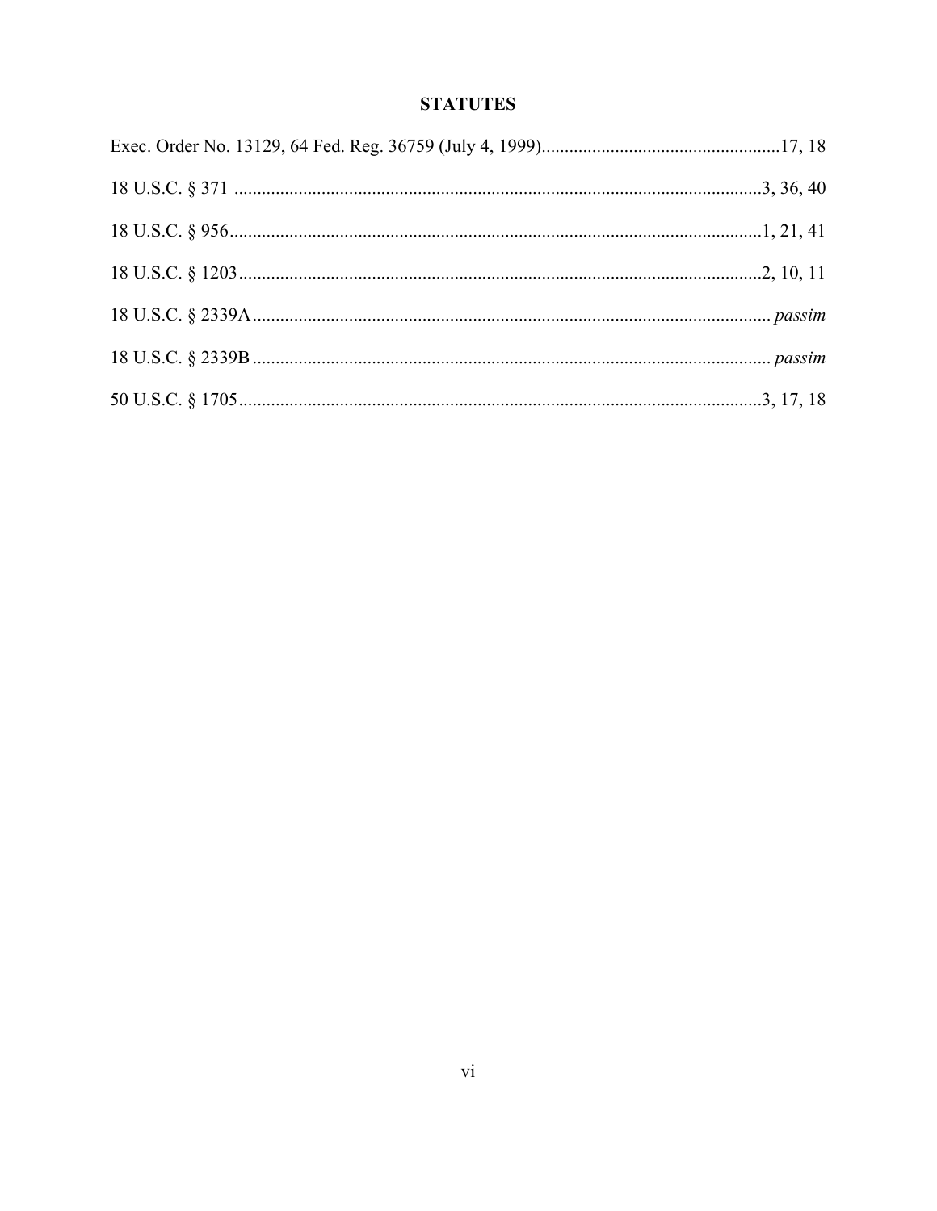## STATUTES

Exec. Order No. 13129, 64 Fed. Reg. 36759 (July 4, 1999) .................................................... 17, 18

18 U.S.C. § 371 ........................................................................................................................ 3, 36, 40

18 U.S.C. § 956 ........................................................................................................................ 1, 21, 41

18 U.S.C. § 1203 ...................................................................................................................... 2, 10, 11

18 U.S.C. § 2339A ......................................................................................................................... *passim*

18 U.S.C. § 2339B ......................................................................................................................... *passim*

50 U.S.C. § 1705 ...................................................................................................................... 3, 17, 18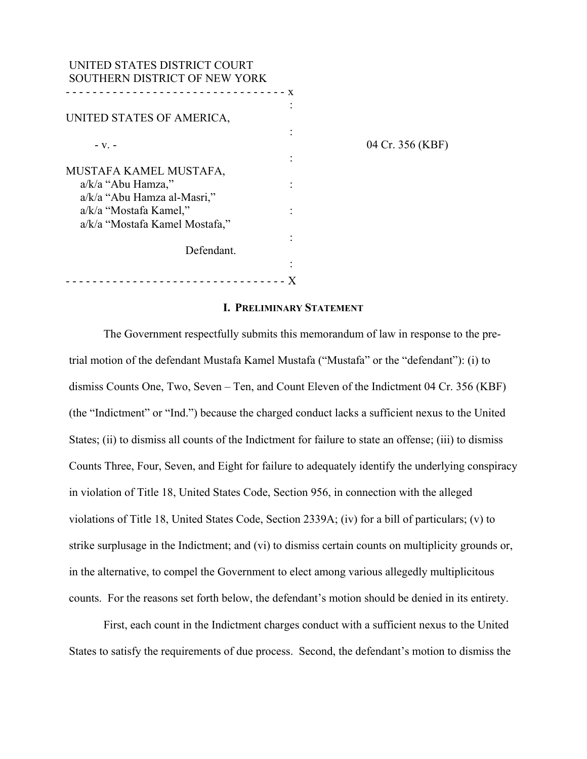UNITED STATES DISTRICT COURT
SOUTHERN DISTRICT OF NEW YORK

- - - - - - - - - - - - - - - - - - - - - - - - - - - - - - - - x

UNITED STATES OF AMERICA,

- v. -

MUSTAFA KAMEL MUSTAFA,
a/k/a "Abu Hamza,"
a/k/a "Abu Hamza al-Masri,"
a/k/a "Mostafa Kamel,"
a/k/a "Mostafa Kamel Mostafa,"

Defendant.

- - - - - - - - - - - - - - - - - - - - - - - - - - - - - - - - x

04 Cr. 356 (KBF)

## I. Preliminary Statement

The Government respectfully submits this memorandum of law in response to the pre-trial motion of the defendant Mustafa Kamel Mustafa ("Mustafa" or the "defendant"): (i) to dismiss Counts One, Two, Seven – Ten, and Count Eleven of the Indictment 04 Cr. 356 (KBF) (the "Indictment" or "Ind.") because the charged conduct lacks a sufficient nexus to the United States; (ii) to dismiss all counts of the Indictment for failure to state an offense; (iii) to dismiss Counts Three, Four, Seven, and Eight for failure to adequately identify the underlying conspiracy in violation of Title 18, United States Code, Section 956, in connection with the alleged violations of Title 18, United States Code, Section 2339A; (iv) for a bill of particulars; (v) to strike surplusage in the Indictment; and (vi) to dismiss certain counts on multiplicity grounds or, in the alternative, to compel the Government to elect among various allegedly multiplicitous counts. For the reasons set forth below, the defendant's motion should be denied in its entirety.

First, each count in the Indictment charges conduct with a sufficient nexus to the United States to satisfy the requirements of due process. Second, the defendant's motion to dismiss the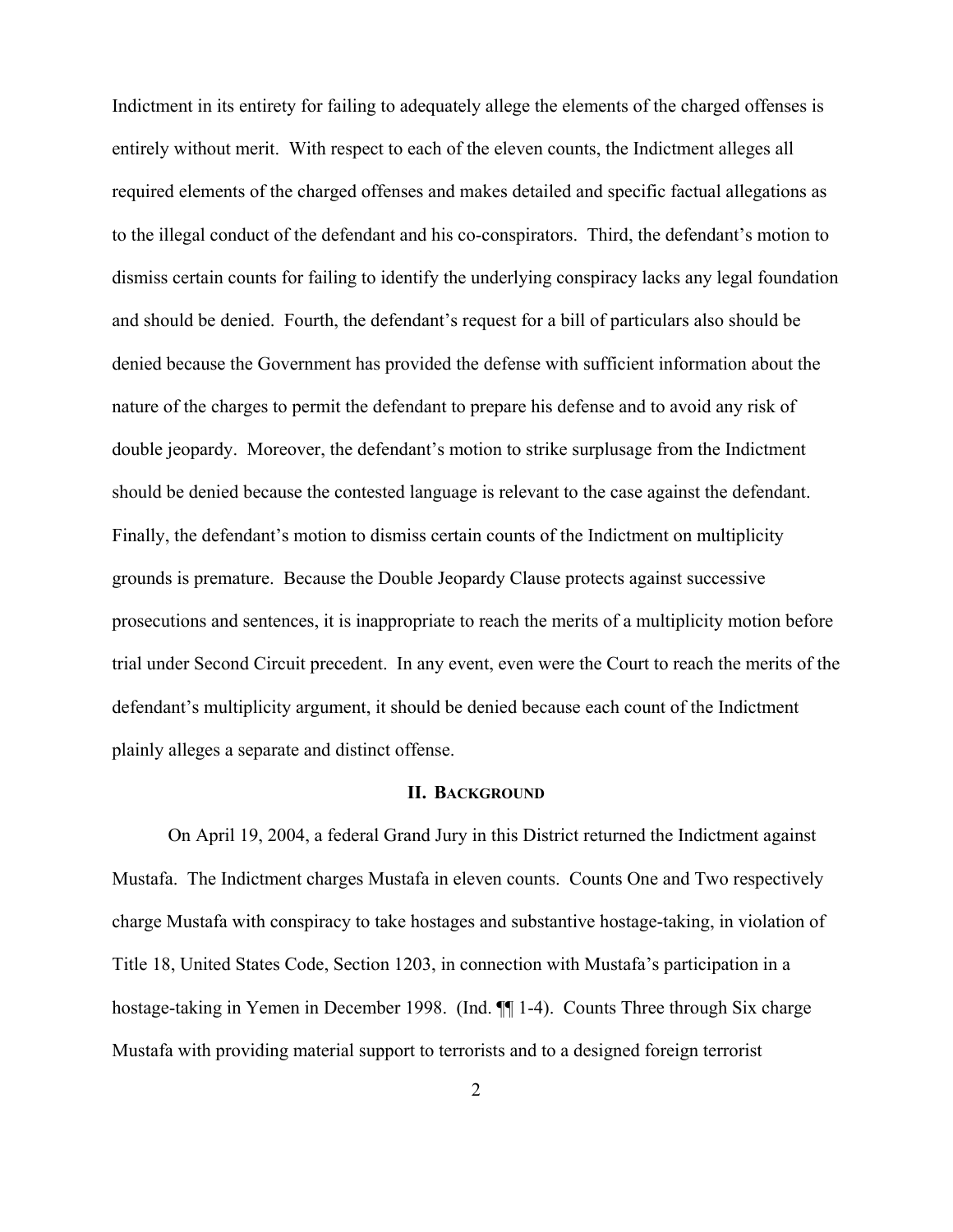Indictment in its entirety for failing to adequately allege the elements of the charged offenses is entirely without merit. With respect to each of the eleven counts, the Indictment alleges all required elements of the charged offenses and makes detailed and specific factual allegations as to the illegal conduct of the defendant and his co-conspirators. Third, the defendant's motion to dismiss certain counts for failing to identify the underlying conspiracy lacks any legal foundation and should be denied. Fourth, the defendant's request for a bill of particulars also should be denied because the Government has provided the defense with sufficient information about the nature of the charges to permit the defendant to prepare his defense and to avoid any risk of double jeopardy. Moreover, the defendant's motion to strike surplusage from the Indictment should be denied because the contested language is relevant to the case against the defendant. Finally, the defendant's motion to dismiss certain counts of the Indictment on multiplicity grounds is premature. Because the Double Jeopardy Clause protects against successive prosecutions and sentences, it is inappropriate to reach the merits of a multiplicity motion before trial under Second Circuit precedent. In any event, even were the Court to reach the merits of the defendant's multiplicity argument, it should be denied because each count of the Indictment plainly alleges a separate and distinct offense.

## II. BACKGROUND

On April 19, 2004, a federal Grand Jury in this District returned the Indictment against Mustafa. The Indictment charges Mustafa in eleven counts. Counts One and Two respectively charge Mustafa with conspiracy to take hostages and substantive hostage-taking, in violation of Title 18, United States Code, Section 1203, in connection with Mustafa's participation in a hostage-taking in Yemen in December 1998. (Ind. ¶¶ 1-4). Counts Three through Six charge Mustafa with providing material support to terrorists and to a designed foreign terrorist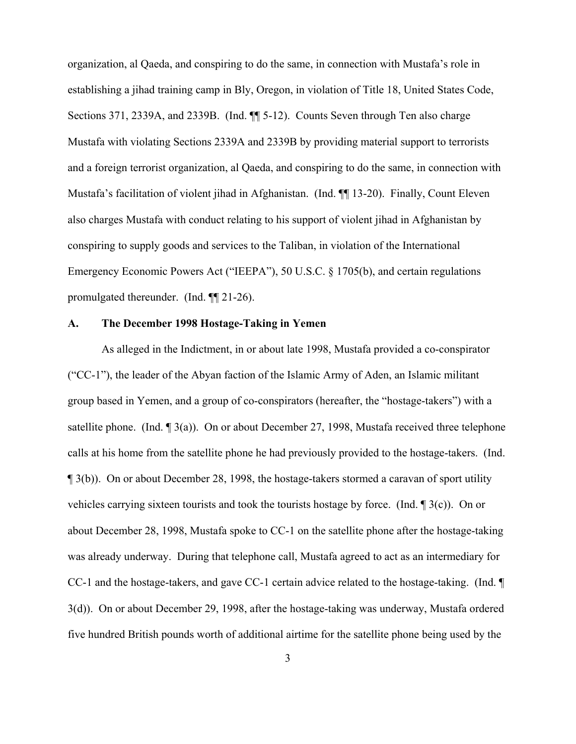organization, al Qaeda, and conspiring to do the same, in connection with Mustafa's role in establishing a jihad training camp in Bly, Oregon, in violation of Title 18, United States Code, Sections 371, 2339A, and 2339B. (Ind. ¶¶ 5-12). Counts Seven through Ten also charge Mustafa with violating Sections 2339A and 2339B by providing material support to terrorists and a foreign terrorist organization, al Qaeda, and conspiring to do the same, in connection with Mustafa's facilitation of violent jihad in Afghanistan. (Ind. ¶¶ 13-20). Finally, Count Eleven also charges Mustafa with conduct relating to his support of violent jihad in Afghanistan by conspiring to supply goods and services to the Taliban, in violation of the International Emergency Economic Powers Act ("IEEPA"), 50 U.S.C. § 1705(b), and certain regulations promulgated thereunder. (Ind. ¶¶ 21-26).

### A. The December 1998 Hostage-Taking in Yemen

As alleged in the Indictment, in or about late 1998, Mustafa provided a co-conspirator ("CC-1"), the leader of the Abyan faction of the Islamic Army of Aden, an Islamic militant group based in Yemen, and a group of co-conspirators (hereafter, the "hostage-takers") with a satellite phone. (Ind. ¶ 3(a)). On or about December 27, 1998, Mustafa received three telephone calls at his home from the satellite phone he had previously provided to the hostage-takers. (Ind. ¶ 3(b)). On or about December 28, 1998, the hostage-takers stormed a caravan of sport utility vehicles carrying sixteen tourists and took the tourists hostage by force. (Ind. ¶ 3(c)). On or about December 28, 1998, Mustafa spoke to CC-1 on the satellite phone after the hostage-taking was already underway. During that telephone call, Mustafa agreed to act as an intermediary for CC-1 and the hostage-takers, and gave CC-1 certain advice related to the hostage-taking. (Ind. ¶ 3(d)). On or about December 29, 1998, after the hostage-taking was underway, Mustafa ordered five hundred British pounds worth of additional airtime for the satellite phone being used by the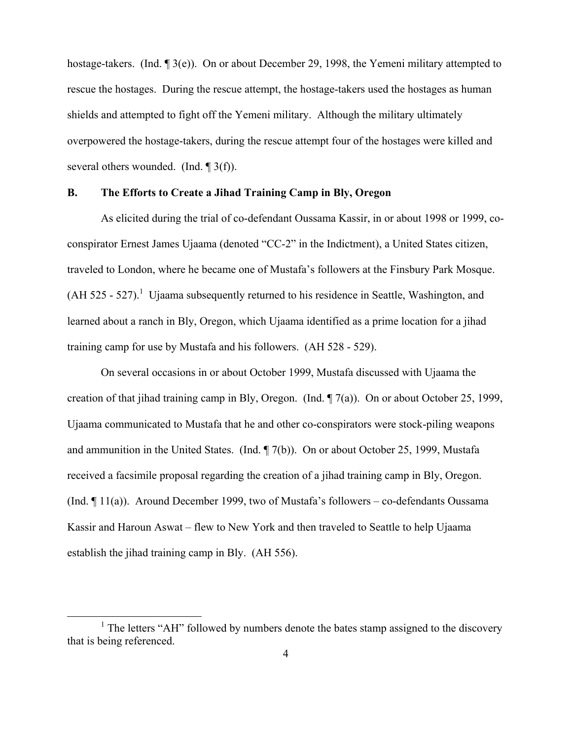hostage-takers. (Ind. ¶ 3(e)). On or about December 29, 1998, the Yemeni military attempted to rescue the hostages. During the rescue attempt, the hostage-takers used the hostages as human shields and attempted to fight off the Yemeni military. Although the military ultimately overpowered the hostage-takers, during the rescue attempt four of the hostages were killed and several others wounded. (Ind. ¶ 3(f)).

### B. The Efforts to Create a Jihad Training Camp in Bly, Oregon

As elicited during the trial of co-defendant Oussama Kassir, in or about 1998 or 1999, co-conspirator Ernest James Ujaama (denoted "CC-2" in the Indictment), a United States citizen, traveled to London, where he became one of Mustafa's followers at the Finsbury Park Mosque. (AH 525 - 527).[1] Ujaama subsequently returned to his residence in Seattle, Washington, and learned about a ranch in Bly, Oregon, which Ujaama identified as a prime location for a jihad training camp for use by Mustafa and his followers. (AH 528 - 529).

On several occasions in or about October 1999, Mustafa discussed with Ujaama the creation of that jihad training camp in Bly, Oregon. (Ind. ¶ 7(a)). On or about October 25, 1999, Ujaama communicated to Mustafa that he and other co-conspirators were stock-piling weapons and ammunition in the United States. (Ind. ¶ 7(b)). On or about October 25, 1999, Mustafa received a facsimile proposal regarding the creation of a jihad training camp in Bly, Oregon. (Ind. ¶ 11(a)). Around December 1999, two of Mustafa's followers – co-defendants Oussama Kassir and Haroun Aswat – flew to New York and then traveled to Seattle to help Ujaama establish the jihad training camp in Bly. (AH 556).

[1] The letters "AH" followed by numbers denote the bates stamp assigned to the discovery that is being referenced.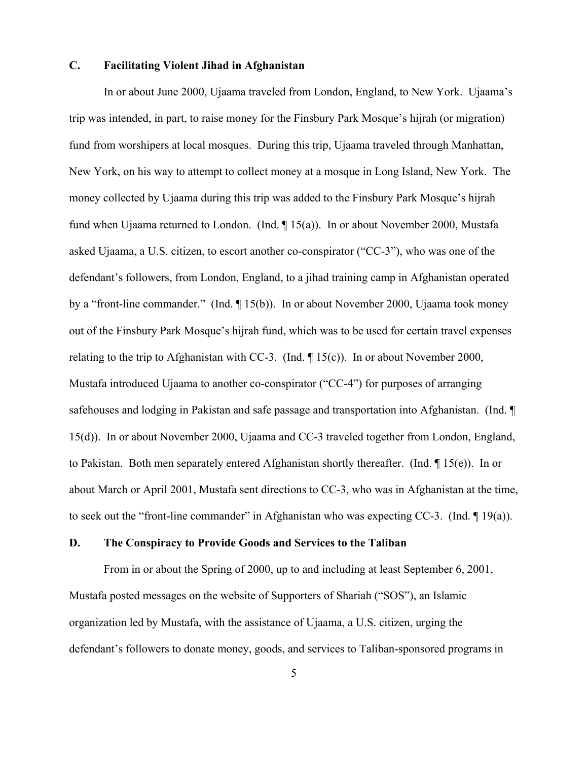### C. Facilitating Violent Jihad in Afghanistan

In or about June 2000, Ujaama traveled from London, England, to New York. Ujaama's trip was intended, in part, to raise money for the Finsbury Park Mosque's hijrah (or migration) fund from worshipers at local mosques. During this trip, Ujaama traveled through Manhattan, New York, on his way to attempt to collect money at a mosque in Long Island, New York. The money collected by Ujaama during this trip was added to the Finsbury Park Mosque's hijrah fund when Ujaama returned to London. (Ind. ¶ 15(a)). In or about November 2000, Mustafa asked Ujaama, a U.S. citizen, to escort another co-conspirator ("CC-3"), who was one of the defendant's followers, from London, England, to a jihad training camp in Afghanistan operated by a "front-line commander." (Ind. ¶ 15(b)). In or about November 2000, Ujaama took money out of the Finsbury Park Mosque's hijrah fund, which was to be used for certain travel expenses relating to the trip to Afghanistan with CC-3. (Ind. ¶ 15(c)). In or about November 2000, Mustafa introduced Ujaama to another co-conspirator ("CC-4") for purposes of arranging safehouses and lodging in Pakistan and safe passage and transportation into Afghanistan. (Ind. ¶ 15(d)). In or about November 2000, Ujaama and CC-3 traveled together from London, England, to Pakistan. Both men separately entered Afghanistan shortly thereafter. (Ind. ¶ 15(e)). In or about March or April 2001, Mustafa sent directions to CC-3, who was in Afghanistan at the time, to seek out the "front-line commander" in Afghanistan who was expecting CC-3. (Ind. ¶ 19(a)).

### D. The Conspiracy to Provide Goods and Services to the Taliban

From in or about the Spring of 2000, up to and including at least September 6, 2001, Mustafa posted messages on the website of Supporters of Shariah ("SOS"), an Islamic organization led by Mustafa, with the assistance of Ujaama, a U.S. citizen, urging the defendant's followers to donate money, goods, and services to Taliban-sponsored programs in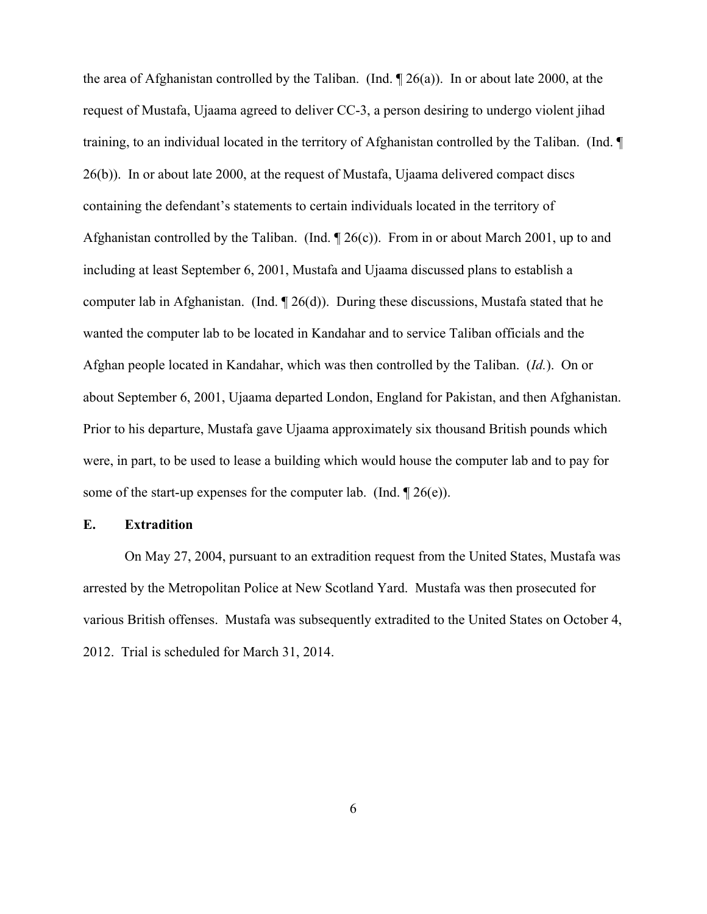the area of Afghanistan controlled by the Taliban. (Ind. ¶ 26(a)). In or about late 2000, at the request of Mustafa, Ujaama agreed to deliver CC-3, a person desiring to undergo violent jihad training, to an individual located in the territory of Afghanistan controlled by the Taliban. (Ind. ¶ 26(b)). In or about late 2000, at the request of Mustafa, Ujaama delivered compact discs containing the defendant's statements to certain individuals located in the territory of Afghanistan controlled by the Taliban. (Ind. ¶ 26(c)). From in or about March 2001, up to and including at least September 6, 2001, Mustafa and Ujaama discussed plans to establish a computer lab in Afghanistan. (Ind. ¶ 26(d)). During these discussions, Mustafa stated that he wanted the computer lab to be located in Kandahar and to service Taliban officials and the Afghan people located in Kandahar, which was then controlled by the Taliban. (*Id.*). On or about September 6, 2001, Ujaama departed London, England for Pakistan, and then Afghanistan. Prior to his departure, Mustafa gave Ujaama approximately six thousand British pounds which were, in part, to be used to lease a building which would house the computer lab and to pay for some of the start-up expenses for the computer lab. (Ind. ¶ 26(e)).

**E. Extradition**

On May 27, 2004, pursuant to an extradition request from the United States, Mustafa was arrested by the Metropolitan Police at New Scotland Yard. Mustafa was then prosecuted for various British offenses. Mustafa was subsequently extradited to the United States on October 4, 2012. Trial is scheduled for March 31, 2014.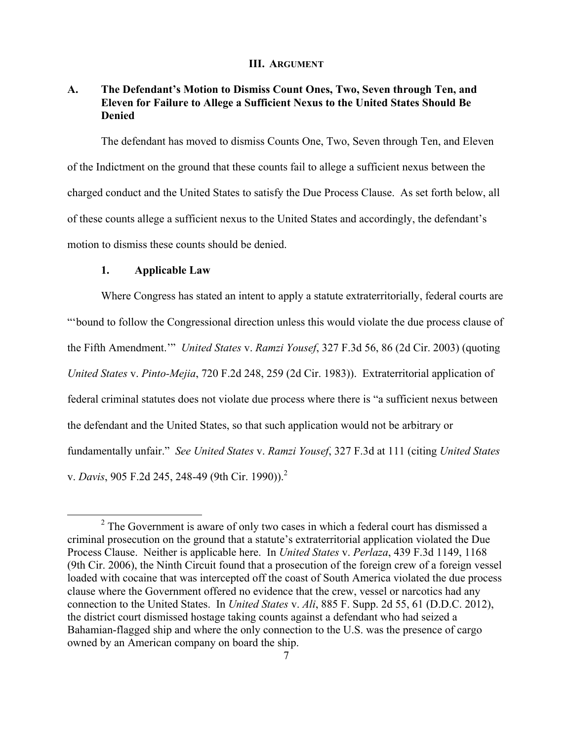## III. ARGUMENT

### A. The Defendant's Motion to Dismiss Count Ones, Two, Seven through Ten, and Eleven for Failure to Allege a Sufficient Nexus to the United States Should Be Denied

The defendant has moved to dismiss Counts One, Two, Seven through Ten, and Eleven of the Indictment on the ground that these counts fail to allege a sufficient nexus between the charged conduct and the United States to satisfy the Due Process Clause. As set forth below, all of these counts allege a sufficient nexus to the United States and accordingly, the defendant's motion to dismiss these counts should be denied.

#### 1. Applicable Law

Where Congress has stated an intent to apply a statute extraterritorially, federal courts are "'bound to follow the Congressional direction unless this would violate the due process clause of the Fifth Amendment.'" *United States* v. *Ramzi Yousef*, 327 F.3d 56, 86 (2d Cir. 2003) (quoting *United States* v. *Pinto-Mejia*, 720 F.2d 248, 259 (2d Cir. 1983)). Extraterritorial application of federal criminal statutes does not violate due process where there is "a sufficient nexus between the defendant and the United States, so that such application would not be arbitrary or fundamentally unfair." *See United States* v. *Ramzi Yousef*, 327 F.3d at 111 (citing *United States* v. *Davis*, 905 F.2d 245, 248-49 (9th Cir. 1990)).[2]

[2] The Government is aware of only two cases in which a federal court has dismissed a criminal prosecution on the ground that a statute's extraterritorial application violated the Due Process Clause. Neither is applicable here. In *United States* v. *Perlaza*, 439 F.3d 1149, 1168 (9th Cir. 2006), the Ninth Circuit found that a prosecution of the foreign crew of a foreign vessel loaded with cocaine that was intercepted off the coast of South America violated the due process clause where the Government offered no evidence that the crew, vessel or narcotics had any connection to the United States. In *United States* v. *Ali*, 885 F. Supp. 2d 55, 61 (D.D.C. 2012), the district court dismissed hostage taking counts against a defendant who had seized a Bahamian-flagged ship and where the only connection to the U.S. was the presence of cargo owned by an American company on board the ship.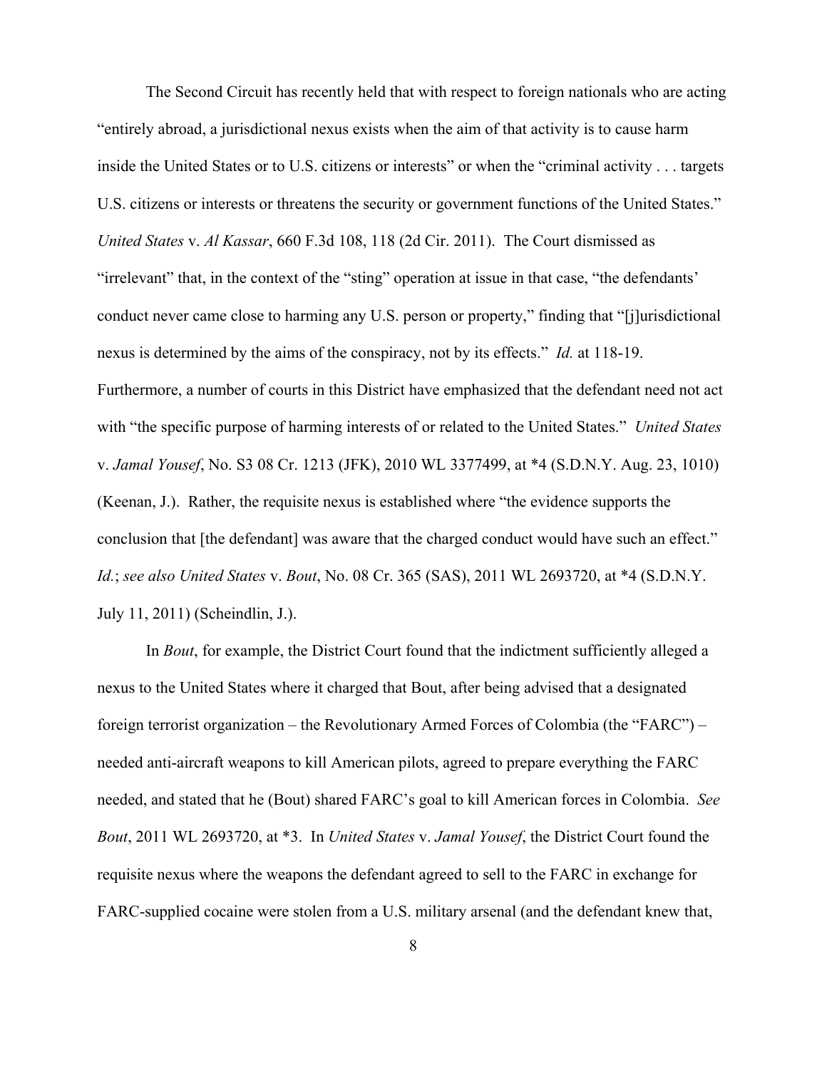The Second Circuit has recently held that with respect to foreign nationals who are acting "entirely abroad, a jurisdictional nexus exists when the aim of that activity is to cause harm inside the United States or to U.S. citizens or interests" or when the "criminal activity . . . targets U.S. citizens or interests or threatens the security or government functions of the United States." *United States* v. *Al Kassar*, 660 F.3d 108, 118 (2d Cir. 2011). The Court dismissed as "irrelevant" that, in the context of the "sting" operation at issue in that case, "the defendants' conduct never came close to harming any U.S. person or property," finding that "[j]urisdictional nexus is determined by the aims of the conspiracy, not by its effects." *Id.* at 118-19. Furthermore, a number of courts in this District have emphasized that the defendant need not act with "the specific purpose of harming interests of or related to the United States." *United States* v. *Jamal Yousef*, No. S3 08 Cr. 1213 (JFK), 2010 WL 3377499, at *4 (S.D.N.Y. Aug. 23, 1010) (Keenan, J.). Rather, the requisite nexus is established where "the evidence supports the conclusion that [the defendant] was aware that the charged conduct would have such an effect." *Id.*; *see also United States* v. *Bout*, No. 08 Cr. 365 (SAS), 2011 WL 2693720, at *4 (S.D.N.Y. July 11, 2011) (Scheindlin, J.).

In *Bout*, for example, the District Court found that the indictment sufficiently alleged a nexus to the United States where it charged that Bout, after being advised that a designated foreign terrorist organization – the Revolutionary Armed Forces of Colombia (the "FARC") – needed anti-aircraft weapons to kill American pilots, agreed to prepare everything the FARC needed, and stated that he (Bout) shared FARC's goal to kill American forces in Colombia. *See Bout*, 2011 WL 2693720, at *3. In *United States* v. *Jamal Yousef*, the District Court found the requisite nexus where the weapons the defendant agreed to sell to the FARC in exchange for FARC-supplied cocaine were stolen from a U.S. military arsenal (and the defendant knew that,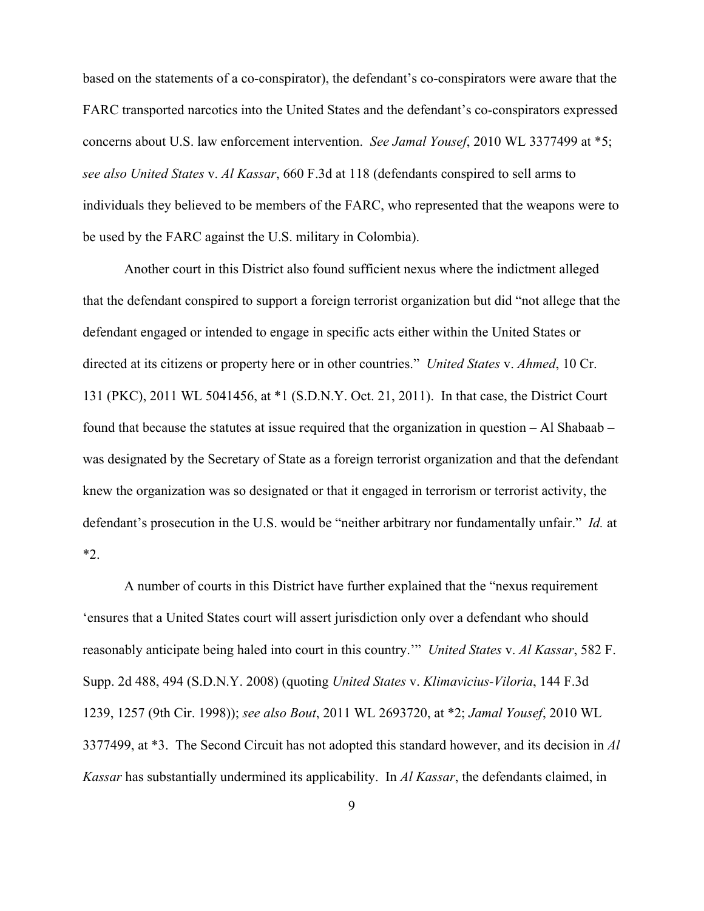based on the statements of a co-conspirator), the defendant's co-conspirators were aware that the FARC transported narcotics into the United States and the defendant's co-conspirators expressed concerns about U.S. law enforcement intervention. *See Jamal Yousef*, 2010 WL 3377499 at *5; *see also United States* v. *Al Kassar*, 660 F.3d at 118 (defendants conspired to sell arms to individuals they believed to be members of the FARC, who represented that the weapons were to be used by the FARC against the U.S. military in Colombia).

Another court in this District also found sufficient nexus where the indictment alleged that the defendant conspired to support a foreign terrorist organization but did "not allege that the defendant engaged or intended to engage in specific acts either within the United States or directed at its citizens or property here or in other countries." *United States* v. *Ahmed*, 10 Cr. 131 (PKC), 2011 WL 5041456, at *1 (S.D.N.Y. Oct. 21, 2011). In that case, the District Court found that because the statutes at issue required that the organization in question – Al Shabaab – was designated by the Secretary of State as a foreign terrorist organization and that the defendant knew the organization was so designated or that it engaged in terrorism or terrorist activity, the defendant's prosecution in the U.S. would be "neither arbitrary nor fundamentally unfair." *Id.* at *2.

A number of courts in this District have further explained that the "nexus requirement 'ensures that a United States court will assert jurisdiction only over a defendant who should reasonably anticipate being haled into court in this country.'" *United States* v. *Al Kassar*, 582 F. Supp. 2d 488, 494 (S.D.N.Y. 2008) (quoting *United States* v. *Klimavicius-Viloria*, 144 F.3d 1239, 1257 (9th Cir. 1998)); *see also Bout*, 2011 WL 2693720, at *2; *Jamal Yousef*, 2010 WL 3377499, at *3. The Second Circuit has not adopted this standard however, and its decision in *Al Kassar* has substantially undermined its applicability. In *Al Kassar*, the defendants claimed, in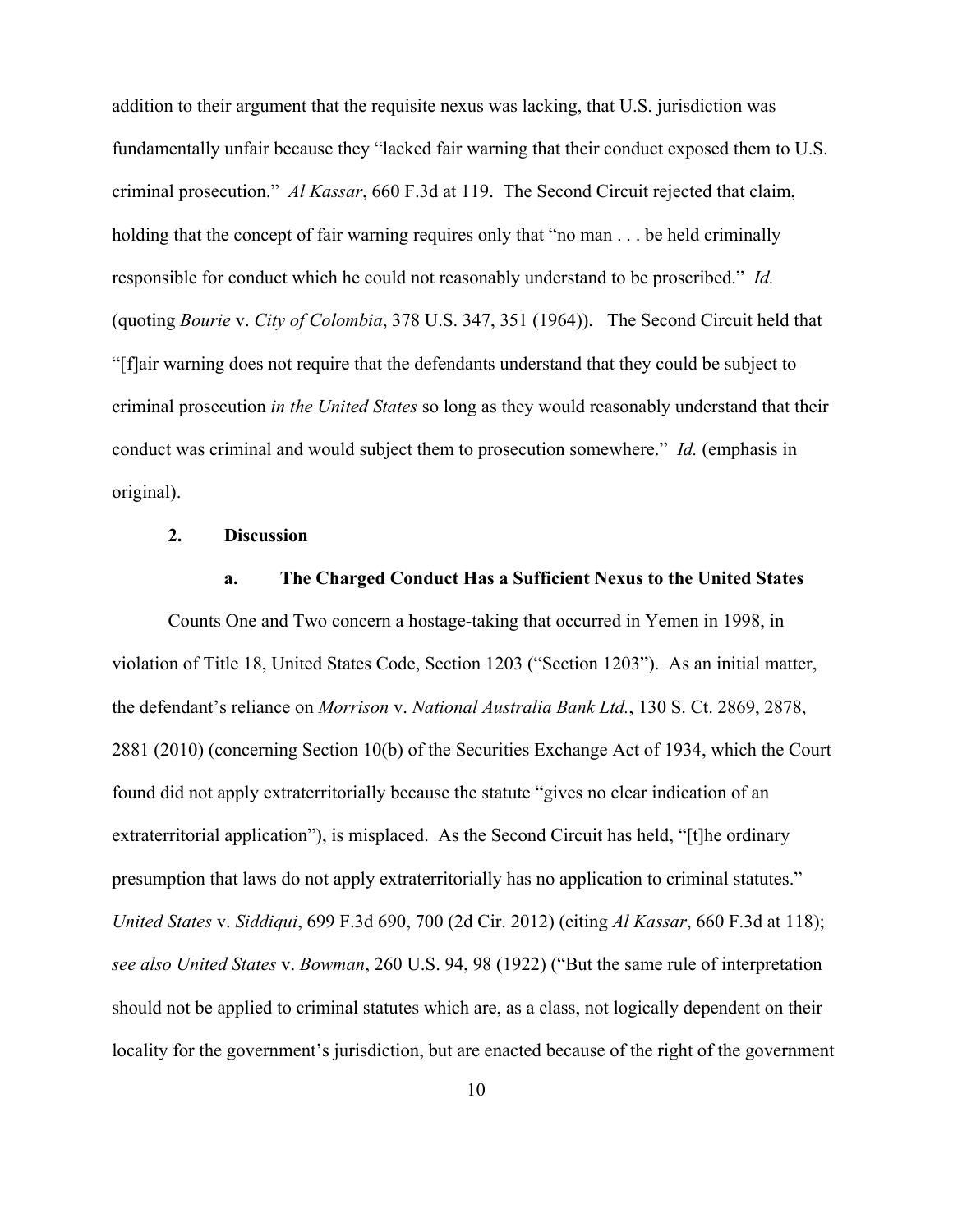addition to their argument that the requisite nexus was lacking, that U.S. jurisdiction was fundamentally unfair because they "lacked fair warning that their conduct exposed them to U.S. criminal prosecution." *Al Kassar*, 660 F.3d at 119. The Second Circuit rejected that claim, holding that the concept of fair warning requires only that "no man . . . be held criminally responsible for conduct which he could not reasonably understand to be proscribed." *Id.* (quoting *Bourie* v. *City of Colombia*, 378 U.S. 347, 351 (1964)). The Second Circuit held that "[f]air warning does not require that the defendants understand that they could be subject to criminal prosecution *in the United States* so long as they would reasonably understand that their conduct was criminal and would subject them to prosecution somewhere." *Id.* (emphasis in original).

**2. Discussion**

**a. The Charged Conduct Has a Sufficient Nexus to the United States**

Counts One and Two concern a hostage-taking that occurred in Yemen in 1998, in violation of Title 18, United States Code, Section 1203 ("Section 1203"). As an initial matter, the defendant's reliance on *Morrison* v. *National Australia Bank Ltd.*, 130 S. Ct. 2869, 2878, 2881 (2010) (concerning Section 10(b) of the Securities Exchange Act of 1934, which the Court found did not apply extraterritorially because the statute "gives no clear indication of an extraterritorial application"), is misplaced. As the Second Circuit has held, "[t]he ordinary presumption that laws do not apply extraterritorially has no application to criminal statutes." *United States* v. *Siddiqui*, 699 F.3d 690, 700 (2d Cir. 2012) (citing *Al Kassar*, 660 F.3d at 118); *see also United States* v. *Bowman*, 260 U.S. 94, 98 (1922) ("But the same rule of interpretation should not be applied to criminal statutes which are, as a class, not logically dependent on their locality for the government's jurisdiction, but are enacted because of the right of the government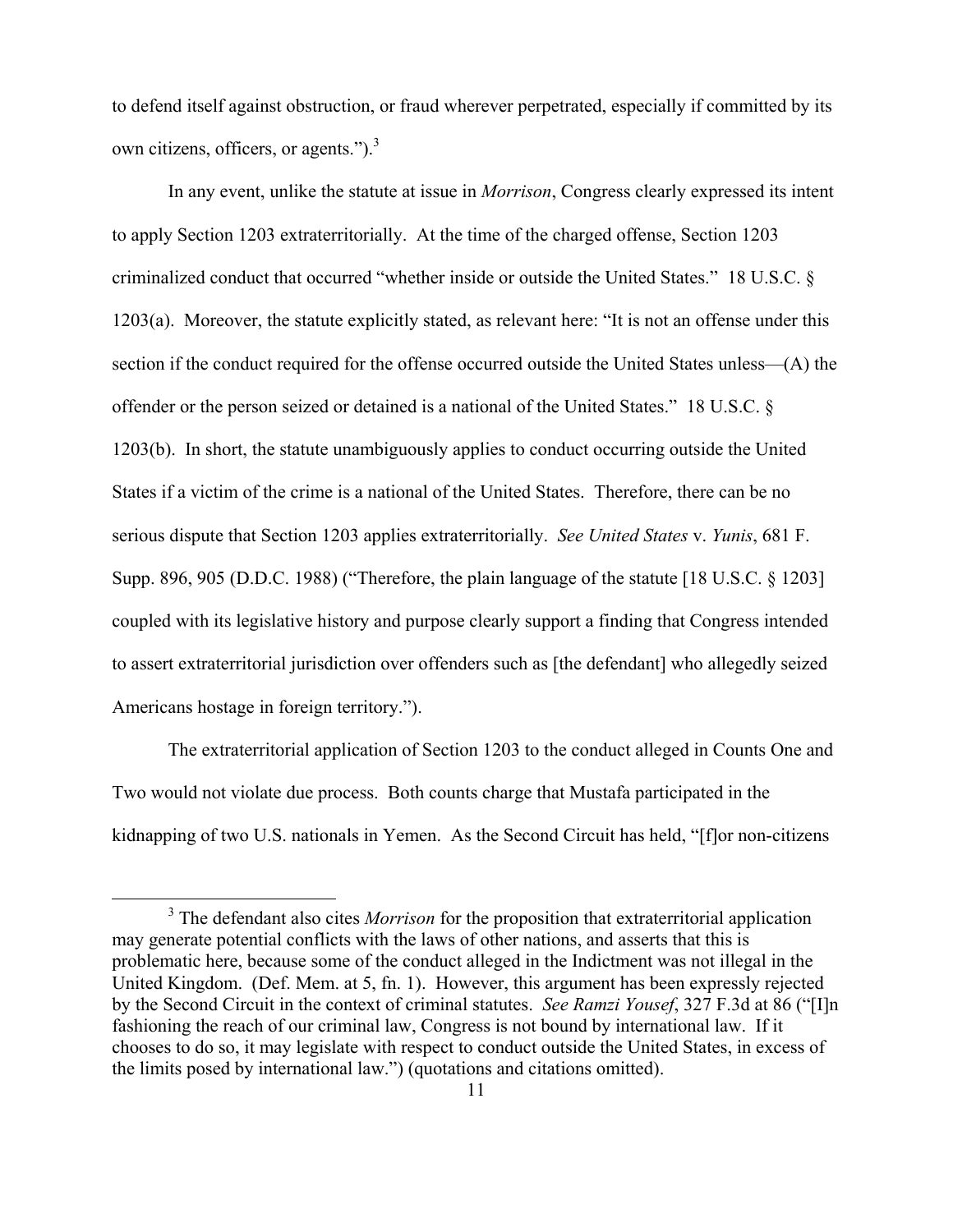to defend itself against obstruction, or fraud wherever perpetrated, especially if committed by its own citizens, officers, or agents.").[3]

In any event, unlike the statute at issue in *Morrison*, Congress clearly expressed its intent to apply Section 1203 extraterritorially. At the time of the charged offense, Section 1203 criminalized conduct that occurred "whether inside or outside the United States." 18 U.S.C. § 1203(a). Moreover, the statute explicitly stated, as relevant here: "It is not an offense under this section if the conduct required for the offense occurred outside the United States unless—(A) the offender or the person seized or detained is a national of the United States." 18 U.S.C. § 1203(b). In short, the statute unambiguously applies to conduct occurring outside the United States if a victim of the crime is a national of the United States. Therefore, there can be no serious dispute that Section 1203 applies extraterritorially. *See United States* v. *Yunis*, 681 F. Supp. 896, 905 (D.D.C. 1988) ("Therefore, the plain language of the statute [18 U.S.C. § 1203] coupled with its legislative history and purpose clearly support a finding that Congress intended to assert extraterritorial jurisdiction over offenders such as [the defendant] who allegedly seized Americans hostage in foreign territory.").

The extraterritorial application of Section 1203 to the conduct alleged in Counts One and Two would not violate due process. Both counts charge that Mustafa participated in the kidnapping of two U.S. nationals in Yemen. As the Second Circuit has held, "[f]or non-citizens

---

[3] The defendant also cites *Morrison* for the proposition that extraterritorial application may generate potential conflicts with the laws of other nations, and asserts that this is problematic here, because some of the conduct alleged in the Indictment was not illegal in the United Kingdom. (Def. Mem. at 5, fn. 1). However, this argument has been expressly rejected by the Second Circuit in the context of criminal statutes. *See Ramzi Yousef*, 327 F.3d at 86 ("[I]n fashioning the reach of our criminal law, Congress is not bound by international law. If it chooses to do so, it may legislate with respect to conduct outside the United States, in excess of the limits posed by international law.") (quotations and citations omitted).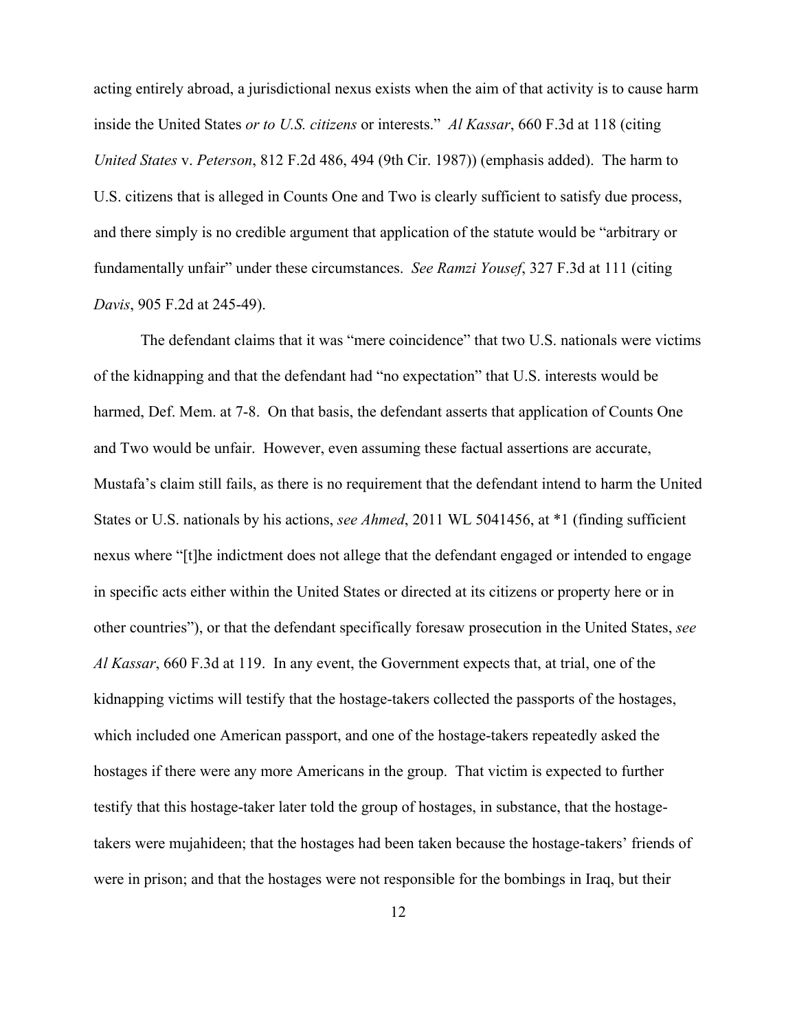acting entirely abroad, a jurisdictional nexus exists when the aim of that activity is to cause harm inside the United States *or to U.S. citizens* or interests." *Al Kassar*, 660 F.3d at 118 (citing *United States* v. *Peterson*, 812 F.2d 486, 494 (9th Cir. 1987)) (emphasis added). The harm to U.S. citizens that is alleged in Counts One and Two is clearly sufficient to satisfy due process, and there simply is no credible argument that application of the statute would be "arbitrary or fundamentally unfair" under these circumstances. *See Ramzi Yousef*, 327 F.3d at 111 (citing *Davis*, 905 F.2d at 245-49).

The defendant claims that it was "mere coincidence" that two U.S. nationals were victims of the kidnapping and that the defendant had "no expectation" that U.S. interests would be harmed, Def. Mem. at 7-8. On that basis, the defendant asserts that application of Counts One and Two would be unfair. However, even assuming these factual assertions are accurate, Mustafa's claim still fails, as there is no requirement that the defendant intend to harm the United States or U.S. nationals by his actions, *see Ahmed*, 2011 WL 5041456, at *1 (finding sufficient nexus where "[t]he indictment does not allege that the defendant engaged or intended to engage in specific acts either within the United States or directed at its citizens or property here or in other countries"), or that the defendant specifically foresaw prosecution in the United States, *see Al Kassar*, 660 F.3d at 119. In any event, the Government expects that, at trial, one of the kidnapping victims will testify that the hostage-takers collected the passports of the hostages, which included one American passport, and one of the hostage-takers repeatedly asked the hostages if there were any more Americans in the group. That victim is expected to further testify that this hostage-taker later told the group of hostages, in substance, that the hostage-takers were mujahideen; that the hostages had been taken because the hostage-takers' friends of were in prison; and that the hostages were not responsible for the bombings in Iraq, but their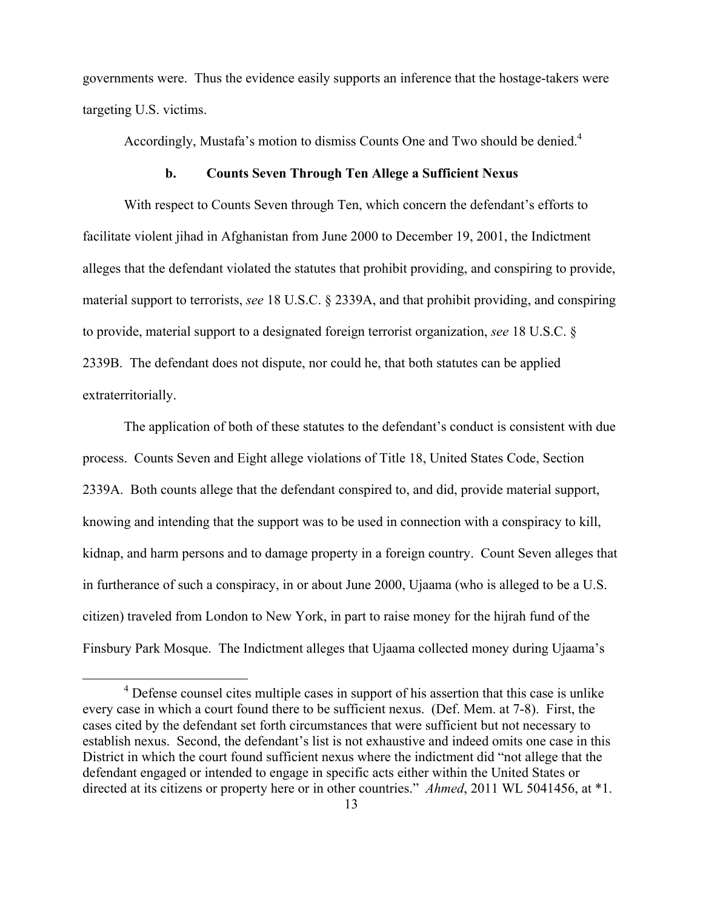governments were. Thus the evidence easily supports an inference that the hostage-takers were targeting U.S. victims.

Accordingly, Mustafa's motion to dismiss Counts One and Two should be denied.[4]

**b. Counts Seven Through Ten Allege a Sufficient Nexus**

With respect to Counts Seven through Ten, which concern the defendant's efforts to facilitate violent jihad in Afghanistan from June 2000 to December 19, 2001, the Indictment alleges that the defendant violated the statutes that prohibit providing, and conspiring to provide, material support to terrorists, *see* 18 U.S.C. § 2339A, and that prohibit providing, and conspiring to provide, material support to a designated foreign terrorist organization, *see* 18 U.S.C. § 2339B. The defendant does not dispute, nor could he, that both statutes can be applied extraterritorially.

The application of both of these statutes to the defendant's conduct is consistent with due process. Counts Seven and Eight allege violations of Title 18, United States Code, Section 2339A. Both counts allege that the defendant conspired to, and did, provide material support, knowing and intending that the support was to be used in connection with a conspiracy to kill, kidnap, and harm persons and to damage property in a foreign country. Count Seven alleges that in furtherance of such a conspiracy, in or about June 2000, Ujaama (who is alleged to be a U.S. citizen) traveled from London to New York, in part to raise money for the hijrah fund of the Finsbury Park Mosque. The Indictment alleges that Ujaama collected money during Ujaama's

[4] Defense counsel cites multiple cases in support of his assertion that this case is unlike every case in which a court found there to be sufficient nexus. (Def. Mem. at 7-8). First, the cases cited by the defendant set forth circumstances that were sufficient but not necessary to establish nexus. Second, the defendant's list is not exhaustive and indeed omits one case in this District in which the court found sufficient nexus where the indictment did "not allege that the defendant engaged or intended to engage in specific acts either within the United States or directed at its citizens or property here or in other countries." *Ahmed*, 2011 WL 5041456, at *1.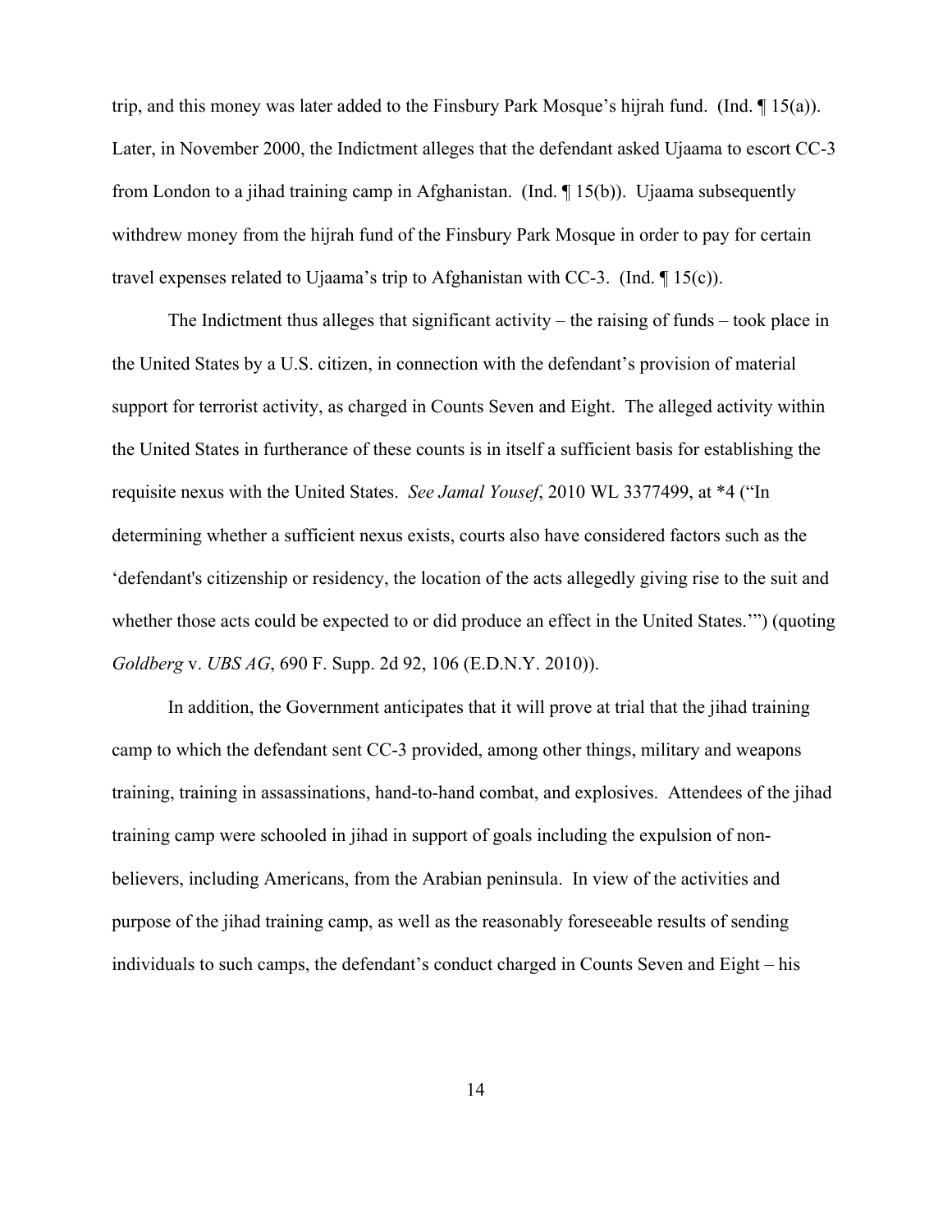trip, and this money was later added to the Finsbury Park Mosque's hijrah fund. (Ind. ¶ 15(a)). Later, in November 2000, the Indictment alleges that the defendant asked Ujaama to escort CC-3 from London to a jihad training camp in Afghanistan. (Ind. ¶ 15(b)). Ujaama subsequently withdrew money from the hijrah fund of the Finsbury Park Mosque in order to pay for certain travel expenses related to Ujaama's trip to Afghanistan with CC-3. (Ind. ¶ 15(c)).

The Indictment thus alleges that significant activity – the raising of funds – took place in the United States by a U.S. citizen, in connection with the defendant's provision of material support for terrorist activity, as charged in Counts Seven and Eight. The alleged activity within the United States in furtherance of these counts is in itself a sufficient basis for establishing the requisite nexus with the United States. *See Jamal Yousef*, 2010 WL 3377499, at *4 ("In determining whether a sufficient nexus exists, courts also have considered factors such as the 'defendant's citizenship or residency, the location of the acts allegedly giving rise to the suit and whether those acts could be expected to or did produce an effect in the United States.'") (quoting *Goldberg* v. *UBS AG*, 690 F. Supp. 2d 92, 106 (E.D.N.Y. 2010)).

In addition, the Government anticipates that it will prove at trial that the jihad training camp to which the defendant sent CC-3 provided, among other things, military and weapons training, training in assassinations, hand-to-hand combat, and explosives. Attendees of the jihad training camp were schooled in jihad in support of goals including the expulsion of non-believers, including Americans, from the Arabian peninsula. In view of the activities and purpose of the jihad training camp, as well as the reasonably foreseeable results of sending individuals to such camps, the defendant's conduct charged in Counts Seven and Eight – his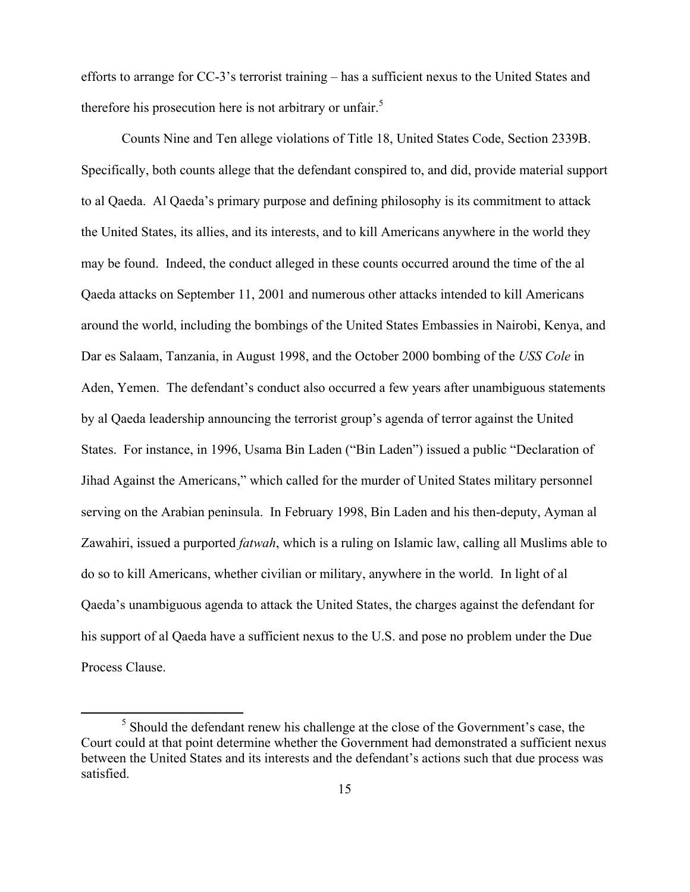efforts to arrange for CC-3's terrorist training – has a sufficient nexus to the United States and therefore his prosecution here is not arbitrary or unfair.[5]

Counts Nine and Ten allege violations of Title 18, United States Code, Section 2339B. Specifically, both counts allege that the defendant conspired to, and did, provide material support to al Qaeda. Al Qaeda's primary purpose and defining philosophy is its commitment to attack the United States, its allies, and its interests, and to kill Americans anywhere in the world they may be found. Indeed, the conduct alleged in these counts occurred around the time of the al Qaeda attacks on September 11, 2001 and numerous other attacks intended to kill Americans around the world, including the bombings of the United States Embassies in Nairobi, Kenya, and Dar es Salaam, Tanzania, in August 1998, and the October 2000 bombing of the *USS Cole* in Aden, Yemen. The defendant's conduct also occurred a few years after unambiguous statements by al Qaeda leadership announcing the terrorist group's agenda of terror against the United States. For instance, in 1996, Usama Bin Laden ("Bin Laden") issued a public "Declaration of Jihad Against the Americans," which called for the murder of United States military personnel serving on the Arabian peninsula. In February 1998, Bin Laden and his then-deputy, Ayman al Zawahiri, issued a purported *fatwah*, which is a ruling on Islamic law, calling all Muslims able to do so to kill Americans, whether civilian or military, anywhere in the world. In light of al Qaeda's unambiguous agenda to attack the United States, the charges against the defendant for his support of al Qaeda have a sufficient nexus to the U.S. and pose no problem under the Due Process Clause.

[5] Should the defendant renew his challenge at the close of the Government's case, the Court could at that point determine whether the Government had demonstrated a sufficient nexus between the United States and its interests and the defendant's actions such that due process was satisfied.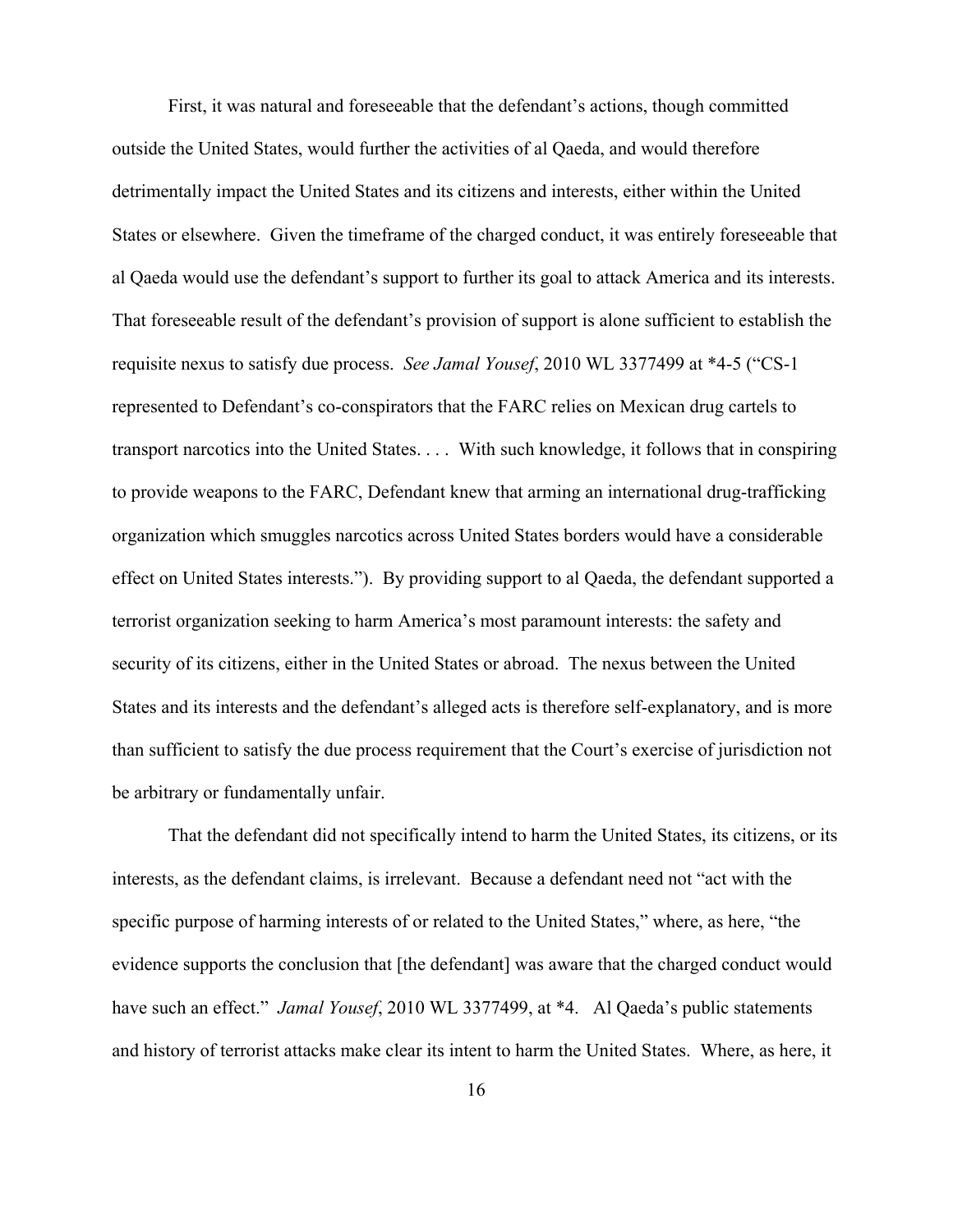First, it was natural and foreseeable that the defendant's actions, though committed outside the United States, would further the activities of al Qaeda, and would therefore detrimentally impact the United States and its citizens and interests, either within the United States or elsewhere. Given the timeframe of the charged conduct, it was entirely foreseeable that al Qaeda would use the defendant's support to further its goal to attack America and its interests. That foreseeable result of the defendant's provision of support is alone sufficient to establish the requisite nexus to satisfy due process. *See Jamal Yousef*, 2010 WL 3377499 at *4-5 ("CS-1 represented to Defendant's co-conspirators that the FARC relies on Mexican drug cartels to transport narcotics into the United States. . . . With such knowledge, it follows that in conspiring to provide weapons to the FARC, Defendant knew that arming an international drug-trafficking organization which smuggles narcotics across United States borders would have a considerable effect on United States interests."). By providing support to al Qaeda, the defendant supported a terrorist organization seeking to harm America's most paramount interests: the safety and security of its citizens, either in the United States or abroad. The nexus between the United States and its interests and the defendant's alleged acts is therefore self-explanatory, and is more than sufficient to satisfy the due process requirement that the Court's exercise of jurisdiction not be arbitrary or fundamentally unfair.

That the defendant did not specifically intend to harm the United States, its citizens, or its interests, as the defendant claims, is irrelevant. Because a defendant need not "act with the specific purpose of harming interests of or related to the United States," where, as here, "the evidence supports the conclusion that [the defendant] was aware that the charged conduct would have such an effect." *Jamal Yousef*, 2010 WL 3377499, at *4. Al Qaeda's public statements and history of terrorist attacks make clear its intent to harm the United States. Where, as here, it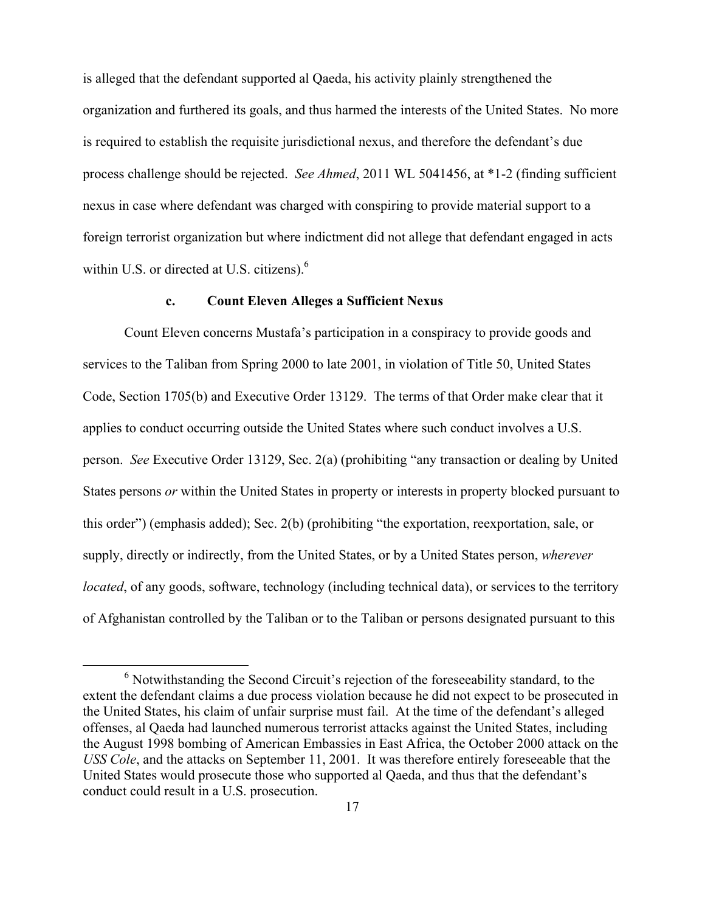is alleged that the defendant supported al Qaeda, his activity plainly strengthened the organization and furthered its goals, and thus harmed the interests of the United States. No more is required to establish the requisite jurisdictional nexus, and therefore the defendant's due process challenge should be rejected. *See Ahmed*, 2011 WL 5041456, at *1-2 (finding sufficient nexus in case where defendant was charged with conspiring to provide material support to a foreign terrorist organization but where indictment did not allege that defendant engaged in acts within U.S. or directed at U.S. citizens).[6]

#### c. Count Eleven Alleges a Sufficient Nexus

Count Eleven concerns Mustafa's participation in a conspiracy to provide goods and services to the Taliban from Spring 2000 to late 2001, in violation of Title 50, United States Code, Section 1705(b) and Executive Order 13129. The terms of that Order make clear that it applies to conduct occurring outside the United States where such conduct involves a U.S. person. *See* Executive Order 13129, Sec. 2(a) (prohibiting "any transaction or dealing by United States persons *or* within the United States in property or interests in property blocked pursuant to this order") (emphasis added); Sec. 2(b) (prohibiting "the exportation, reexportation, sale, or supply, directly or indirectly, from the United States, or by a United States person, *wherever located*, of any goods, software, technology (including technical data), or services to the territory of Afghanistan controlled by the Taliban or to the Taliban or persons designated pursuant to this

---

[6] Notwithstanding the Second Circuit's rejection of the foreseeability standard, to the extent the defendant claims a due process violation because he did not expect to be prosecuted in the United States, his claim of unfair surprise must fail. At the time of the defendant's alleged offenses, al Qaeda had launched numerous terrorist attacks against the United States, including the August 1998 bombing of American Embassies in East Africa, the October 2000 attack on the *USS Cole*, and the attacks on September 11, 2001. It was therefore entirely foreseeable that the United States would prosecute those who supported al Qaeda, and thus that the defendant's conduct could result in a U.S. prosecution.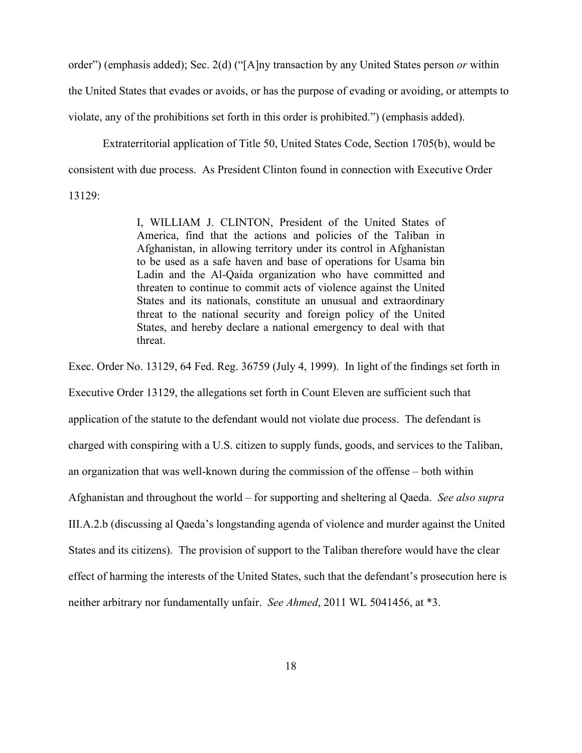order") (emphasis added); Sec. 2(d) ("[A]ny transaction by any United States person *or* within the United States that evades or avoids, or has the purpose of evading or avoiding, or attempts to violate, any of the prohibitions set forth in this order is prohibited.") (emphasis added).

Extraterritorial application of Title 50, United States Code, Section 1705(b), would be consistent with due process. As President Clinton found in connection with Executive Order 13129:

> I, WILLIAM J. CLINTON, President of the United States of America, find that the actions and policies of the Taliban in Afghanistan, in allowing territory under its control in Afghanistan to be used as a safe haven and base of operations for Usama bin Ladin and the Al-Qaida organization who have committed and threaten to continue to commit acts of violence against the United States and its nationals, constitute an unusual and extraordinary threat to the national security and foreign policy of the United States, and hereby declare a national emergency to deal with that threat.

Exec. Order No. 13129, 64 Fed. Reg. 36759 (July 4, 1999). In light of the findings set forth in Executive Order 13129, the allegations set forth in Count Eleven are sufficient such that application of the statute to the defendant would not violate due process. The defendant is charged with conspiring with a U.S. citizen to supply funds, goods, and services to the Taliban, an organization that was well-known during the commission of the offense – both within Afghanistan and throughout the world – for supporting and sheltering al Qaeda. *See also supra* III.A.2.b (discussing al Qaeda's longstanding agenda of violence and murder against the United States and its citizens). The provision of support to the Taliban therefore would have the clear effect of harming the interests of the United States, such that the defendant's prosecution here is neither arbitrary nor fundamentally unfair. *See Ahmed*, 2011 WL 5041456, at *3.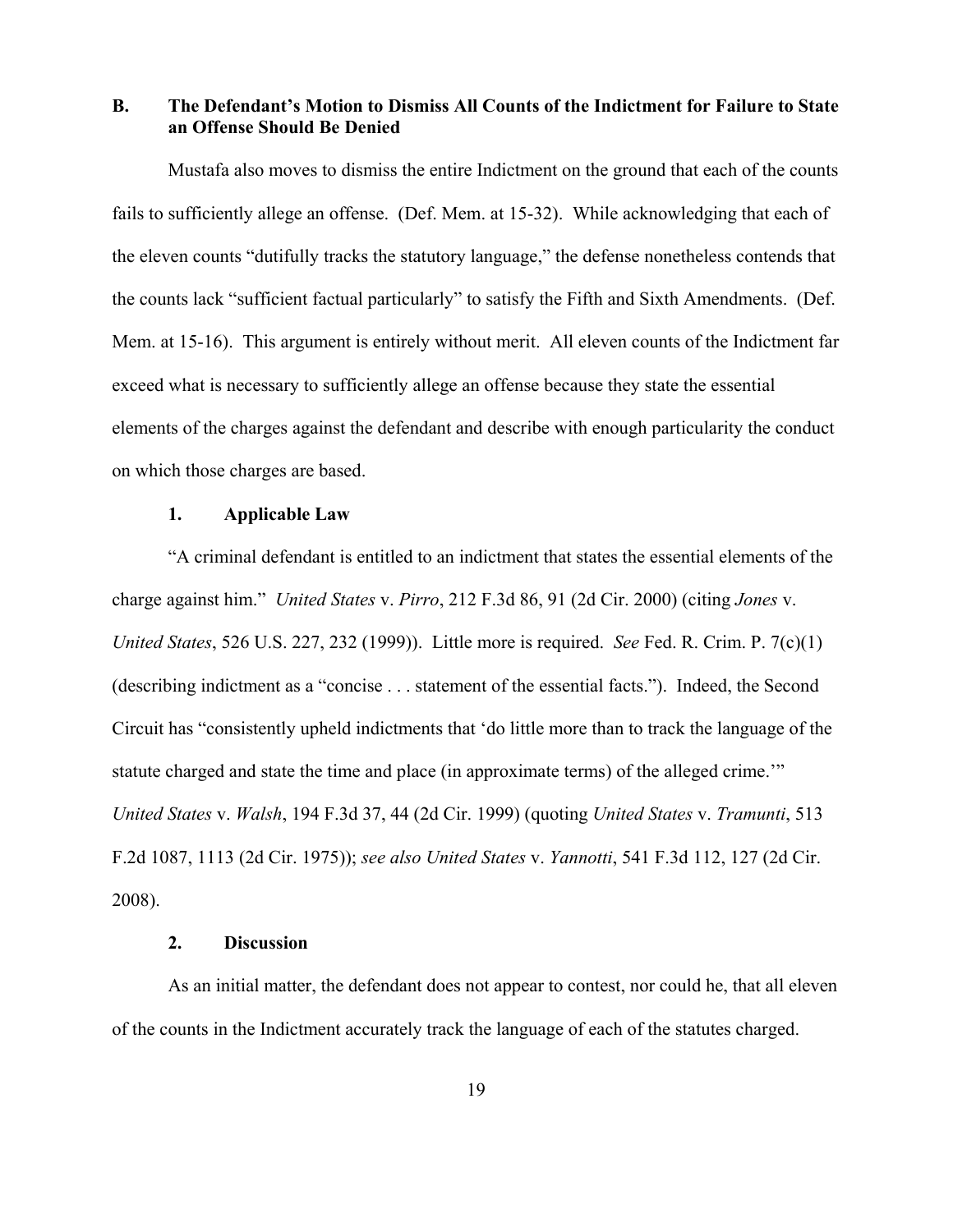### B. The Defendant's Motion to Dismiss All Counts of the Indictment for Failure to State an Offense Should Be Denied

Mustafa also moves to dismiss the entire Indictment on the ground that each of the counts fails to sufficiently allege an offense. (Def. Mem. at 15-32). While acknowledging that each of the eleven counts "dutifully tracks the statutory language," the defense nonetheless contends that the counts lack "sufficient factual particularly" to satisfy the Fifth and Sixth Amendments. (Def. Mem. at 15-16). This argument is entirely without merit. All eleven counts of the Indictment far exceed what is necessary to sufficiently allege an offense because they state the essential elements of the charges against the defendant and describe with enough particularity the conduct on which those charges are based.

#### 1. Applicable Law

"A criminal defendant is entitled to an indictment that states the essential elements of the charge against him." *United States* v. *Pirro*, 212 F.3d 86, 91 (2d Cir. 2000) (citing *Jones* v. *United States*, 526 U.S. 227, 232 (1999)). Little more is required. *See* Fed. R. Crim. P. 7(c)(1) (describing indictment as a "concise . . . statement of the essential facts."). Indeed, the Second Circuit has "consistently upheld indictments that 'do little more than to track the language of the statute charged and state the time and place (in approximate terms) of the alleged crime.'" *United States* v. *Walsh*, 194 F.3d 37, 44 (2d Cir. 1999) (quoting *United States* v. *Tramunti*, 513 F.2d 1087, 1113 (2d Cir. 1975)); *see also United States* v. *Yannotti*, 541 F.3d 112, 127 (2d Cir. 2008).

#### 2. Discussion

As an initial matter, the defendant does not appear to contest, nor could he, that all eleven of the counts in the Indictment accurately track the language of each of the statutes charged.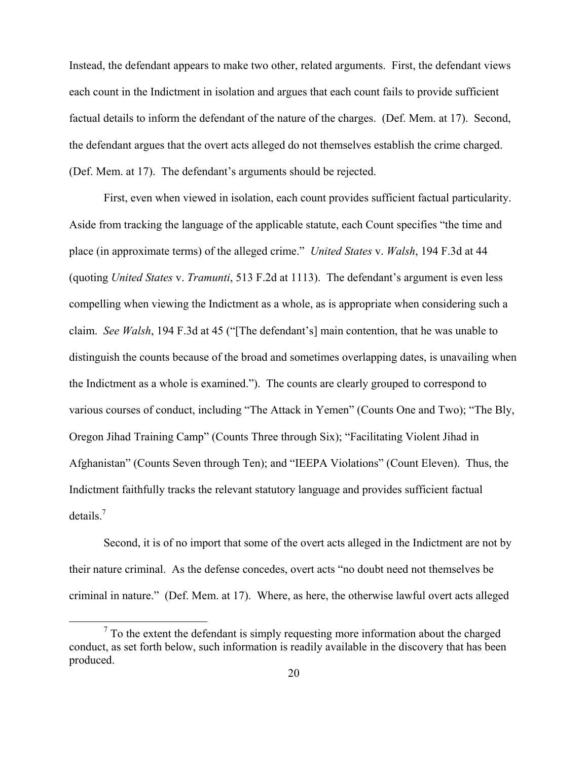Instead, the defendant appears to make two other, related arguments. First, the defendant views each count in the Indictment in isolation and argues that each count fails to provide sufficient factual details to inform the defendant of the nature of the charges. (Def. Mem. at 17). Second, the defendant argues that the overt acts alleged do not themselves establish the crime charged. (Def. Mem. at 17). The defendant's arguments should be rejected.

First, even when viewed in isolation, each count provides sufficient factual particularity. Aside from tracking the language of the applicable statute, each Count specifies "the time and place (in approximate terms) of the alleged crime." *United States* v. *Walsh*, 194 F.3d at 44 (quoting *United States* v. *Tramunti*, 513 F.2d at 1113). The defendant's argument is even less compelling when viewing the Indictment as a whole, as is appropriate when considering such a claim. *See Walsh*, 194 F.3d at 45 ("[The defendant's] main contention, that he was unable to distinguish the counts because of the broad and sometimes overlapping dates, is unavailing when the Indictment as a whole is examined."). The counts are clearly grouped to correspond to various courses of conduct, including "The Attack in Yemen" (Counts One and Two); "The Bly, Oregon Jihad Training Camp" (Counts Three through Six); "Facilitating Violent Jihad in Afghanistan" (Counts Seven through Ten); and "IEEPA Violations" (Count Eleven). Thus, the Indictment faithfully tracks the relevant statutory language and provides sufficient factual details.[7]

Second, it is of no import that some of the overt acts alleged in the Indictment are not by their nature criminal. As the defense concedes, overt acts "no doubt need not themselves be criminal in nature." (Def. Mem. at 17). Where, as here, the otherwise lawful overt acts alleged

[7] To the extent the defendant is simply requesting more information about the charged conduct, as set forth below, such information is readily available in the discovery that has been produced.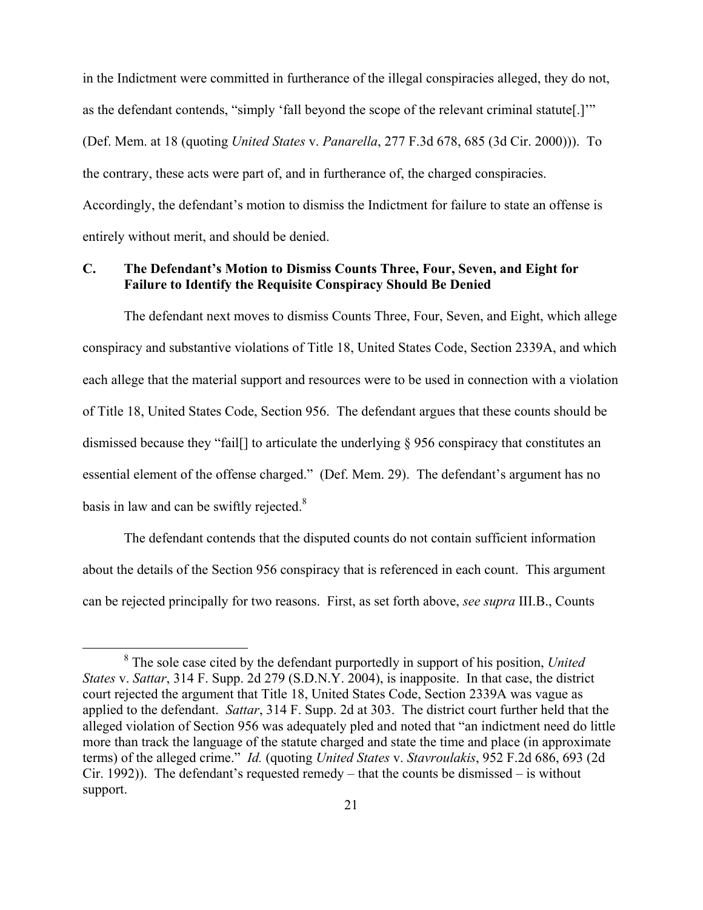in the Indictment were committed in furtherance of the illegal conspiracies alleged, they do not, as the defendant contends, "simply 'fall beyond the scope of the relevant criminal statute[.]'" (Def. Mem. at 18 (quoting *United States* v. *Panarella*, 277 F.3d 678, 685 (3d Cir. 2000))). To the contrary, these acts were part of, and in furtherance of, the charged conspiracies. Accordingly, the defendant's motion to dismiss the Indictment for failure to state an offense is entirely without merit, and should be denied.

### C. The Defendant's Motion to Dismiss Counts Three, Four, Seven, and Eight for Failure to Identify the Requisite Conspiracy Should Be Denied

The defendant next moves to dismiss Counts Three, Four, Seven, and Eight, which allege conspiracy and substantive violations of Title 18, United States Code, Section 2339A, and which each allege that the material support and resources were to be used in connection with a violation of Title 18, United States Code, Section 956. The defendant argues that these counts should be dismissed because they "fail[] to articulate the underlying § 956 conspiracy that constitutes an essential element of the offense charged." (Def. Mem. 29). The defendant's argument has no basis in law and can be swiftly rejected.[8]

The defendant contends that the disputed counts do not contain sufficient information about the details of the Section 956 conspiracy that is referenced in each count. This argument can be rejected principally for two reasons. First, as set forth above, *see supra* III.B., Counts

[8] The sole case cited by the defendant purportedly in support of his position, *United States* v. *Sattar*, 314 F. Supp. 2d 279 (S.D.N.Y. 2004), is inapposite. In that case, the district court rejected the argument that Title 18, United States Code, Section 2339A was vague as applied to the defendant. *Sattar*, 314 F. Supp. 2d at 303. The district court further held that the alleged violation of Section 956 was adequately pled and noted that "an indictment need do little more than track the language of the statute charged and state the time and place (in approximate terms) of the alleged crime." *Id.* (quoting *United States* v. *Stavroulakis*, 952 F.2d 686, 693 (2d Cir. 1992)). The defendant's requested remedy – that the counts be dismissed – is without support.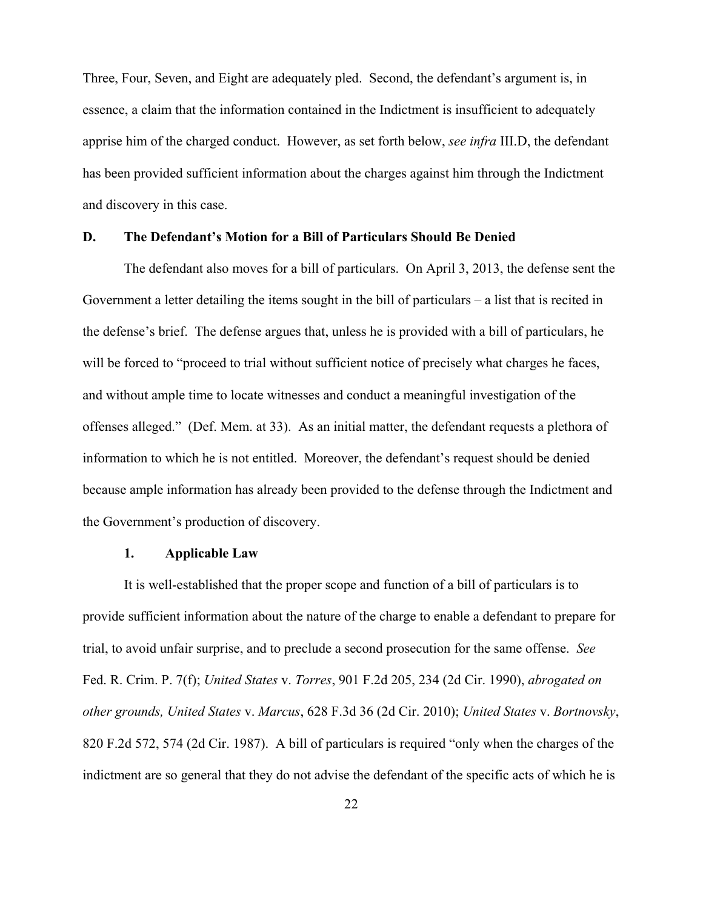Three, Four, Seven, and Eight are adequately pled. Second, the defendant's argument is, in essence, a claim that the information contained in the Indictment is insufficient to adequately apprise him of the charged conduct. However, as set forth below, *see infra* III.D, the defendant has been provided sufficient information about the charges against him through the Indictment and discovery in this case.

### D. The Defendant's Motion for a Bill of Particulars Should Be Denied

The defendant also moves for a bill of particulars. On April 3, 2013, the defense sent the Government a letter detailing the items sought in the bill of particulars – a list that is recited in the defense's brief. The defense argues that, unless he is provided with a bill of particulars, he will be forced to "proceed to trial without sufficient notice of precisely what charges he faces, and without ample time to locate witnesses and conduct a meaningful investigation of the offenses alleged." (Def. Mem. at 33). As an initial matter, the defendant requests a plethora of information to which he is not entitled. Moreover, the defendant's request should be denied because ample information has already been provided to the defense through the Indictment and the Government's production of discovery.

#### 1. Applicable Law

It is well-established that the proper scope and function of a bill of particulars is to provide sufficient information about the nature of the charge to enable a defendant to prepare for trial, to avoid unfair surprise, and to preclude a second prosecution for the same offense. *See* Fed. R. Crim. P. 7(f); *United States* v. *Torres*, 901 F.2d 205, 234 (2d Cir. 1990), *abrogated on other grounds, United States* v. *Marcus*, 628 F.3d 36 (2d Cir. 2010); *United States* v. *Bortnovsky*, 820 F.2d 572, 574 (2d Cir. 1987). A bill of particulars is required "only when the charges of the indictment are so general that they do not advise the defendant of the specific acts of which he is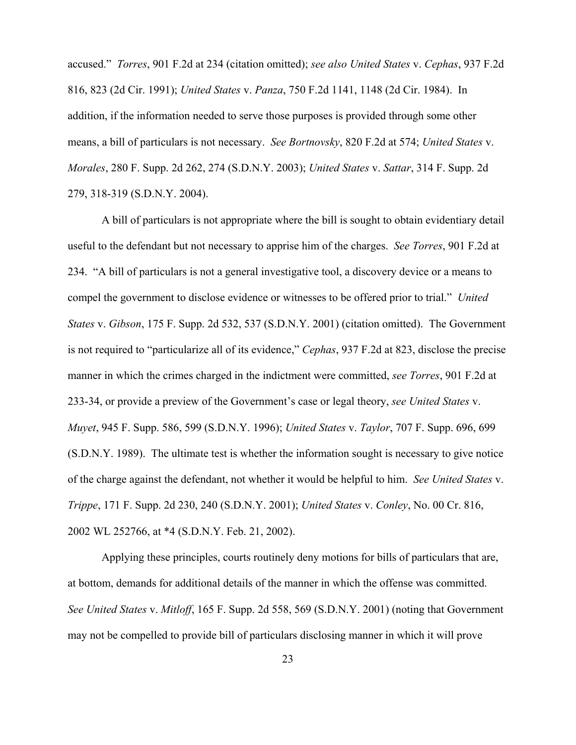accused." *Torres*, 901 F.2d at 234 (citation omitted); *see also United States* v. *Cephas*, 937 F.2d 816, 823 (2d Cir. 1991); *United States* v. *Panza*, 750 F.2d 1141, 1148 (2d Cir. 1984). In addition, if the information needed to serve those purposes is provided through some other means, a bill of particulars is not necessary. *See Bortnovsky*, 820 F.2d at 574; *United States* v. *Morales*, 280 F. Supp. 2d 262, 274 (S.D.N.Y. 2003); *United States* v. *Sattar*, 314 F. Supp. 2d 279, 318-319 (S.D.N.Y. 2004).

A bill of particulars is not appropriate where the bill is sought to obtain evidentiary detail useful to the defendant but not necessary to apprise him of the charges. *See Torres*, 901 F.2d at 234. "A bill of particulars is not a general investigative tool, a discovery device or a means to compel the government to disclose evidence or witnesses to be offered prior to trial." *United States* v. *Gibson*, 175 F. Supp. 2d 532, 537 (S.D.N.Y. 2001) (citation omitted). The Government is not required to "particularize all of its evidence," *Cephas*, 937 F.2d at 823, disclose the precise manner in which the crimes charged in the indictment were committed, *see Torres*, 901 F.2d at 233-34, or provide a preview of the Government's case or legal theory, *see United States* v. *Muyet*, 945 F. Supp. 586, 599 (S.D.N.Y. 1996); *United States* v. *Taylor*, 707 F. Supp. 696, 699 (S.D.N.Y. 1989). The ultimate test is whether the information sought is necessary to give notice of the charge against the defendant, not whether it would be helpful to him. *See United States* v. *Trippe*, 171 F. Supp. 2d 230, 240 (S.D.N.Y. 2001); *United States* v. *Conley*, No. 00 Cr. 816, 2002 WL 252766, at *4 (S.D.N.Y. Feb. 21, 2002).

Applying these principles, courts routinely deny motions for bills of particulars that are, at bottom, demands for additional details of the manner in which the offense was committed. *See United States* v. *Mitloff*, 165 F. Supp. 2d 558, 569 (S.D.N.Y. 2001) (noting that Government may not be compelled to provide bill of particulars disclosing manner in which it will prove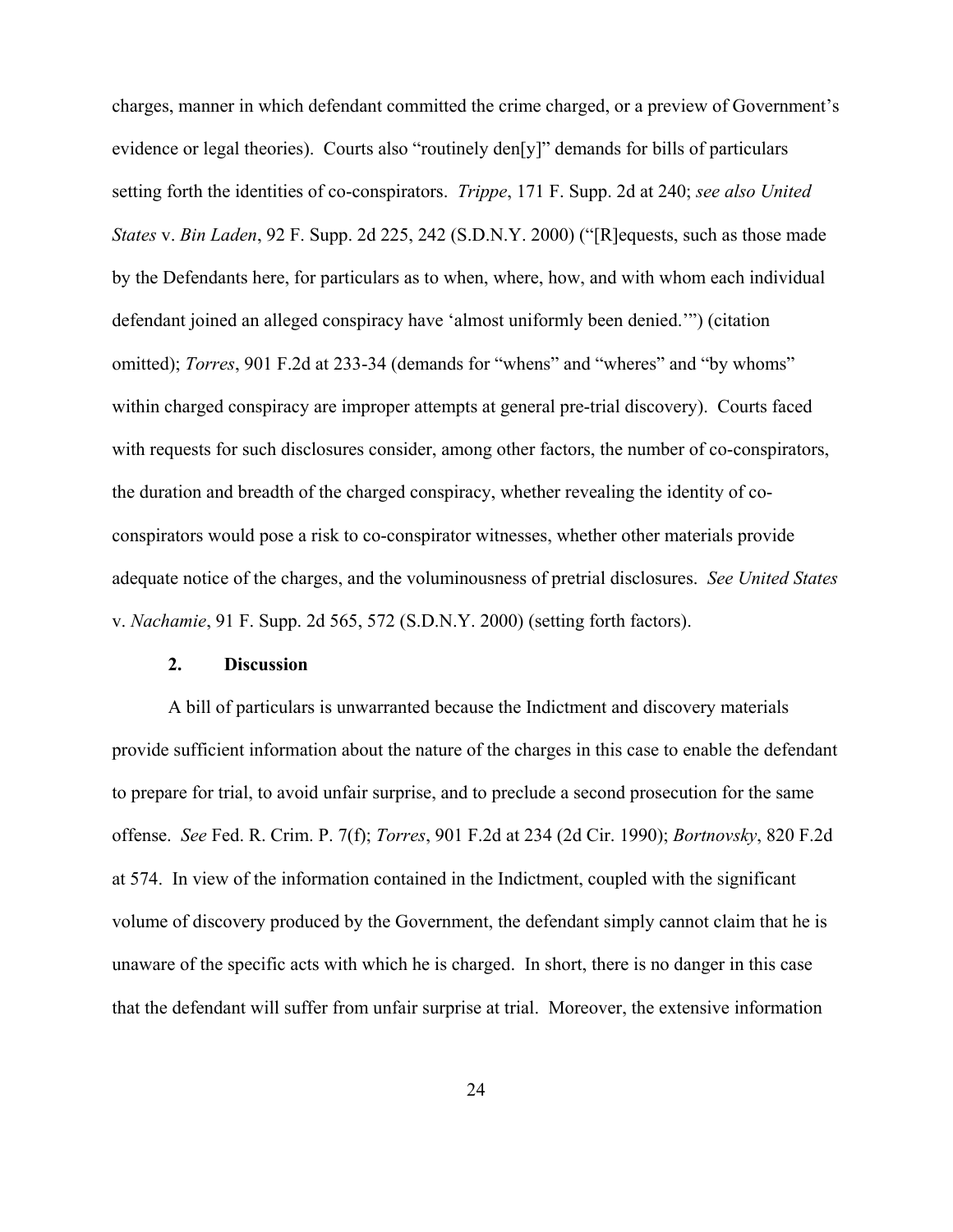charges, manner in which defendant committed the crime charged, or a preview of Government's evidence or legal theories). Courts also "routinely den[y]" demands for bills of particulars setting forth the identities of co-conspirators. *Trippe*, 171 F. Supp. 2d at 240; *see also United States* v. *Bin Laden*, 92 F. Supp. 2d 225, 242 (S.D.N.Y. 2000) ("[R]equests, such as those made by the Defendants here, for particulars as to when, where, how, and with whom each individual defendant joined an alleged conspiracy have 'almost uniformly been denied.'") (citation omitted); *Torres*, 901 F.2d at 233-34 (demands for "whens" and "wheres" and "by whoms" within charged conspiracy are improper attempts at general pre-trial discovery). Courts faced with requests for such disclosures consider, among other factors, the number of co-conspirators, the duration and breadth of the charged conspiracy, whether revealing the identity of co-conspirators would pose a risk to co-conspirator witnesses, whether other materials provide adequate notice of the charges, and the voluminousness of pretrial disclosures. *See United States* v. *Nachamie*, 91 F. Supp. 2d 565, 572 (S.D.N.Y. 2000) (setting forth factors).

### 2. Discussion

A bill of particulars is unwarranted because the Indictment and discovery materials provide sufficient information about the nature of the charges in this case to enable the defendant to prepare for trial, to avoid unfair surprise, and to preclude a second prosecution for the same offense. *See* Fed. R. Crim. P. 7(f); *Torres*, 901 F.2d at 234 (2d Cir. 1990); *Bortnovsky*, 820 F.2d at 574. In view of the information contained in the Indictment, coupled with the significant volume of discovery produced by the Government, the defendant simply cannot claim that he is unaware of the specific acts with which he is charged. In short, there is no danger in this case that the defendant will suffer from unfair surprise at trial. Moreover, the extensive information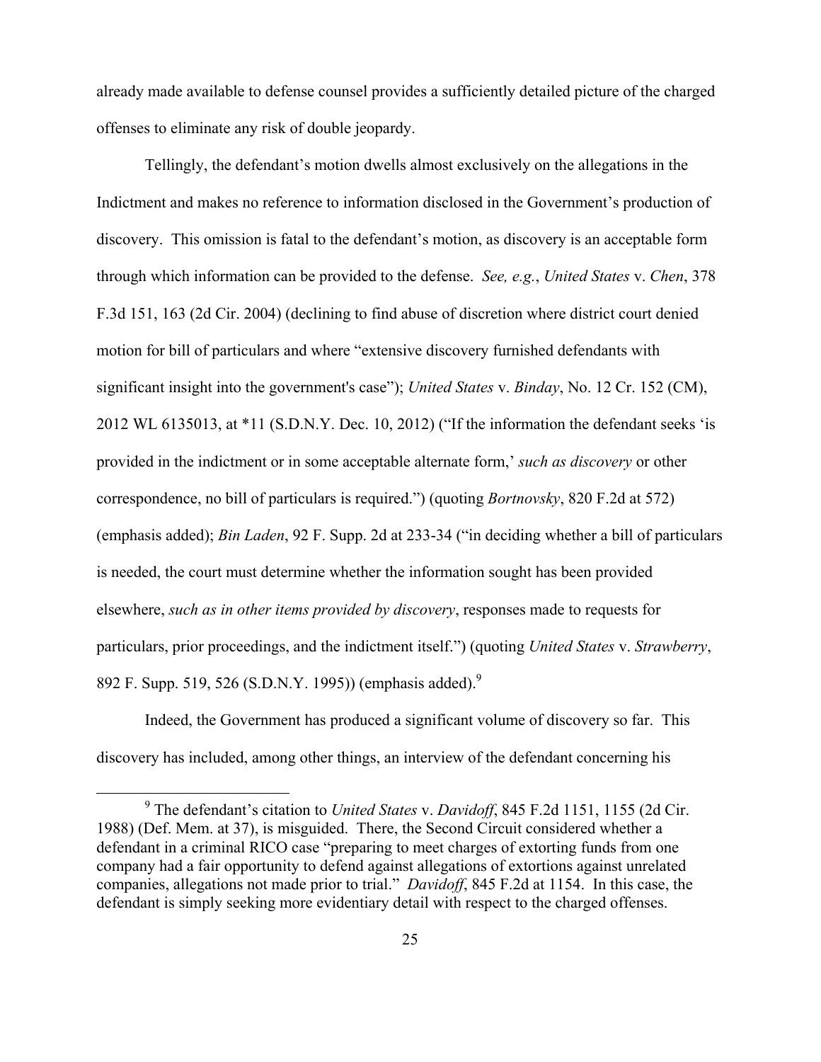already made available to defense counsel provides a sufficiently detailed picture of the charged offenses to eliminate any risk of double jeopardy.

Tellingly, the defendant's motion dwells almost exclusively on the allegations in the Indictment and makes no reference to information disclosed in the Government's production of discovery. This omission is fatal to the defendant's motion, as discovery is an acceptable form through which information can be provided to the defense. *See, e.g.*, *United States* v. *Chen*, 378 F.3d 151, 163 (2d Cir. 2004) (declining to find abuse of discretion where district court denied motion for bill of particulars and where "extensive discovery furnished defendants with significant insight into the government's case"); *United States* v. *Binday*, No. 12 Cr. 152 (CM), 2012 WL 6135013, at *11 (S.D.N.Y. Dec. 10, 2012) ("If the information the defendant seeks 'is provided in the indictment or in some acceptable alternate form,' *such as discovery* or other correspondence, no bill of particulars is required.") (quoting *Bortnovsky*, 820 F.2d at 572) (emphasis added); *Bin Laden*, 92 F. Supp. 2d at 233-34 ("in deciding whether a bill of particulars is needed, the court must determine whether the information sought has been provided elsewhere, *such as in other items provided by discovery*, responses made to requests for particulars, prior proceedings, and the indictment itself.") (quoting *United States* v. *Strawberry*, 892 F. Supp. 519, 526 (S.D.N.Y. 1995)) (emphasis added).[9]

Indeed, the Government has produced a significant volume of discovery so far. This discovery has included, among other things, an interview of the defendant concerning his

[9] The defendant's citation to *United States* v. *Davidoff*, 845 F.2d 1151, 1155 (2d Cir. 1988) (Def. Mem. at 37), is misguided. There, the Second Circuit considered whether a defendant in a criminal RICO case "preparing to meet charges of extorting funds from one company had a fair opportunity to defend against allegations of extortions against unrelated companies, allegations not made prior to trial." *Davidoff*, 845 F.2d at 1154. In this case, the defendant is simply seeking more evidentiary detail with respect to the charged offenses.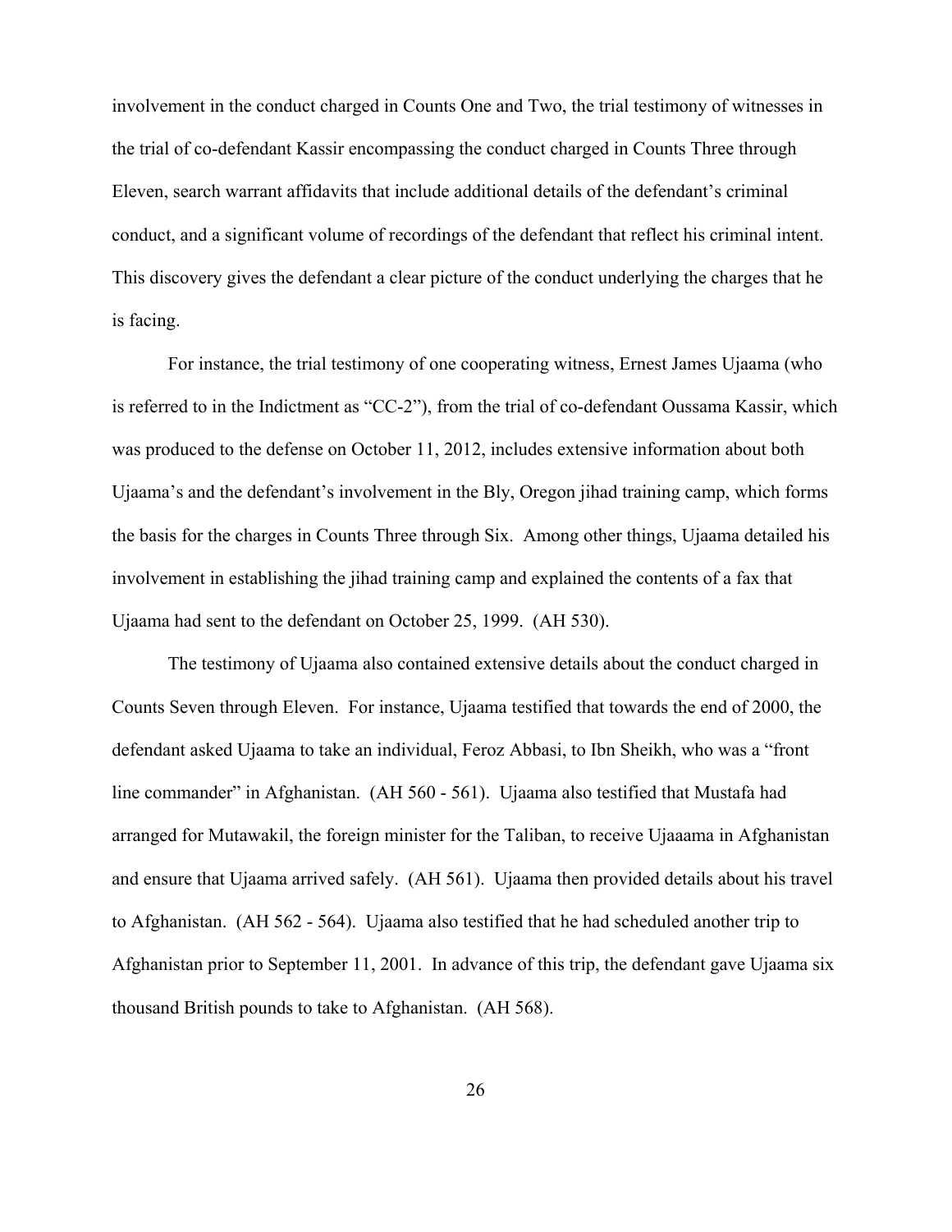involvement in the conduct charged in Counts One and Two, the trial testimony of witnesses in the trial of co-defendant Kassir encompassing the conduct charged in Counts Three through Eleven, search warrant affidavits that include additional details of the defendant's criminal conduct, and a significant volume of recordings of the defendant that reflect his criminal intent. This discovery gives the defendant a clear picture of the conduct underlying the charges that he is facing.

For instance, the trial testimony of one cooperating witness, Ernest James Ujaama (who is referred to in the Indictment as "CC-2"), from the trial of co-defendant Oussama Kassir, which was produced to the defense on October 11, 2012, includes extensive information about both Ujaama's and the defendant's involvement in the Bly, Oregon jihad training camp, which forms the basis for the charges in Counts Three through Six. Among other things, Ujaama detailed his involvement in establishing the jihad training camp and explained the contents of a fax that Ujaama had sent to the defendant on October 25, 1999. (AH 530).

The testimony of Ujaama also contained extensive details about the conduct charged in Counts Seven through Eleven. For instance, Ujaama testified that towards the end of 2000, the defendant asked Ujaama to take an individual, Feroz Abbasi, to Ibn Sheikh, who was a "front line commander" in Afghanistan. (AH 560 - 561). Ujaama also testified that Mustafa had arranged for Mutawakil, the foreign minister for the Taliban, to receive Ujaaama in Afghanistan and ensure that Ujaama arrived safely. (AH 561). Ujaama then provided details about his travel to Afghanistan. (AH 562 - 564). Ujaama also testified that he had scheduled another trip to Afghanistan prior to September 11, 2001. In advance of this trip, the defendant gave Ujaama six thousand British pounds to take to Afghanistan. (AH 568).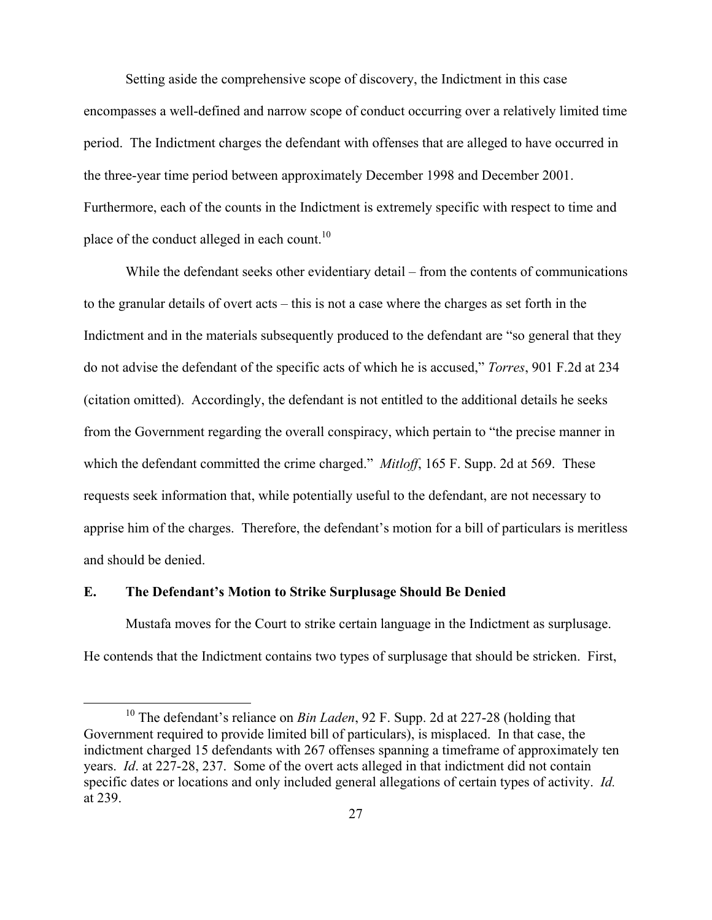Setting aside the comprehensive scope of discovery, the Indictment in this case encompasses a well-defined and narrow scope of conduct occurring over a relatively limited time period. The Indictment charges the defendant with offenses that are alleged to have occurred in the three-year time period between approximately December 1998 and December 2001. Furthermore, each of the counts in the Indictment is extremely specific with respect to time and place of the conduct alleged in each count.[10]

While the defendant seeks other evidentiary detail – from the contents of communications to the granular details of overt acts – this is not a case where the charges as set forth in the Indictment and in the materials subsequently produced to the defendant are "so general that they do not advise the defendant of the specific acts of which he is accused," *Torres*, 901 F.2d at 234 (citation omitted). Accordingly, the defendant is not entitled to the additional details he seeks from the Government regarding the overall conspiracy, which pertain to "the precise manner in which the defendant committed the crime charged." *Mitloff*, 165 F. Supp. 2d at 569. These requests seek information that, while potentially useful to the defendant, are not necessary to apprise him of the charges. Therefore, the defendant's motion for a bill of particulars is meritless and should be denied.

### E. The Defendant's Motion to Strike Surplusage Should Be Denied

Mustafa moves for the Court to strike certain language in the Indictment as surplusage. He contends that the Indictment contains two types of surplusage that should be stricken. First,

---

[10] The defendant's reliance on *Bin Laden*, 92 F. Supp. 2d at 227-28 (holding that Government required to provide limited bill of particulars), is misplaced. In that case, the indictment charged 15 defendants with 267 offenses spanning a timeframe of approximately ten years. *Id*. at 227-28, 237. Some of the overt acts alleged in that indictment did not contain specific dates or locations and only included general allegations of certain types of activity. *Id.* at 239.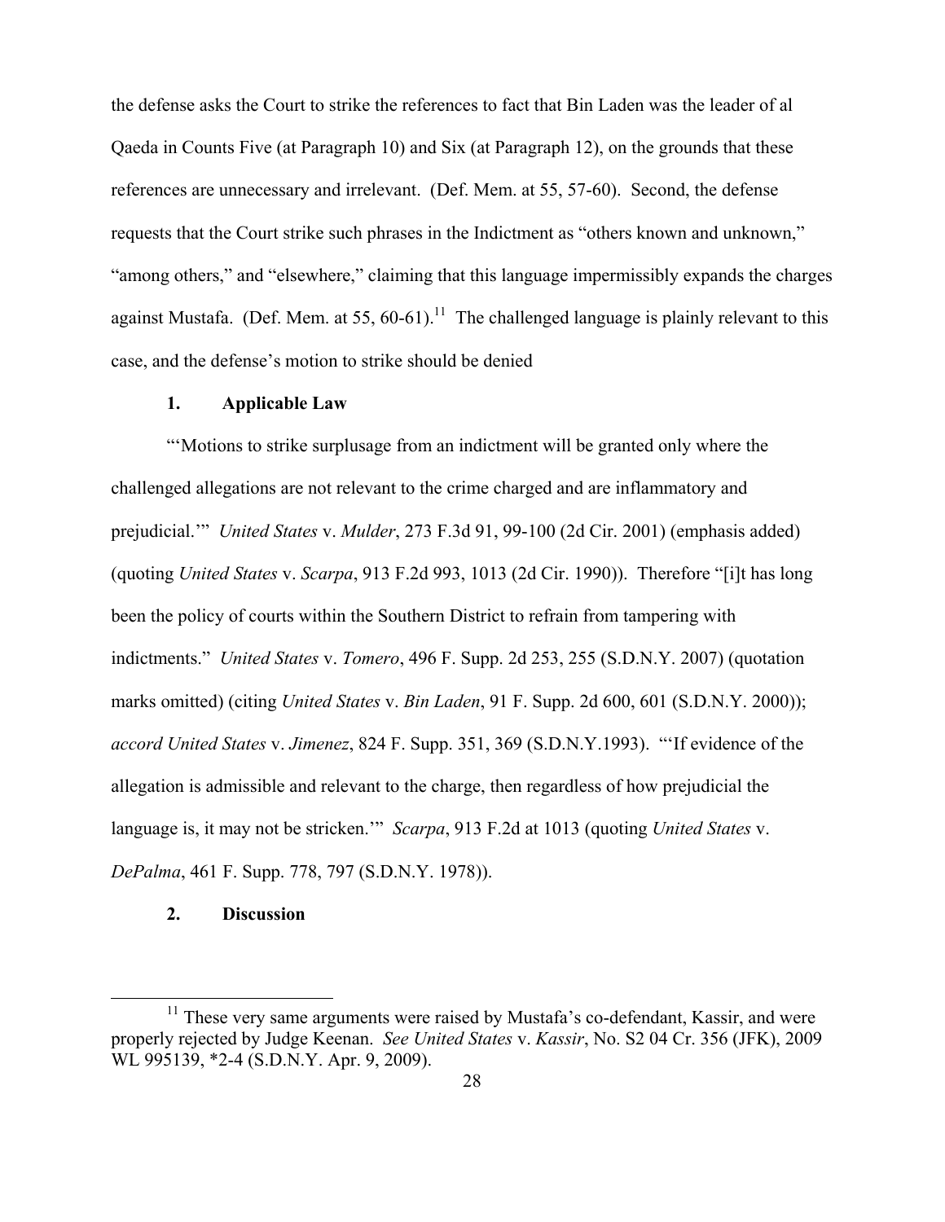the defense asks the Court to strike the references to fact that Bin Laden was the leader of al Qaeda in Counts Five (at Paragraph 10) and Six (at Paragraph 12), on the grounds that these references are unnecessary and irrelevant. (Def. Mem. at 55, 57-60). Second, the defense requests that the Court strike such phrases in the Indictment as "others known and unknown," "among others," and "elsewhere," claiming that this language impermissibly expands the charges against Mustafa. (Def. Mem. at 55, 60-61).[11] The challenged language is plainly relevant to this case, and the defense's motion to strike should be denied

### 1. Applicable Law

"'Motions to strike surplusage from an indictment will be granted only where the challenged allegations are not relevant to the crime charged and are inflammatory and prejudicial.'" *United States* v. *Mulder*, 273 F.3d 91, 99-100 (2d Cir. 2001) (emphasis added) (quoting *United States* v. *Scarpa*, 913 F.2d 993, 1013 (2d Cir. 1990)). Therefore "[i]t has long been the policy of courts within the Southern District to refrain from tampering with indictments." *United States* v. *Tomero*, 496 F. Supp. 2d 253, 255 (S.D.N.Y. 2007) (quotation marks omitted) (citing *United States* v. *Bin Laden*, 91 F. Supp. 2d 600, 601 (S.D.N.Y. 2000)); *accord United States* v. *Jimenez*, 824 F. Supp. 351, 369 (S.D.N.Y.1993). "'If evidence of the allegation is admissible and relevant to the charge, then regardless of how prejudicial the language is, it may not be stricken.'" *Scarpa*, 913 F.2d at 1013 (quoting *United States* v. *DePalma*, 461 F. Supp. 778, 797 (S.D.N.Y. 1978)).

### 2. Discussion

---

[11] These very same arguments were raised by Mustafa's co-defendant, Kassir, and were properly rejected by Judge Keenan. *See United States* v. *Kassir*, No. S2 04 Cr. 356 (JFK), 2009 WL 995139, *2-4 (S.D.N.Y. Apr. 9, 2009).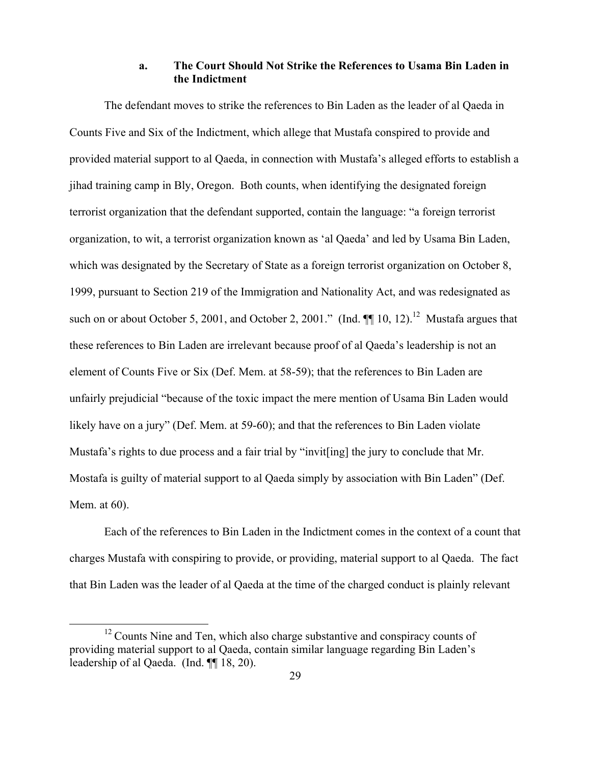### a. The Court Should Not Strike the References to Usama Bin Laden in the Indictment

The defendant moves to strike the references to Bin Laden as the leader of al Qaeda in Counts Five and Six of the Indictment, which allege that Mustafa conspired to provide and provided material support to al Qaeda, in connection with Mustafa's alleged efforts to establish a jihad training camp in Bly, Oregon. Both counts, when identifying the designated foreign terrorist organization that the defendant supported, contain the language: "a foreign terrorist organization, to wit, a terrorist organization known as 'al Qaeda' and led by Usama Bin Laden, which was designated by the Secretary of State as a foreign terrorist organization on October 8, 1999, pursuant to Section 219 of the Immigration and Nationality Act, and was redesignated as such on or about October 5, 2001, and October 2, 2001." (Ind. ¶¶ 10, 12).[12] Mustafa argues that these references to Bin Laden are irrelevant because proof of al Qaeda's leadership is not an element of Counts Five or Six (Def. Mem. at 58-59); that the references to Bin Laden are unfairly prejudicial "because of the toxic impact the mere mention of Usama Bin Laden would likely have on a jury" (Def. Mem. at 59-60); and that the references to Bin Laden violate Mustafa's rights to due process and a fair trial by "invit[ing] the jury to conclude that Mr. Mostafa is guilty of material support to al Qaeda simply by association with Bin Laden" (Def. Mem. at 60).

Each of the references to Bin Laden in the Indictment comes in the context of a count that charges Mustafa with conspiring to provide, or providing, material support to al Qaeda. The fact that Bin Laden was the leader of al Qaeda at the time of the charged conduct is plainly relevant

[12] Counts Nine and Ten, which also charge substantive and conspiracy counts of providing material support to al Qaeda, contain similar language regarding Bin Laden's leadership of al Qaeda. (Ind. ¶¶ 18, 20).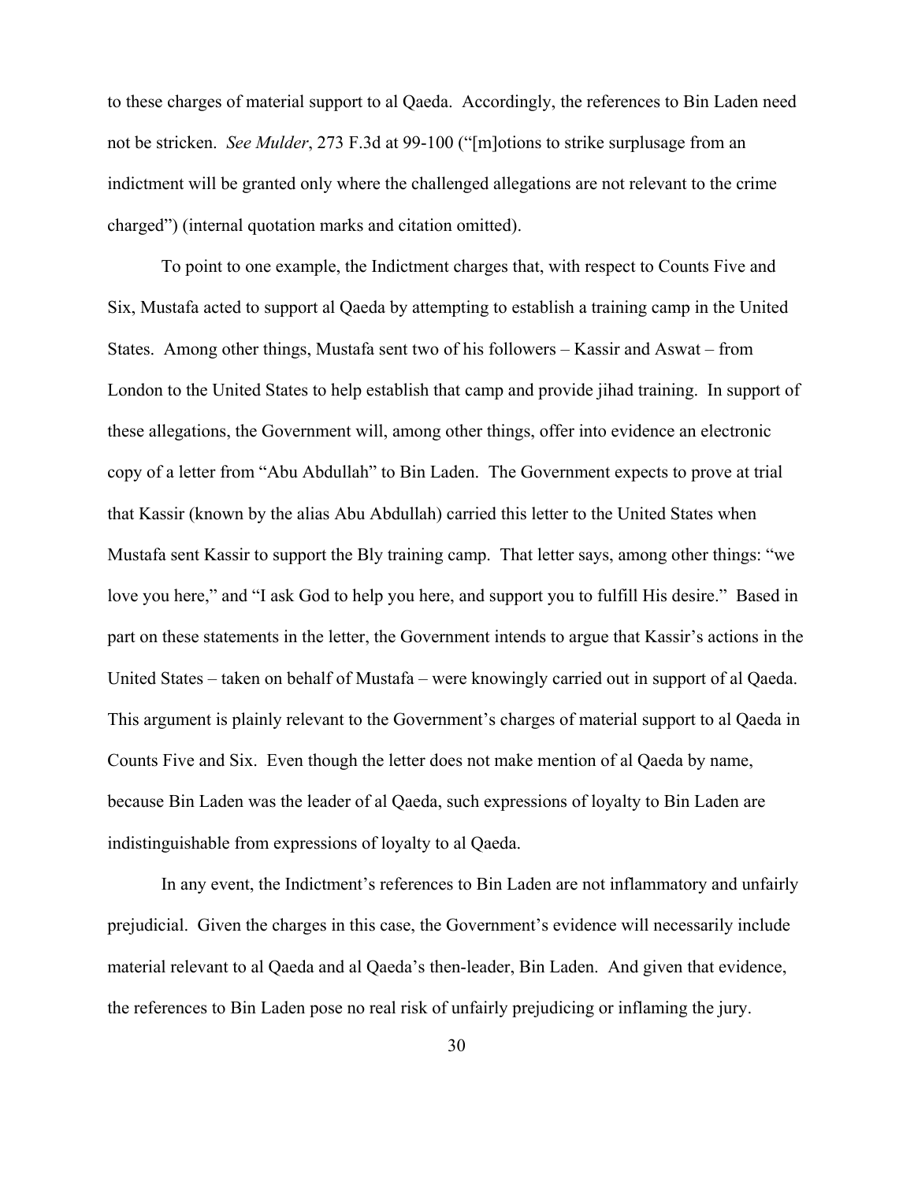to these charges of material support to al Qaeda. Accordingly, the references to Bin Laden need not be stricken. *See Mulder*, 273 F.3d at 99-100 ("[m]otions to strike surplusage from an indictment will be granted only where the challenged allegations are not relevant to the crime charged") (internal quotation marks and citation omitted).

To point to one example, the Indictment charges that, with respect to Counts Five and Six, Mustafa acted to support al Qaeda by attempting to establish a training camp in the United States. Among other things, Mustafa sent two of his followers – Kassir and Aswat – from London to the United States to help establish that camp and provide jihad training. In support of these allegations, the Government will, among other things, offer into evidence an electronic copy of a letter from "Abu Abdullah" to Bin Laden. The Government expects to prove at trial that Kassir (known by the alias Abu Abdullah) carried this letter to the United States when Mustafa sent Kassir to support the Bly training camp. That letter says, among other things: "we love you here," and "I ask God to help you here, and support you to fulfill His desire." Based in part on these statements in the letter, the Government intends to argue that Kassir's actions in the United States – taken on behalf of Mustafa – were knowingly carried out in support of al Qaeda. This argument is plainly relevant to the Government's charges of material support to al Qaeda in Counts Five and Six. Even though the letter does not make mention of al Qaeda by name, because Bin Laden was the leader of al Qaeda, such expressions of loyalty to Bin Laden are indistinguishable from expressions of loyalty to al Qaeda.

In any event, the Indictment's references to Bin Laden are not inflammatory and unfairly prejudicial. Given the charges in this case, the Government's evidence will necessarily include material relevant to al Qaeda and al Qaeda's then-leader, Bin Laden. And given that evidence, the references to Bin Laden pose no real risk of unfairly prejudicing or inflaming the jury.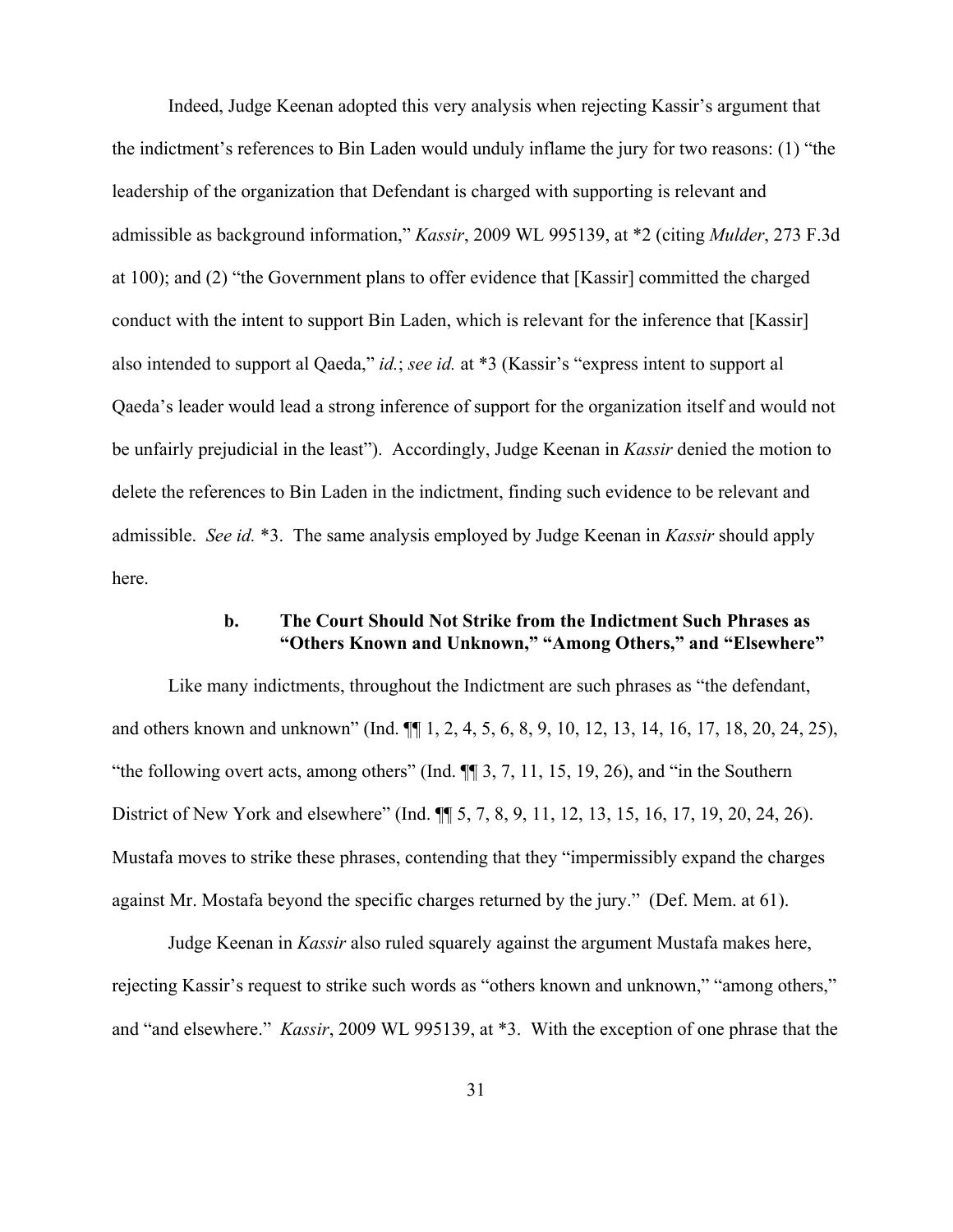Indeed, Judge Keenan adopted this very analysis when rejecting Kassir's argument that the indictment's references to Bin Laden would unduly inflame the jury for two reasons: (1) "the leadership of the organization that Defendant is charged with supporting is relevant and admissible as background information," *Kassir*, 2009 WL 995139, at *2 (citing *Mulder*, 273 F.3d at 100); and (2) "the Government plans to offer evidence that [Kassir] committed the charged conduct with the intent to support Bin Laden, which is relevant for the inference that [Kassir] also intended to support al Qaeda," *id.*; *see id.* at *3 (Kassir's "express intent to support al Qaeda's leader would lead a strong inference of support for the organization itself and would not be unfairly prejudicial in the least"). Accordingly, Judge Keenan in *Kassir* denied the motion to delete the references to Bin Laden in the indictment, finding such evidence to be relevant and admissible. *See id.* *3. The same analysis employed by Judge Keenan in *Kassir* should apply here.

### b. The Court Should Not Strike from the Indictment Such Phrases as "Others Known and Unknown," "Among Others," and "Elsewhere"

Like many indictments, throughout the Indictment are such phrases as "the defendant, and others known and unknown" (Ind. ¶¶ 1, 2, 4, 5, 6, 8, 9, 10, 12, 13, 14, 16, 17, 18, 20, 24, 25), "the following overt acts, among others" (Ind. ¶¶ 3, 7, 11, 15, 19, 26), and "in the Southern District of New York and elsewhere" (Ind. ¶¶ 5, 7, 8, 9, 11, 12, 13, 15, 16, 17, 19, 20, 24, 26). Mustafa moves to strike these phrases, contending that they "impermissibly expand the charges against Mr. Mostafa beyond the specific charges returned by the jury." (Def. Mem. at 61).

Judge Keenan in *Kassir* also ruled squarely against the argument Mustafa makes here, rejecting Kassir's request to strike such words as "others known and unknown," "among others," and "and elsewhere." *Kassir*, 2009 WL 995139, at *3. With the exception of one phrase that the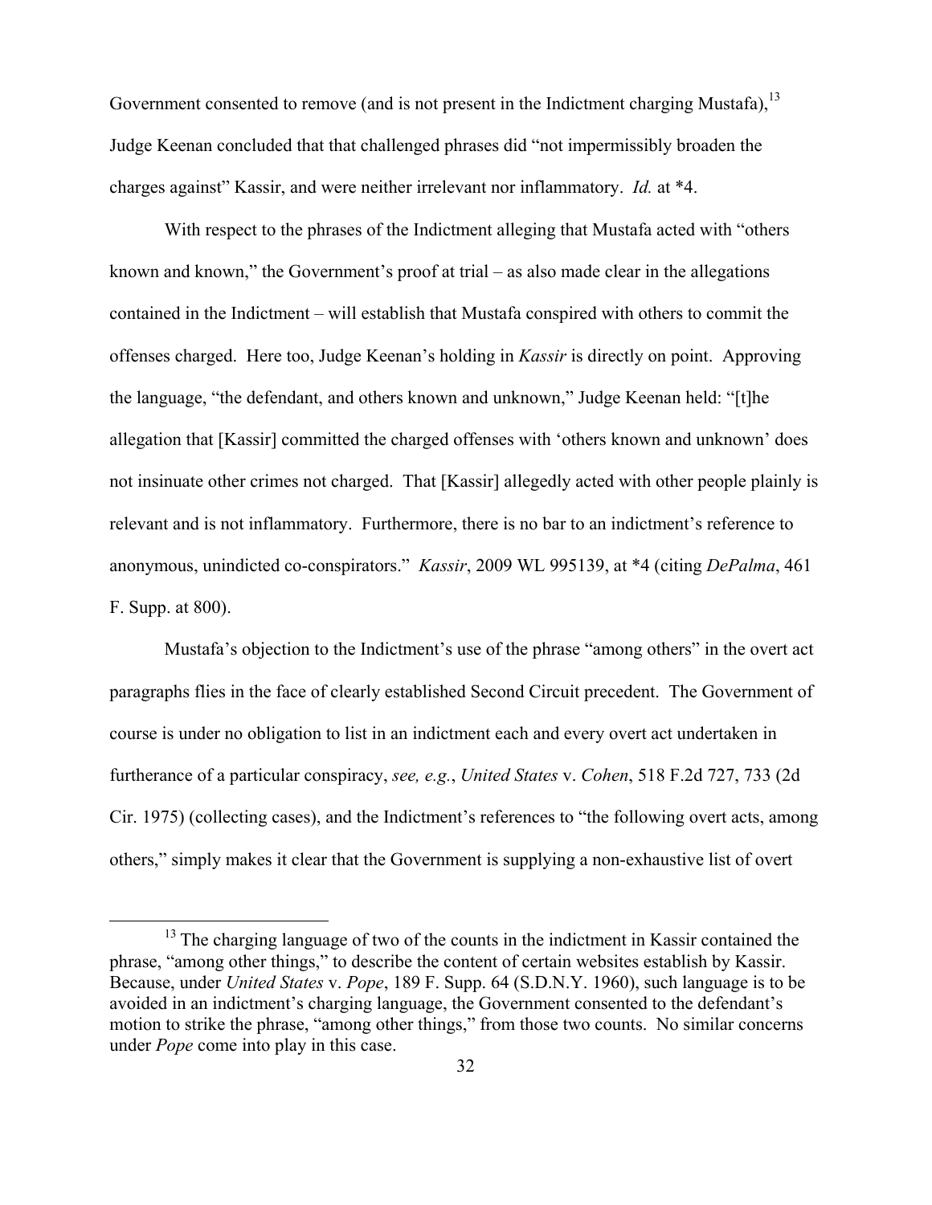Government consented to remove (and is not present in the Indictment charging Mustafa),[13] Judge Keenan concluded that that challenged phrases did "not impermissibly broaden the charges against" Kassir, and were neither irrelevant nor inflammatory. *Id.* at *4.

With respect to the phrases of the Indictment alleging that Mustafa acted with "others known and known," the Government's proof at trial – as also made clear in the allegations contained in the Indictment – will establish that Mustafa conspired with others to commit the offenses charged. Here too, Judge Keenan's holding in *Kassir* is directly on point. Approving the language, "the defendant, and others known and unknown," Judge Keenan held: "[t]he allegation that [Kassir] committed the charged offenses with 'others known and unknown' does not insinuate other crimes not charged. That [Kassir] allegedly acted with other people plainly is relevant and is not inflammatory. Furthermore, there is no bar to an indictment's reference to anonymous, unindicted co-conspirators." *Kassir*, 2009 WL 995139, at *4 (citing *DePalma*, 461 F. Supp. at 800).

Mustafa's objection to the Indictment's use of the phrase "among others" in the overt act paragraphs flies in the face of clearly established Second Circuit precedent. The Government of course is under no obligation to list in an indictment each and every overt act undertaken in furtherance of a particular conspiracy, *see, e.g.*, *United States* v. *Cohen*, 518 F.2d 727, 733 (2d Cir. 1975) (collecting cases), and the Indictment's references to "the following overt acts, among others," simply makes it clear that the Government is supplying a non-exhaustive list of overt

[13] The charging language of two of the counts in the indictment in Kassir contained the phrase, "among other things," to describe the content of certain websites establish by Kassir. Because, under *United States* v. *Pope*, 189 F. Supp. 64 (S.D.N.Y. 1960), such language is to be avoided in an indictment's charging language, the Government consented to the defendant's motion to strike the phrase, "among other things," from those two counts. No similar concerns under *Pope* come into play in this case.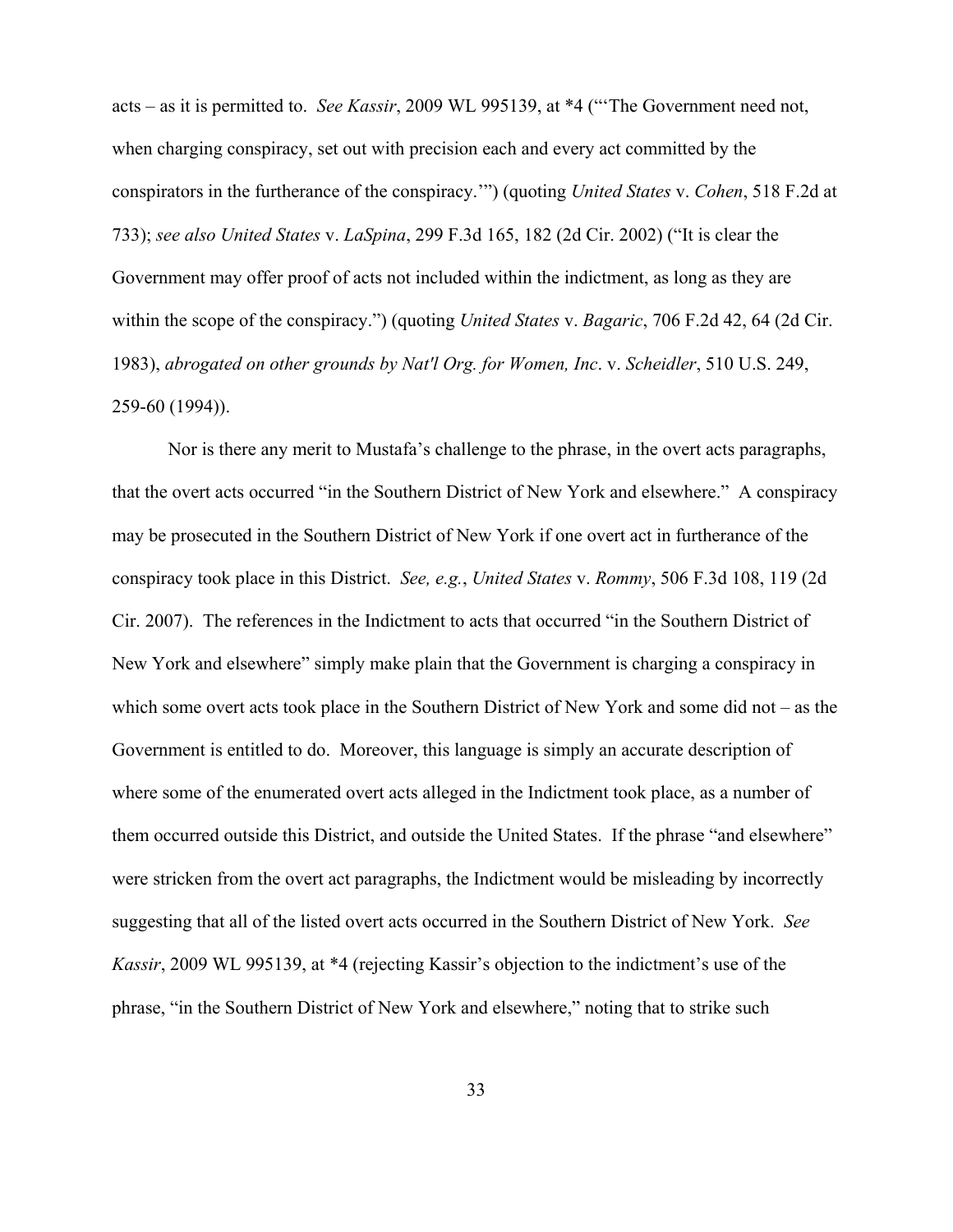acts – as it is permitted to. *See Kassir*, 2009 WL 995139, at *4 ("'The Government need not, when charging conspiracy, set out with precision each and every act committed by the conspirators in the furtherance of the conspiracy.'") (quoting *United States* v. *Cohen*, 518 F.2d at 733); *see also United States* v. *LaSpina*, 299 F.3d 165, 182 (2d Cir. 2002) ("It is clear the Government may offer proof of acts not included within the indictment, as long as they are within the scope of the conspiracy.") (quoting *United States* v. *Bagaric*, 706 F.2d 42, 64 (2d Cir. 1983), *abrogated on other grounds by Nat'l Org. for Women, Inc*. v. *Scheidler*, 510 U.S. 249, 259-60 (1994)).

Nor is there any merit to Mustafa's challenge to the phrase, in the overt acts paragraphs, that the overt acts occurred "in the Southern District of New York and elsewhere." A conspiracy may be prosecuted in the Southern District of New York if one overt act in furtherance of the conspiracy took place in this District. *See, e.g.*, *United States* v. *Rommy*, 506 F.3d 108, 119 (2d Cir. 2007). The references in the Indictment to acts that occurred "in the Southern District of New York and elsewhere" simply make plain that the Government is charging a conspiracy in which some overt acts took place in the Southern District of New York and some did not – as the Government is entitled to do. Moreover, this language is simply an accurate description of where some of the enumerated overt acts alleged in the Indictment took place, as a number of them occurred outside this District, and outside the United States. If the phrase "and elsewhere" were stricken from the overt act paragraphs, the Indictment would be misleading by incorrectly suggesting that all of the listed overt acts occurred in the Southern District of New York. *See Kassir*, 2009 WL 995139, at *4 (rejecting Kassir's objection to the indictment's use of the phrase, "in the Southern District of New York and elsewhere," noting that to strike such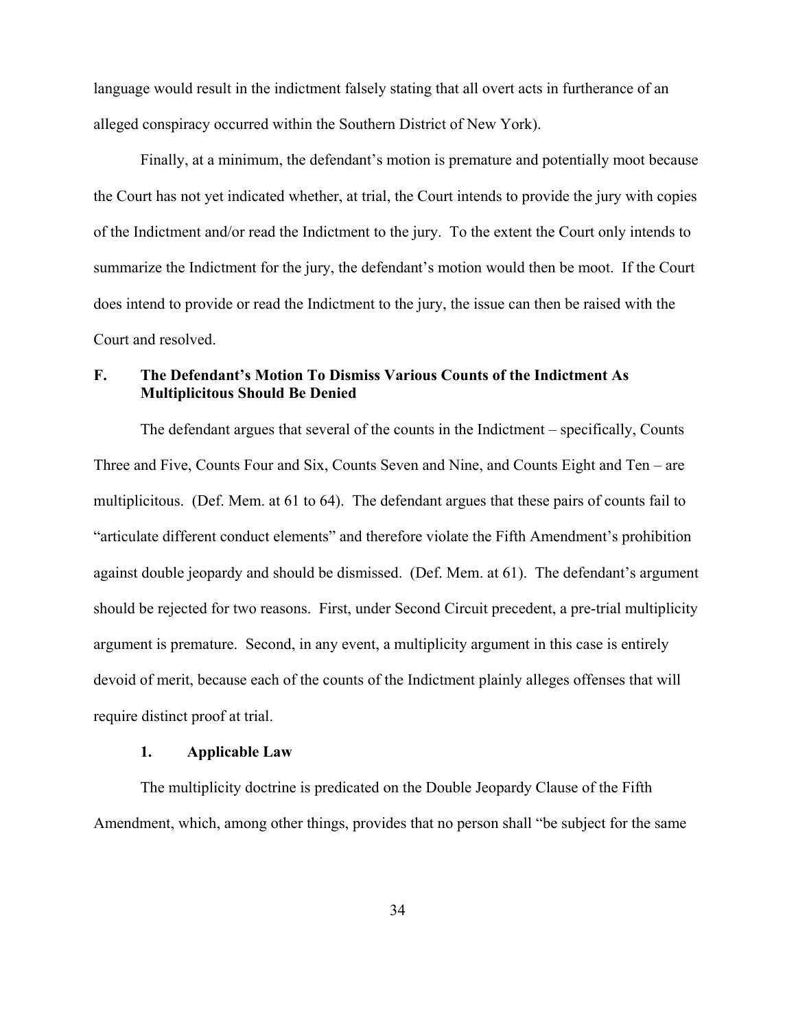language would result in the indictment falsely stating that all overt acts in furtherance of an alleged conspiracy occurred within the Southern District of New York).

Finally, at a minimum, the defendant's motion is premature and potentially moot because the Court has not yet indicated whether, at trial, the Court intends to provide the jury with copies of the Indictment and/or read the Indictment to the jury. To the extent the Court only intends to summarize the Indictment for the jury, the defendant's motion would then be moot. If the Court does intend to provide or read the Indictment to the jury, the issue can then be raised with the Court and resolved.

### F. The Defendant's Motion To Dismiss Various Counts of the Indictment As Multiplicitous Should Be Denied

The defendant argues that several of the counts in the Indictment – specifically, Counts Three and Five, Counts Four and Six, Counts Seven and Nine, and Counts Eight and Ten – are multiplicitous. (Def. Mem. at 61 to 64). The defendant argues that these pairs of counts fail to "articulate different conduct elements" and therefore violate the Fifth Amendment's prohibition against double jeopardy and should be dismissed. (Def. Mem. at 61). The defendant's argument should be rejected for two reasons. First, under Second Circuit precedent, a pre-trial multiplicity argument is premature. Second, in any event, a multiplicity argument in this case is entirely devoid of merit, because each of the counts of the Indictment plainly alleges offenses that will require distinct proof at trial.

#### 1. Applicable Law

The multiplicity doctrine is predicated on the Double Jeopardy Clause of the Fifth Amendment, which, among other things, provides that no person shall "be subject for the same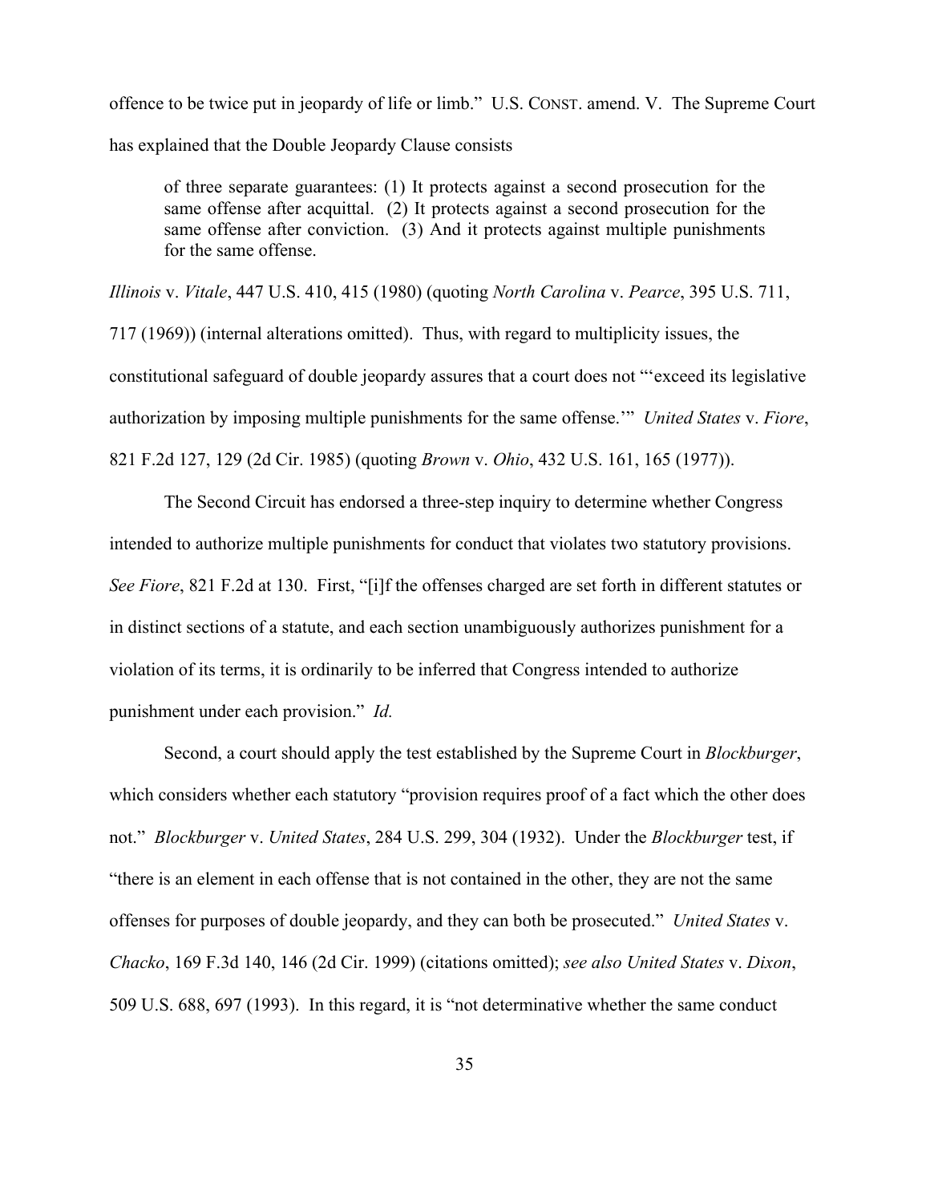offence to be twice put in jeopardy of life or limb." U.S. CONST. amend. V. The Supreme Court has explained that the Double Jeopardy Clause consists

> of three separate guarantees: (1) It protects against a second prosecution for the same offense after acquittal. (2) It protects against a second prosecution for the same offense after conviction. (3) And it protects against multiple punishments for the same offense.

*Illinois* v. *Vitale*, 447 U.S. 410, 415 (1980) (quoting *North Carolina* v. *Pearce*, 395 U.S. 711, 717 (1969)) (internal alterations omitted). Thus, with regard to multiplicity issues, the constitutional safeguard of double jeopardy assures that a court does not "'exceed its legislative authorization by imposing multiple punishments for the same offense.'" *United States* v. *Fiore*, 821 F.2d 127, 129 (2d Cir. 1985) (quoting *Brown* v. *Ohio*, 432 U.S. 161, 165 (1977)).

The Second Circuit has endorsed a three-step inquiry to determine whether Congress intended to authorize multiple punishments for conduct that violates two statutory provisions. *See Fiore*, 821 F.2d at 130. First, "[i]f the offenses charged are set forth in different statutes or in distinct sections of a statute, and each section unambiguously authorizes punishment for a violation of its terms, it is ordinarily to be inferred that Congress intended to authorize punishment under each provision." *Id.*

Second, a court should apply the test established by the Supreme Court in *Blockburger*, which considers whether each statutory "provision requires proof of a fact which the other does not." *Blockburger* v. *United States*, 284 U.S. 299, 304 (1932). Under the *Blockburger* test, if "there is an element in each offense that is not contained in the other, they are not the same offenses for purposes of double jeopardy, and they can both be prosecuted." *United States* v. *Chacko*, 169 F.3d 140, 146 (2d Cir. 1999) (citations omitted); *see also United States* v. *Dixon*, 509 U.S. 688, 697 (1993). In this regard, it is "not determinative whether the same conduct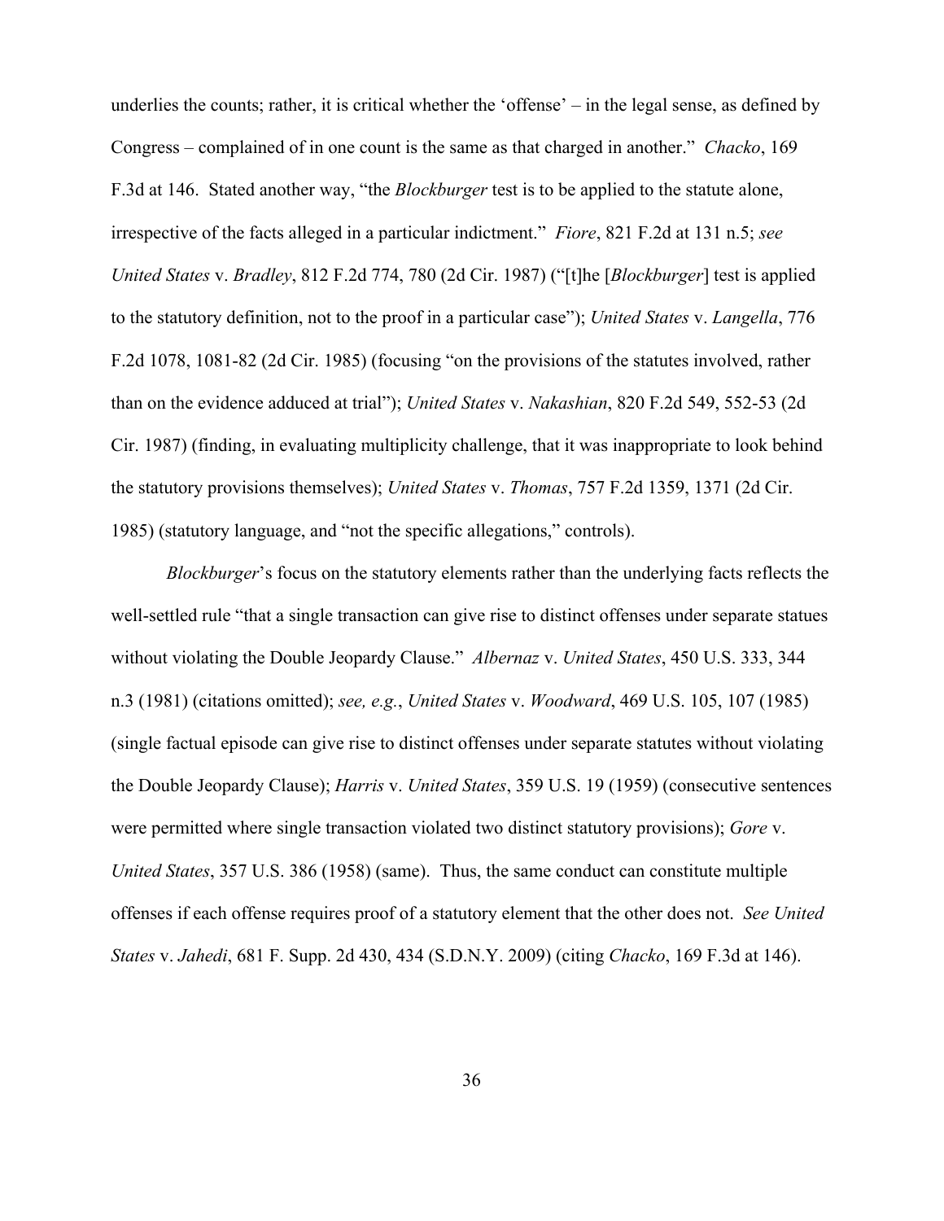underlies the counts; rather, it is critical whether the 'offense' – in the legal sense, as defined by Congress – complained of in one count is the same as that charged in another." *Chacko*, 169 F.3d at 146. Stated another way, "the *Blockburger* test is to be applied to the statute alone, irrespective of the facts alleged in a particular indictment." *Fiore*, 821 F.2d at 131 n.5; *see United States* v. *Bradley*, 812 F.2d 774, 780 (2d Cir. 1987) ("[t]he [*Blockburger*] test is applied to the statutory definition, not to the proof in a particular case"); *United States* v. *Langella*, 776 F.2d 1078, 1081-82 (2d Cir. 1985) (focusing "on the provisions of the statutes involved, rather than on the evidence adduced at trial"); *United States* v. *Nakashian*, 820 F.2d 549, 552-53 (2d Cir. 1987) (finding, in evaluating multiplicity challenge, that it was inappropriate to look behind the statutory provisions themselves); *United States* v. *Thomas*, 757 F.2d 1359, 1371 (2d Cir. 1985) (statutory language, and "not the specific allegations," controls).

*Blockburger*'s focus on the statutory elements rather than the underlying facts reflects the well-settled rule "that a single transaction can give rise to distinct offenses under separate statues without violating the Double Jeopardy Clause." *Albernaz* v. *United States*, 450 U.S. 333, 344 n.3 (1981) (citations omitted); *see, e.g.*, *United States* v. *Woodward*, 469 U.S. 105, 107 (1985) (single factual episode can give rise to distinct offenses under separate statutes without violating the Double Jeopardy Clause); *Harris* v. *United States*, 359 U.S. 19 (1959) (consecutive sentences were permitted where single transaction violated two distinct statutory provisions); *Gore* v. *United States*, 357 U.S. 386 (1958) (same). Thus, the same conduct can constitute multiple offenses if each offense requires proof of a statutory element that the other does not. *See United States* v. *Jahedi*, 681 F. Supp. 2d 430, 434 (S.D.N.Y. 2009) (citing *Chacko*, 169 F.3d at 146).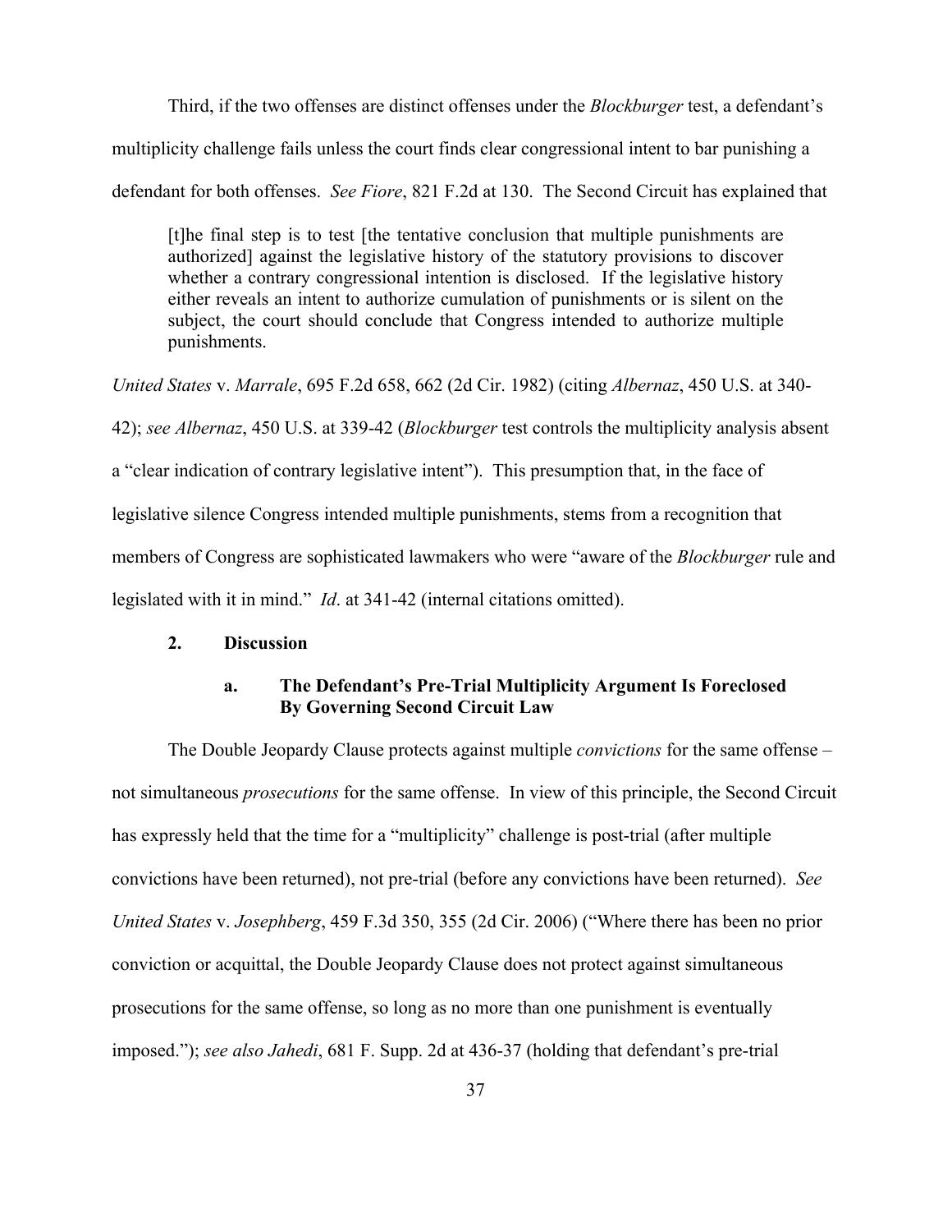Third, if the two offenses are distinct offenses under the *Blockburger* test, a defendant's multiplicity challenge fails unless the court finds clear congressional intent to bar punishing a defendant for both offenses. *See Fiore*, 821 F.2d at 130. The Second Circuit has explained that

> [t]he final step is to test [the tentative conclusion that multiple punishments are authorized] against the legislative history of the statutory provisions to discover whether a contrary congressional intention is disclosed. If the legislative history either reveals an intent to authorize cumulation of punishments or is silent on the subject, the court should conclude that Congress intended to authorize multiple punishments.

*United States* v. *Marrale*, 695 F.2d 658, 662 (2d Cir. 1982) (citing *Albernaz*, 450 U.S. at 340-42); *see Albernaz*, 450 U.S. at 339-42 (*Blockburger* test controls the multiplicity analysis absent a "clear indication of contrary legislative intent"). This presumption that, in the face of legislative silence Congress intended multiple punishments, stems from a recognition that members of Congress are sophisticated lawmakers who were "aware of the *Blockburger* rule and legislated with it in mind." *Id*. at 341-42 (internal citations omitted).

### 2. Discussion

#### a. The Defendant's Pre-Trial Multiplicity Argument Is Foreclosed By Governing Second Circuit Law

The Double Jeopardy Clause protects against multiple *convictions* for the same offense – not simultaneous *prosecutions* for the same offense. In view of this principle, the Second Circuit has expressly held that the time for a "multiplicity" challenge is post-trial (after multiple convictions have been returned), not pre-trial (before any convictions have been returned). *See United States* v. *Josephberg*, 459 F.3d 350, 355 (2d Cir. 2006) ("Where there has been no prior conviction or acquittal, the Double Jeopardy Clause does not protect against simultaneous prosecutions for the same offense, so long as no more than one punishment is eventually imposed."); *see also Jahedi*, 681 F. Supp. 2d at 436-37 (holding that defendant's pre-trial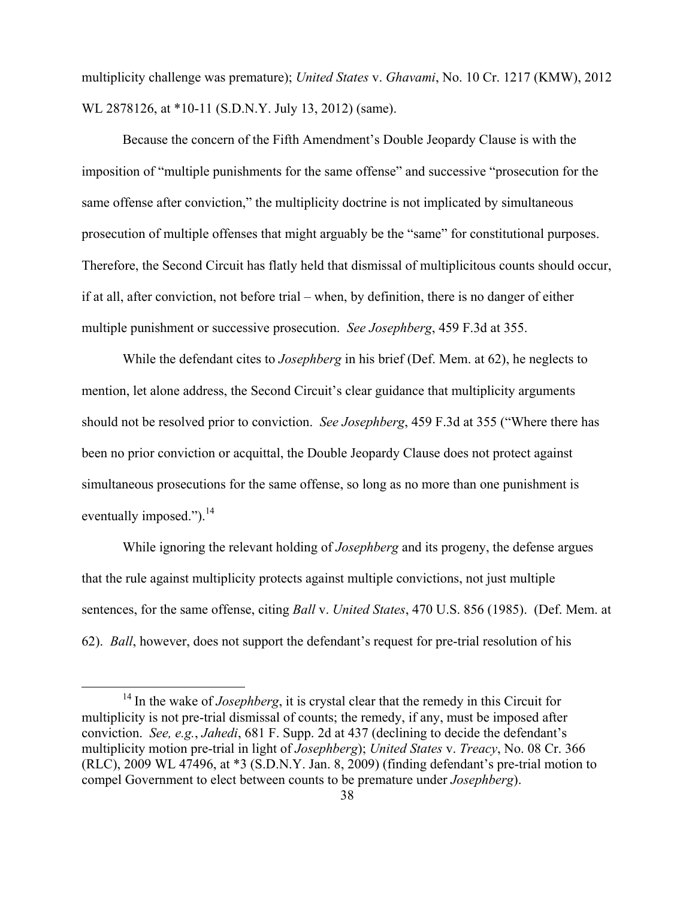multiplicity challenge was premature); *United States* v. *Ghavami*, No. 10 Cr. 1217 (KMW), 2012 WL 2878126, at *10-11 (S.D.N.Y. July 13, 2012) (same).

Because the concern of the Fifth Amendment's Double Jeopardy Clause is with the imposition of "multiple punishments for the same offense" and successive "prosecution for the same offense after conviction," the multiplicity doctrine is not implicated by simultaneous prosecution of multiple offenses that might arguably be the "same" for constitutional purposes. Therefore, the Second Circuit has flatly held that dismissal of multiplicitous counts should occur, if at all, after conviction, not before trial – when, by definition, there is no danger of either multiple punishment or successive prosecution. *See Josephberg*, 459 F.3d at 355.

While the defendant cites to *Josephberg* in his brief (Def. Mem. at 62), he neglects to mention, let alone address, the Second Circuit's clear guidance that multiplicity arguments should not be resolved prior to conviction. *See Josephberg*, 459 F.3d at 355 ("Where there has been no prior conviction or acquittal, the Double Jeopardy Clause does not protect against simultaneous prosecutions for the same offense, so long as no more than one punishment is eventually imposed.").[14]

While ignoring the relevant holding of *Josephberg* and its progeny, the defense argues that the rule against multiplicity protects against multiple convictions, not just multiple sentences, for the same offense, citing *Ball* v. *United States*, 470 U.S. 856 (1985). (Def. Mem. at 62). *Ball*, however, does not support the defendant's request for pre-trial resolution of his

[14] In the wake of *Josephberg*, it is crystal clear that the remedy in this Circuit for multiplicity is not pre-trial dismissal of counts; the remedy, if any, must be imposed after conviction. *See, e.g.*, *Jahedi*, 681 F. Supp. 2d at 437 (declining to decide the defendant's multiplicity motion pre-trial in light of *Josephberg*); *United States* v. *Treacy*, No. 08 Cr. 366 (RLC), 2009 WL 47496, at *3 (S.D.N.Y. Jan. 8, 2009) (finding defendant's pre-trial motion to compel Government to elect between counts to be premature under *Josephberg*).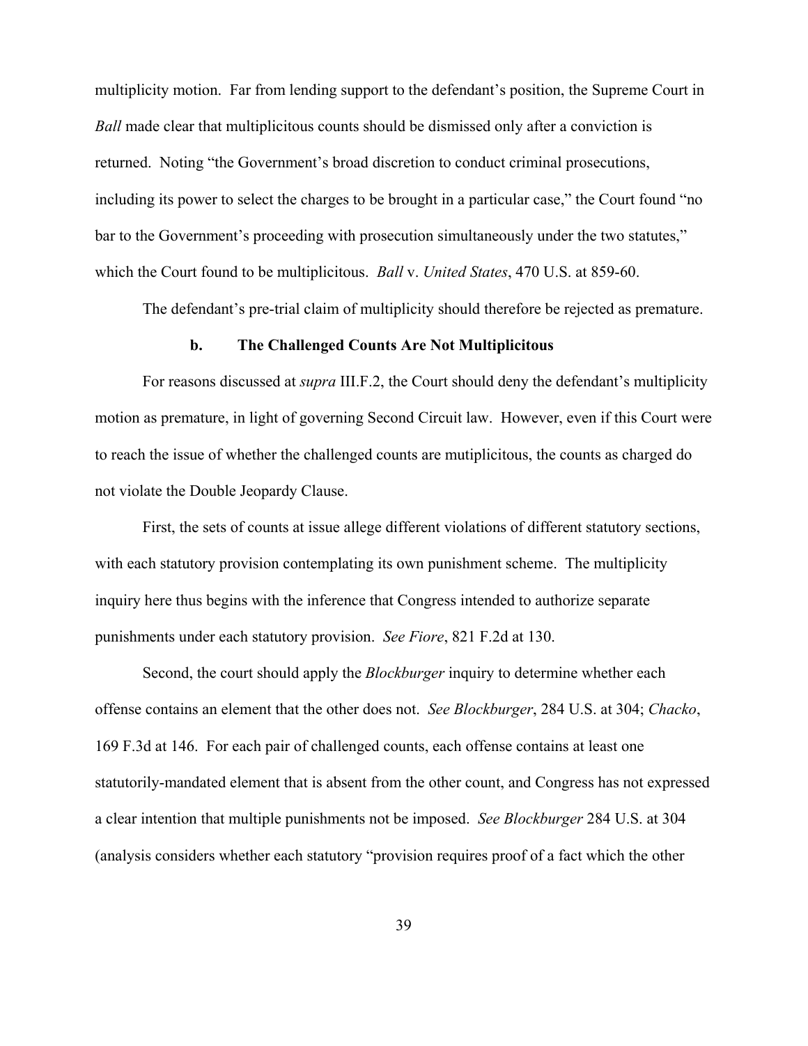multiplicity motion. Far from lending support to the defendant's position, the Supreme Court in *Ball* made clear that multiplicitous counts should be dismissed only after a conviction is returned. Noting "the Government's broad discretion to conduct criminal prosecutions, including its power to select the charges to be brought in a particular case," the Court found "no bar to the Government's proceeding with prosecution simultaneously under the two statutes," which the Court found to be multiplicitous. *Ball* v. *United States*, 470 U.S. at 859-60.

The defendant's pre-trial claim of multiplicity should therefore be rejected as premature.

### b. The Challenged Counts Are Not Multiplicitous

For reasons discussed at *supra* III.F.2, the Court should deny the defendant's multiplicity motion as premature, in light of governing Second Circuit law. However, even if this Court were to reach the issue of whether the challenged counts are mutiplicitous, the counts as charged do not violate the Double Jeopardy Clause.

First, the sets of counts at issue allege different violations of different statutory sections, with each statutory provision contemplating its own punishment scheme. The multiplicity inquiry here thus begins with the inference that Congress intended to authorize separate punishments under each statutory provision. *See Fiore*, 821 F.2d at 130.

Second, the court should apply the *Blockburger* inquiry to determine whether each offense contains an element that the other does not. *See Blockburger*, 284 U.S. at 304; *Chacko*, 169 F.3d at 146. For each pair of challenged counts, each offense contains at least one statutorily-mandated element that is absent from the other count, and Congress has not expressed a clear intention that multiple punishments not be imposed. *See Blockburger* 284 U.S. at 304 (analysis considers whether each statutory "provision requires proof of a fact which the other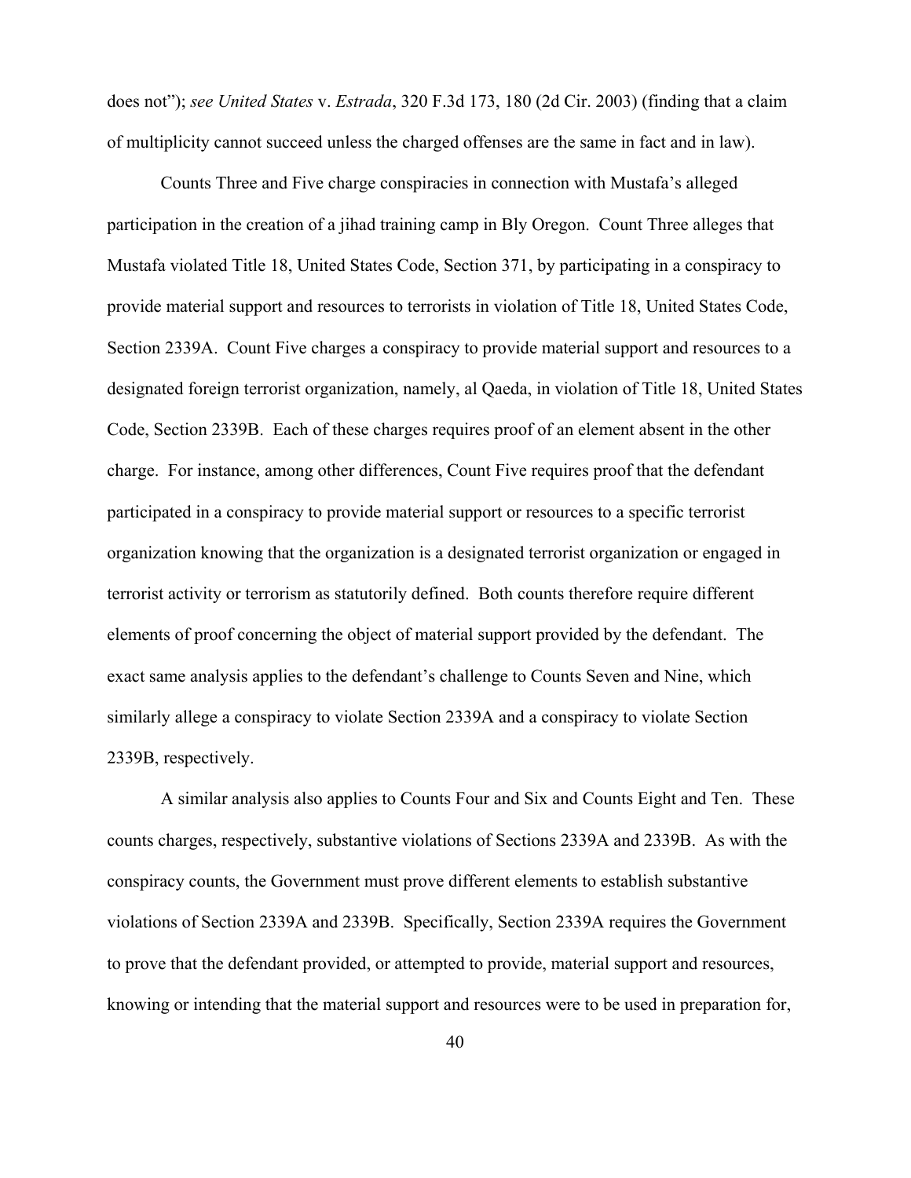does not"); *see United States* v. *Estrada*, 320 F.3d 173, 180 (2d Cir. 2003) (finding that a claim of multiplicity cannot succeed unless the charged offenses are the same in fact and in law).

Counts Three and Five charge conspiracies in connection with Mustafa's alleged participation in the creation of a jihad training camp in Bly Oregon. Count Three alleges that Mustafa violated Title 18, United States Code, Section 371, by participating in a conspiracy to provide material support and resources to terrorists in violation of Title 18, United States Code, Section 2339A. Count Five charges a conspiracy to provide material support and resources to a designated foreign terrorist organization, namely, al Qaeda, in violation of Title 18, United States Code, Section 2339B. Each of these charges requires proof of an element absent in the other charge. For instance, among other differences, Count Five requires proof that the defendant participated in a conspiracy to provide material support or resources to a specific terrorist organization knowing that the organization is a designated terrorist organization or engaged in terrorist activity or terrorism as statutorily defined. Both counts therefore require different elements of proof concerning the object of material support provided by the defendant. The exact same analysis applies to the defendant's challenge to Counts Seven and Nine, which similarly allege a conspiracy to violate Section 2339A and a conspiracy to violate Section 2339B, respectively.

A similar analysis also applies to Counts Four and Six and Counts Eight and Ten. These counts charges, respectively, substantive violations of Sections 2339A and 2339B. As with the conspiracy counts, the Government must prove different elements to establish substantive violations of Section 2339A and 2339B. Specifically, Section 2339A requires the Government to prove that the defendant provided, or attempted to provide, material support and resources, knowing or intending that the material support and resources were to be used in preparation for,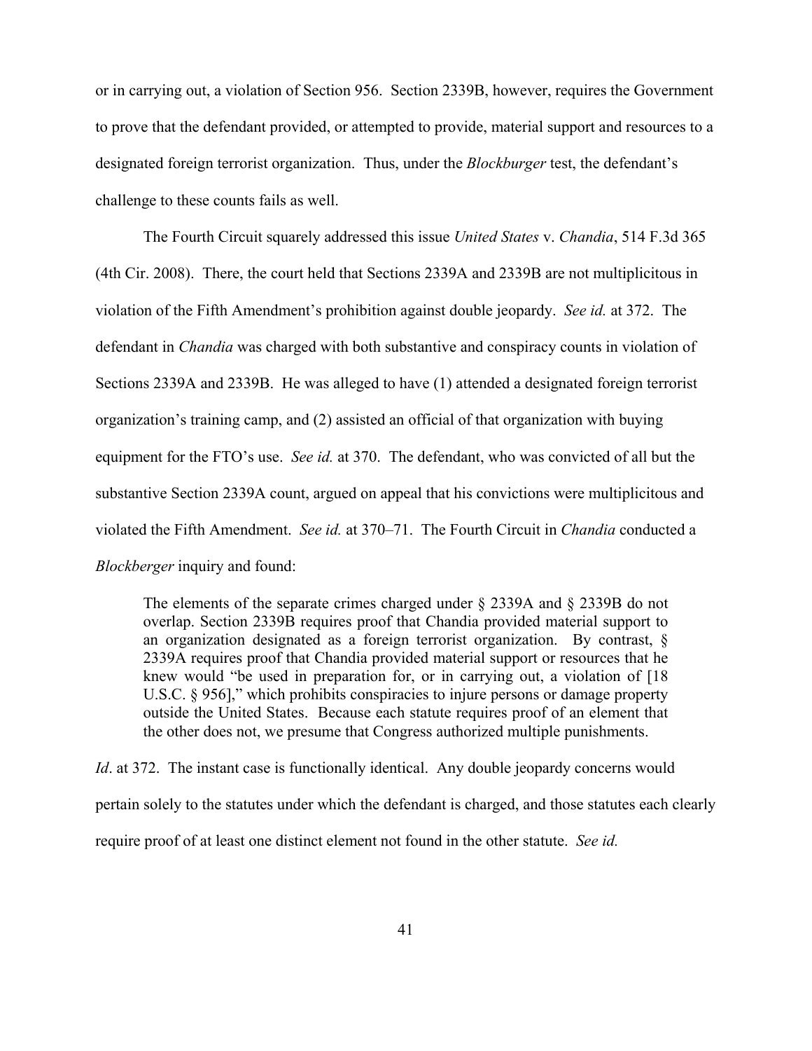or in carrying out, a violation of Section 956. Section 2339B, however, requires the Government to prove that the defendant provided, or attempted to provide, material support and resources to a designated foreign terrorist organization. Thus, under the *Blockburger* test, the defendant's challenge to these counts fails as well.

The Fourth Circuit squarely addressed this issue *United States* v. *Chandia*, 514 F.3d 365 (4th Cir. 2008). There, the court held that Sections 2339A and 2339B are not multiplicitous in violation of the Fifth Amendment's prohibition against double jeopardy. *See id.* at 372. The defendant in *Chandia* was charged with both substantive and conspiracy counts in violation of Sections 2339A and 2339B. He was alleged to have (1) attended a designated foreign terrorist organization's training camp, and (2) assisted an official of that organization with buying equipment for the FTO's use. *See id.* at 370. The defendant, who was convicted of all but the substantive Section 2339A count, argued on appeal that his convictions were multiplicitous and violated the Fifth Amendment. *See id.* at 370–71. The Fourth Circuit in *Chandia* conducted a *Blockberger* inquiry and found:

> The elements of the separate crimes charged under § 2339A and § 2339B do not overlap. Section 2339B requires proof that Chandia provided material support to an organization designated as a foreign terrorist organization. By contrast, § 2339A requires proof that Chandia provided material support or resources that he knew would "be used in preparation for, or in carrying out, a violation of [18 U.S.C. § 956]," which prohibits conspiracies to injure persons or damage property outside the United States. Because each statute requires proof of an element that the other does not, we presume that Congress authorized multiple punishments.

*Id*. at 372. The instant case is functionally identical. Any double jeopardy concerns would pertain solely to the statutes under which the defendant is charged, and those statutes each clearly require proof of at least one distinct element not found in the other statute. *See id.*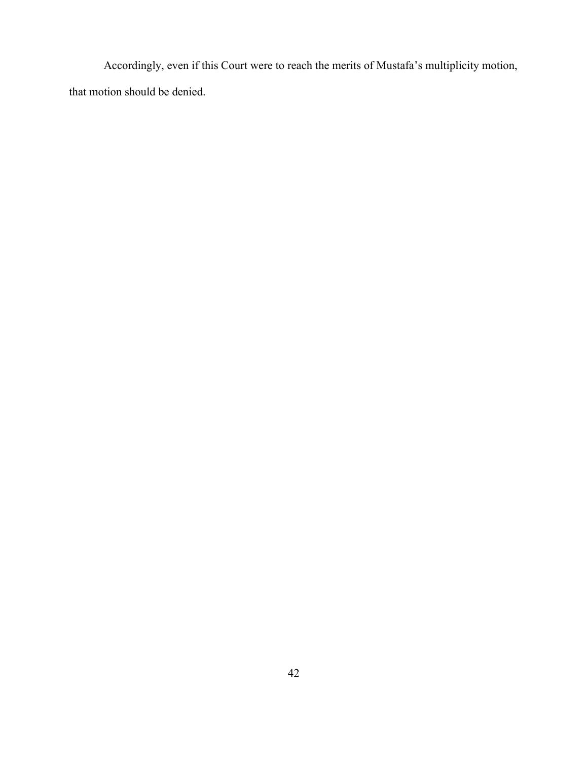Accordingly, even if this Court were to reach the merits of Mustafa’s multiplicity motion, that motion should be denied.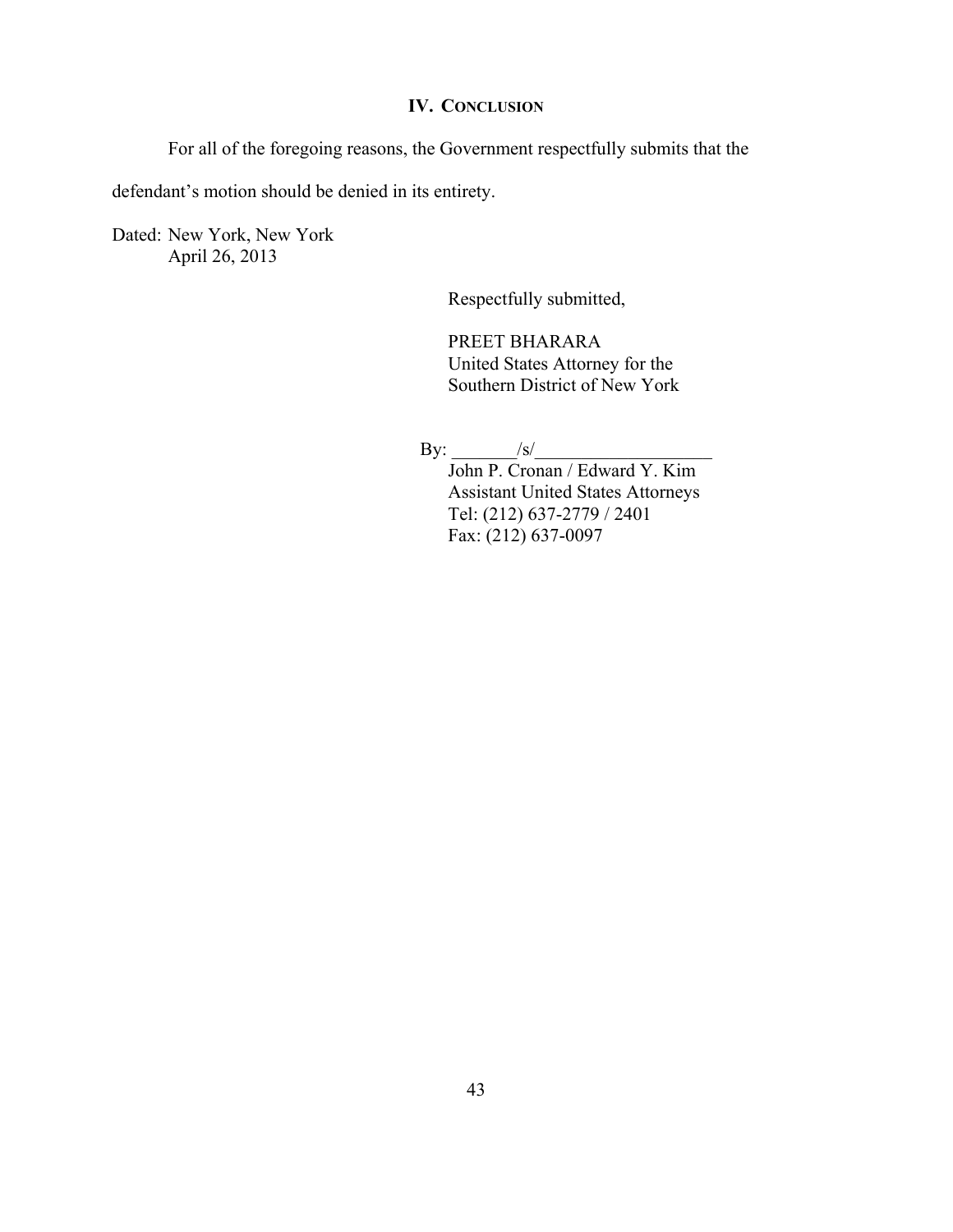## IV. CONCLUSION

For all of the foregoing reasons, the Government respectfully submits that the defendant's motion should be denied in its entirety.

Dated: New York, New York
April 26, 2013

Respectfully submitted,

PREET BHARARA
United States Attorney for the
Southern District of New York

By: _______/s/___________________
John P. Cronan / Edward Y. Kim
Assistant United States Attorneys
Tel: (212) 637-2779 / 2401
Fax: (212) 637-0097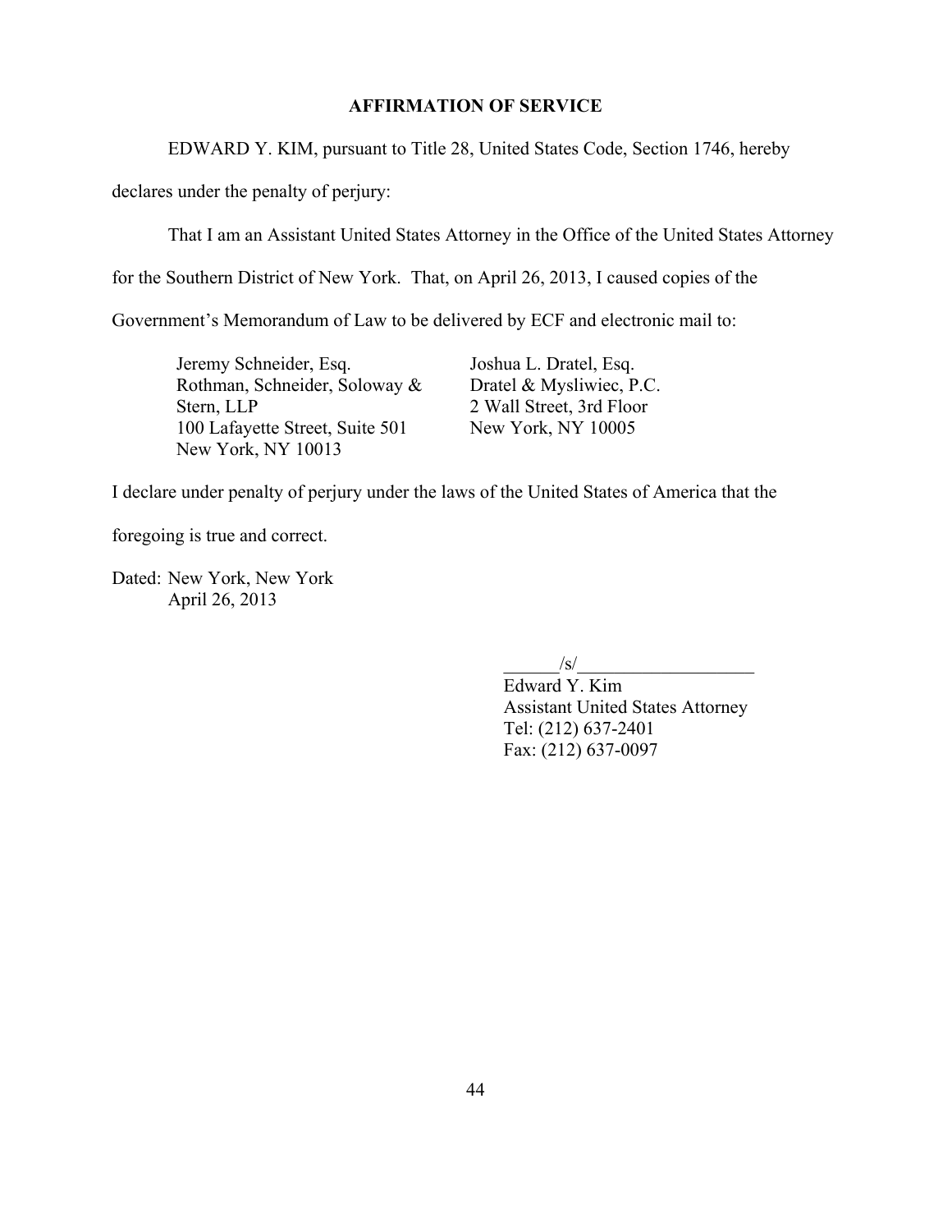## AFFIRMATION OF SERVICE

EDWARD Y. KIM, pursuant to Title 28, United States Code, Section 1746, hereby declares under the penalty of perjury:

That I am an Assistant United States Attorney in the Office of the United States Attorney for the Southern District of New York. That, on April 26, 2013, I caused copies of the Government's Memorandum of Law to be delivered by ECF and electronic mail to:

Jeremy Schneider, Esq.
Rothman, Schneider, Soloway & Stern, LLP
100 Lafayette Street, Suite 501
New York, NY 10013

Joshua L. Dratel, Esq.
Dratel & Mysliwiec, P.C.
2 Wall Street, 3rd Floor
New York, NY 10005

I declare under penalty of perjury under the laws of the United States of America that the foregoing is true and correct.

Dated: New York, New York
April 26, 2013

______/s/___________________
Edward Y. Kim
Assistant United States Attorney
Tel: (212) 637-2401
Fax: (212) 637-0097